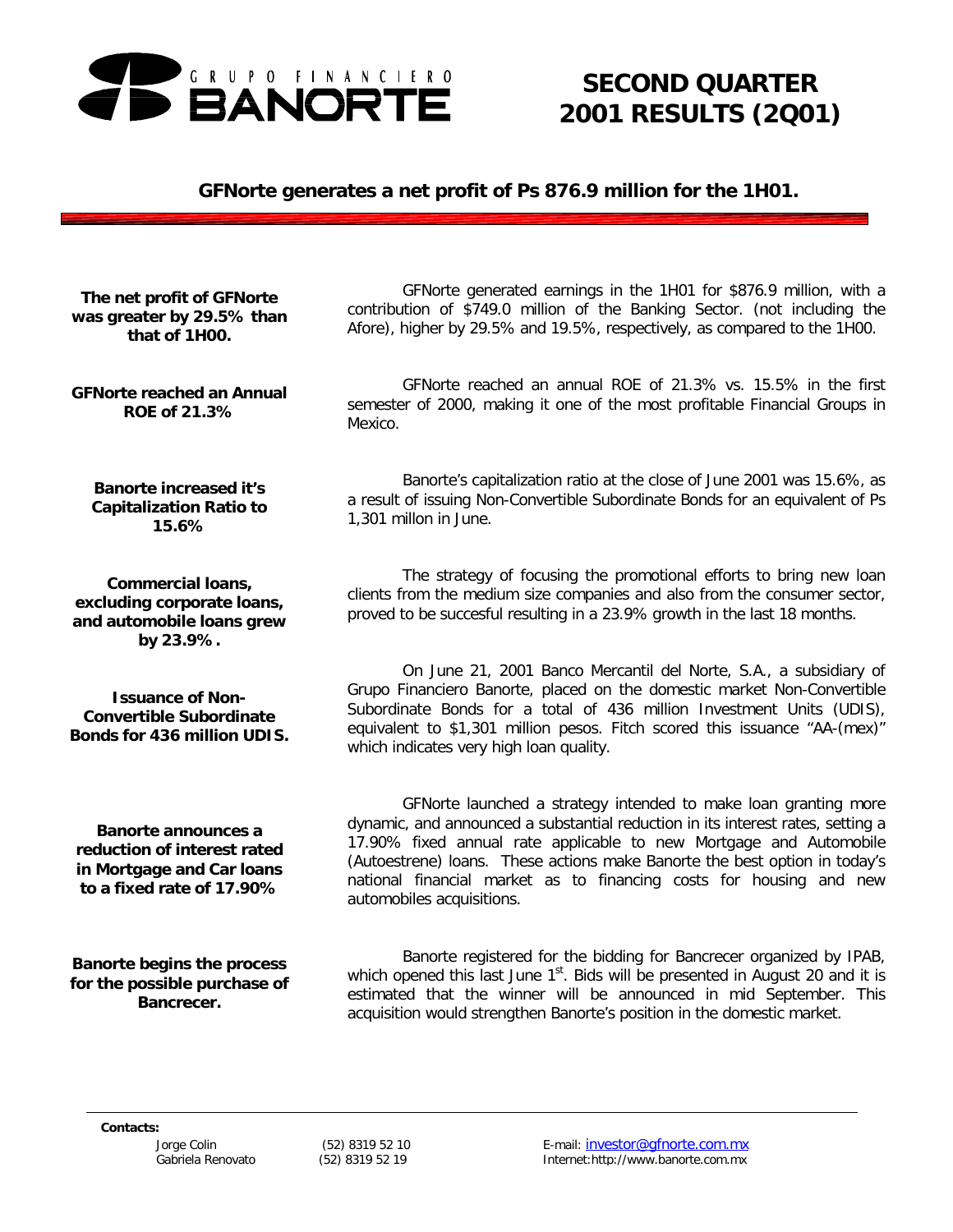GRUPO FINANCIERO **BANORTE**

# SECOND QUARTER 2001 RESULTS (2Q01)

## GFNorte generates a net profit of Ps 876.9 million for the 1H01.

**The net profit of GFNorte was greater by 29.5% than that of 1H00.**

GFNorte generated earnings in the 1H01 for $876.9 million, with a contribution of $749.0 million of the Banking Sector. (not including the Afore), higher by 29.5% and 19.5%, respectively, as compared to the 1H00.

**GFNorte reached an Annual ROE of 21.3%**

GFNorte reached an annual ROE of 21.3% vs. 15.5% in the first semester of 2000, making it one of the most profitable Financial Groups in Mexico.

**Banorte increased it's Capitalization Ratio to 15.6%**

Banorte's capitalization ratio at the close of June 2001 was 15.6%, as a result of issuing Non-Convertible Subordinate Bonds for an equivalent of Ps 1,301 millon in June.

**Commercial loans, excluding corporate loans, and automobile loans grew by 23.9%.**

The strategy of focusing the promotional efforts to bring new loan clients from the medium size companies and also from the consumer sector, proved to be succesful resulting in a 23.9% growth in the last 18 months.

**Issuance of Non-Convertible Subordinate Bonds for 436 million UDIS.**

On June 21, 2001 Banco Mercantil del Norte, S.A., a subsidiary of Grupo Financiero Banorte, placed on the domestic market Non-Convertible Subordinate Bonds for a total of 436 million Investment Units (UDIS), equivalent to $1,301 million pesos. Fitch scored this issuance "AA-(mex)" which indicates very high loan quality.

**Banorte announces a reduction of interest rated in Mortgage and Car loans to a fixed rate of 17.90%**

GFNorte launched a strategy intended to make loan granting more dynamic, and announced a substantial reduction in its interest rates, setting a 17.90% fixed annual rate applicable to new Mortgage and Automobile (Autoestrene) loans. These actions make Banorte the best option in today's national financial market as to financing costs for housing and new automobiles acquisitions.

**Banorte begins the process for the possible purchase of Bancrecer.**

Banorte registered for the bidding for Bancrecer organized by IPAB, which opened this last June 1st. Bids will be presented in August 20 and it is estimated that the winner will be announced in mid September. This acquisition would strengthen Banorte's position in the domestic market.

**Contacts:**

| | | |
|---|---|---|
| Jorge Colin | (52) 8319 52 10 | E-mail: investor@gfnorte.com.mx |
| Gabriela Renovato | (52) 8319 52 19 | Internet:http://www.banorte.com.mx |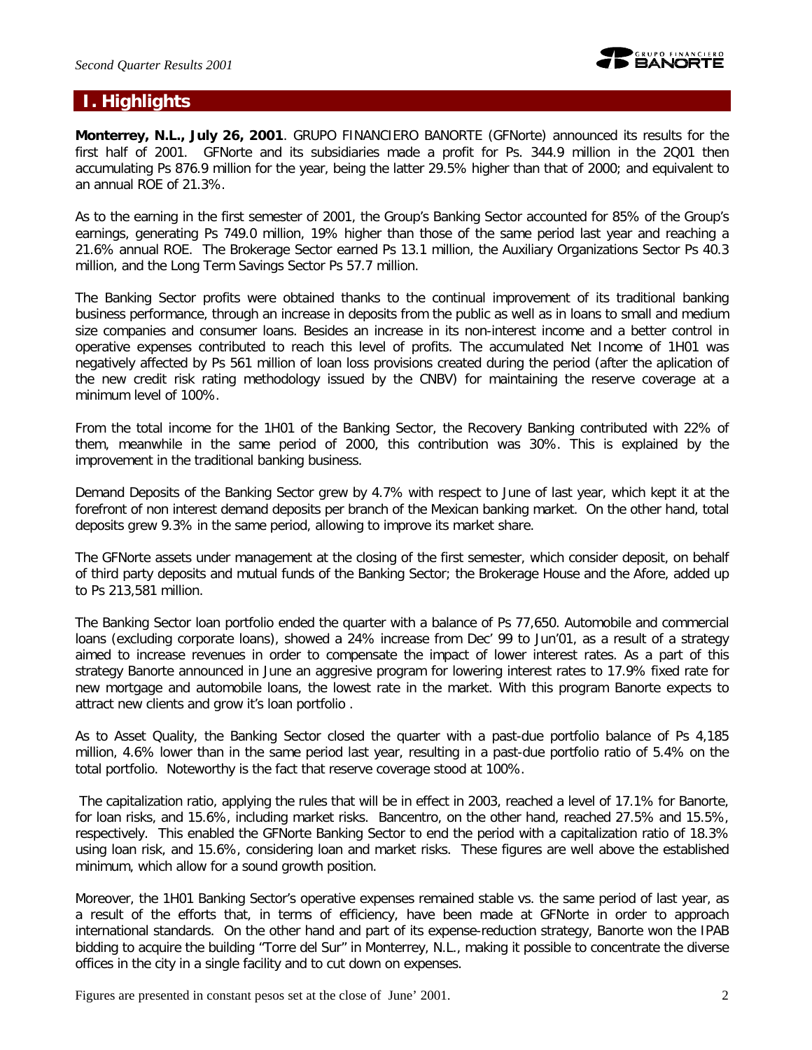# I. Highlights

**Monterrey, N.L., July 26, 2001**. GRUPO FINANCIERO BANORTE (GFNorte) announced its results for the first half of 2001. GFNorte and its subsidiaries made a profit for Ps. 344.9 million in the 2Q01 then accumulating Ps 876.9 million for the year, being the latter 29.5% higher than that of 2000; and equivalent to an annual ROE of 21.3%.

As to the earning in the first semester of 2001, the Group's Banking Sector accounted for 85% of the Group's earnings, generating Ps 749.0 million, 19% higher than those of the same period last year and reaching a 21.6% annual ROE. The Brokerage Sector earned Ps 13.1 million, the Auxiliary Organizations Sector Ps 40.3 million, and the Long Term Savings Sector Ps 57.7 million.

The Banking Sector profits were obtained thanks to the continual improvement of its traditional banking business performance, through an increase in deposits from the public as well as in loans to small and medium size companies and consumer loans. Besides an increase in its non-interest income and a better control in operative expenses contributed to reach this level of profits. The accumulated Net Income of 1H01 was negatively affected by Ps 561 million of loan loss provisions created during the period (after the aplication of the new credit risk rating methodology issued by the CNBV) for maintaining the reserve coverage at a minimum level of 100%.

From the total income for the 1H01 of the Banking Sector, the Recovery Banking contributed with 22% of them, meanwhile in the same period of 2000, this contribution was 30%. This is explained by the improvement in the traditional banking business.

Demand Deposits of the Banking Sector grew by 4.7% with respect to June of last year, which kept it at the forefront of non interest demand deposits per branch of the Mexican banking market. On the other hand, total deposits grew 9.3% in the same period, allowing to improve its market share.

The GFNorte assets under management at the closing of the first semester, which consider deposit, on behalf of third party deposits and mutual funds of the Banking Sector; the Brokerage House and the Afore, added up to Ps 213,581 million.

The Banking Sector loan portfolio ended the quarter with a balance of Ps 77,650. Automobile and commercial loans (excluding corporate loans), showed a 24% increase from Dec' 99 to Jun'01, as a result of a strategy aimed to increase revenues in order to compensate the impact of lower interest rates. As a part of this strategy Banorte announced in June an aggresive program for lowering interest rates to 17.9% fixed rate for new mortgage and automobile loans, the lowest rate in the market. With this program Banorte expects to attract new clients and grow it's loan portfolio .

As to Asset Quality, the Banking Sector closed the quarter with a past-due portfolio balance of Ps 4,185 million, 4.6% lower than in the same period last year, resulting in a past-due portfolio ratio of 5.4% on the total portfolio. Noteworthy is the fact that reserve coverage stood at 100%.

The capitalization ratio, applying the rules that will be in effect in 2003, reached a level of 17.1% for Banorte, for loan risks, and 15.6%, including market risks. Bancentro, on the other hand, reached 27.5% and 15.5%, respectively. This enabled the GFNorte Banking Sector to end the period with a capitalization ratio of 18.3% using loan risk, and 15.6%, considering loan and market risks. These figures are well above the established minimum, which allow for a sound growth position.

Moreover, the 1H01 Banking Sector's operative expenses remained stable vs. the same period of last year, as a result of the efforts that, in terms of efficiency, have been made at GFNorte in order to approach international standards. On the other hand and part of its expense-reduction strategy, Banorte won the IPAB bidding to acquire the building "Torre del Sur" in Monterrey, N.L., making it possible to concentrate the diverse offices in the city in a single facility and to cut down on expenses.

Figures are presented in constant pesos set at the close of June' 2001.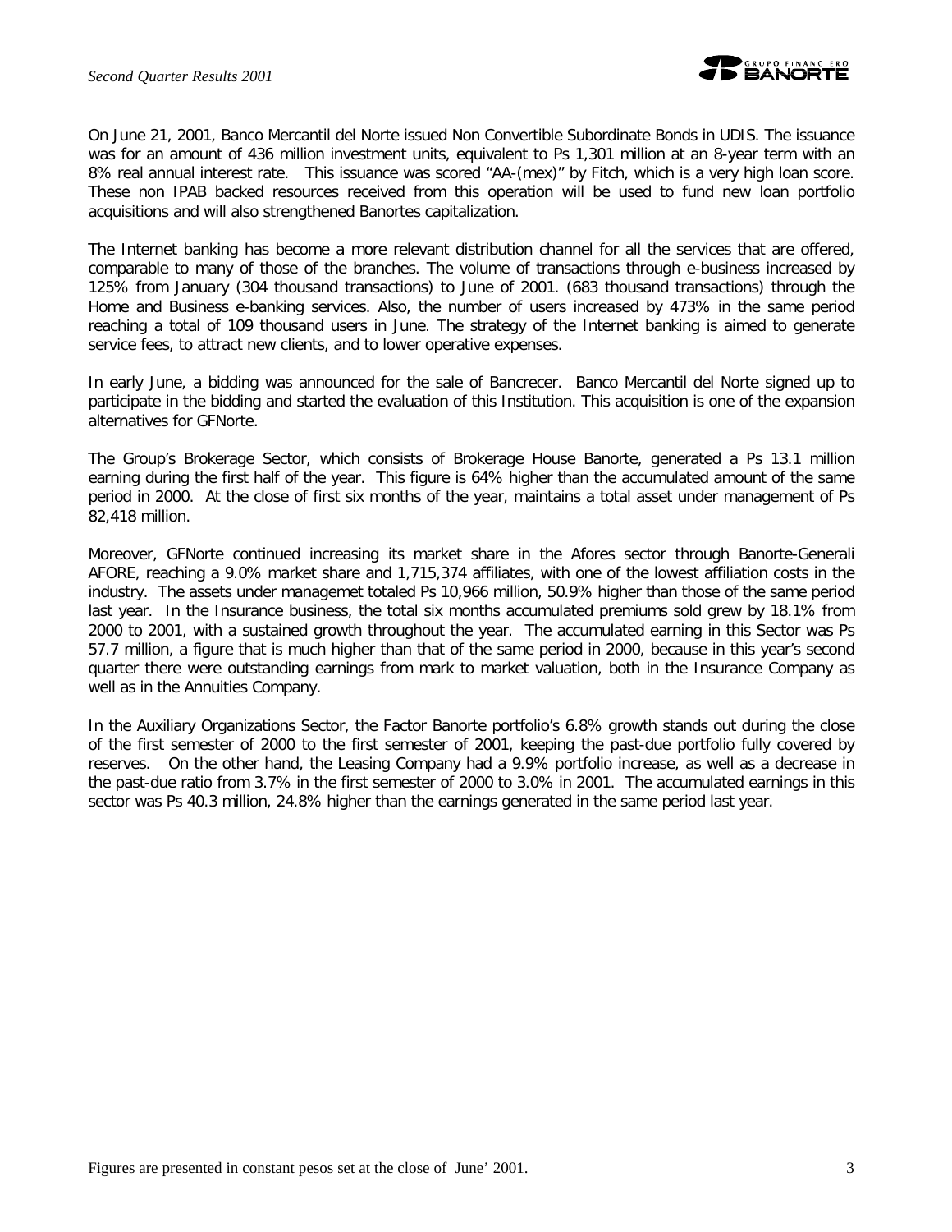On June 21, 2001, Banco Mercantil del Norte issued Non Convertible Subordinate Bonds in UDIS. The issuance was for an amount of 436 million investment units, equivalent to Ps 1,301 million at an 8-year term with an 8% real annual interest rate. This issuance was scored "AA-(mex)" by Fitch, which is a very high loan score. These non IPAB backed resources received from this operation will be used to fund new loan portfolio acquisitions and will also strengthened Banortes capitalization.

The Internet banking has become a more relevant distribution channel for all the services that are offered, comparable to many of those of the branches. The volume of transactions through e-business increased by 125% from January (304 thousand transactions) to June of 2001. (683 thousand transactions) through the Home and Business e-banking services. Also, the number of users increased by 473% in the same period reaching a total of 109 thousand users in June. The strategy of the Internet banking is aimed to generate service fees, to attract new clients, and to lower operative expenses.

In early June, a bidding was announced for the sale of Bancrecer. Banco Mercantil del Norte signed up to participate in the bidding and started the evaluation of this Institution. This acquisition is one of the expansion alternatives for GFNorte.

The Group's Brokerage Sector, which consists of Brokerage House Banorte, generated a Ps 13.1 million earning during the first half of the year. This figure is 64% higher than the accumulated amount of the same period in 2000. At the close of first six months of the year, maintains a total asset under management of Ps 82,418 million.

Moreover, GFNorte continued increasing its market share in the Afores sector through Banorte-Generali AFORE, reaching a 9.0% market share and 1,715,374 affiliates, with one of the lowest affiliation costs in the industry. The assets under managemet totaled Ps 10,966 million, 50.9% higher than those of the same period last year. In the Insurance business, the total six months accumulated premiums sold grew by 18.1% from 2000 to 2001, with a sustained growth throughout the year. The accumulated earning in this Sector was Ps 57.7 million, a figure that is much higher than that of the same period in 2000, because in this year's second quarter there were outstanding earnings from mark to market valuation, both in the Insurance Company as well as in the Annuities Company.

In the Auxiliary Organizations Sector, the Factor Banorte portfolio's 6.8% growth stands out during the close of the first semester of 2000 to the first semester of 2001, keeping the past-due portfolio fully covered by reserves. On the other hand, the Leasing Company had a 9.9% portfolio increase, as well as a decrease in the past-due ratio from 3.7% in the first semester of 2000 to 3.0% in 2001. The accumulated earnings in this sector was Ps 40.3 million, 24.8% higher than the earnings generated in the same period last year.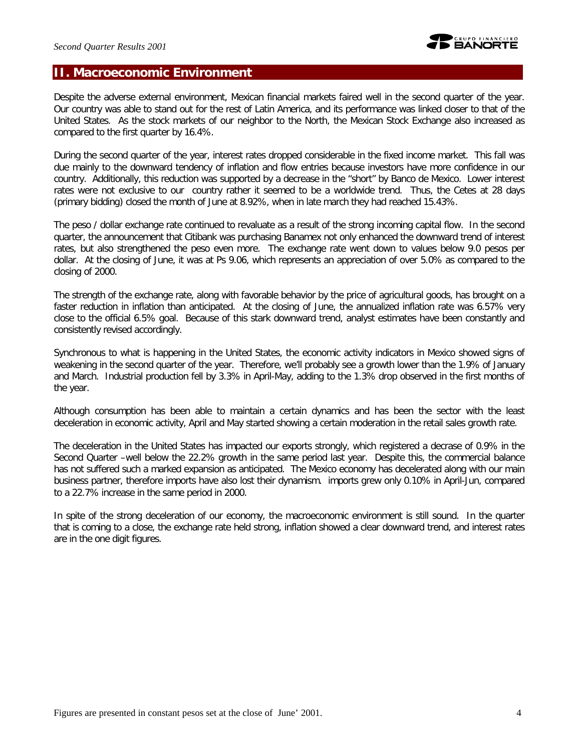## II. Macroeconomic Environment

Despite the adverse external environment, Mexican financial markets faired well in the second quarter of the year. Our country was able to stand out for the rest of Latin America, and its performance was linked closer to that of the United States. As the stock markets of our neighbor to the North, the Mexican Stock Exchange also increased as compared to the first quarter by 16.4%.

During the second quarter of the year, interest rates dropped considerable in the fixed income market. This fall was due mainly to the downward tendency of inflation and flow entries because investors have more confidence in our country. Additionally, this reduction was supported by a decrease in the "short" by Banco de Mexico. Lower interest rates were not exclusive to our country rather it seemed to be a worldwide trend. Thus, the Cetes at 28 days (primary bidding) closed the month of June at 8.92%, when in late march they had reached 15.43%.

The peso / dollar exchange rate continued to revaluate as a result of the strong incoming capital flow. In the second quarter, the announcement that Citibank was purchasing Banamex not only enhanced the downward trend of interest rates, but also strengthened the peso even more. The exchange rate went down to values below 9.0 pesos per dollar. At the closing of June, it was at Ps 9.06, which represents an appreciation of over 5.0% as compared to the closing of 2000.

The strength of the exchange rate, along with favorable behavior by the price of agricultural goods, has brought on a faster reduction in inflation than anticipated. At the closing of June, the annualized inflation rate was 6.57% very close to the official 6.5% goal. Because of this stark downward trend, analyst estimates have been constantly and consistently revised accordingly.

Synchronous to what is happening in the United States, the economic activity indicators in Mexico showed signs of weakening in the second quarter of the year. Therefore, we'll probably see a growth lower than the 1.9% of January and March. Industrial production fell by 3.3% in April-May, adding to the 1.3% drop observed in the first months of the year.

Although consumption has been able to maintain a certain dynamics and has been the sector with the least deceleration in economic activity, April and May started showing a certain moderation in the retail sales growth rate.

The deceleration in the United States has impacted our exports strongly, which registered a decrase of 0.9% in the Second Quarter –well below the 22.2% growth in the same period last year. Despite this, the commercial balance has not suffered such a marked expansion as anticipated. The Mexico economy has decelerated along with our main business partner, therefore imports have also lost their dynamism. imports grew only 0.10% in April-Jun, compared to a 22.7% increase in the same period in 2000.

In spite of the strong deceleration of our economy, the macroeconomic environment is still sound. In the quarter that is coming to a close, the exchange rate held strong, inflation showed a clear downward trend, and interest rates are in the one digit figures.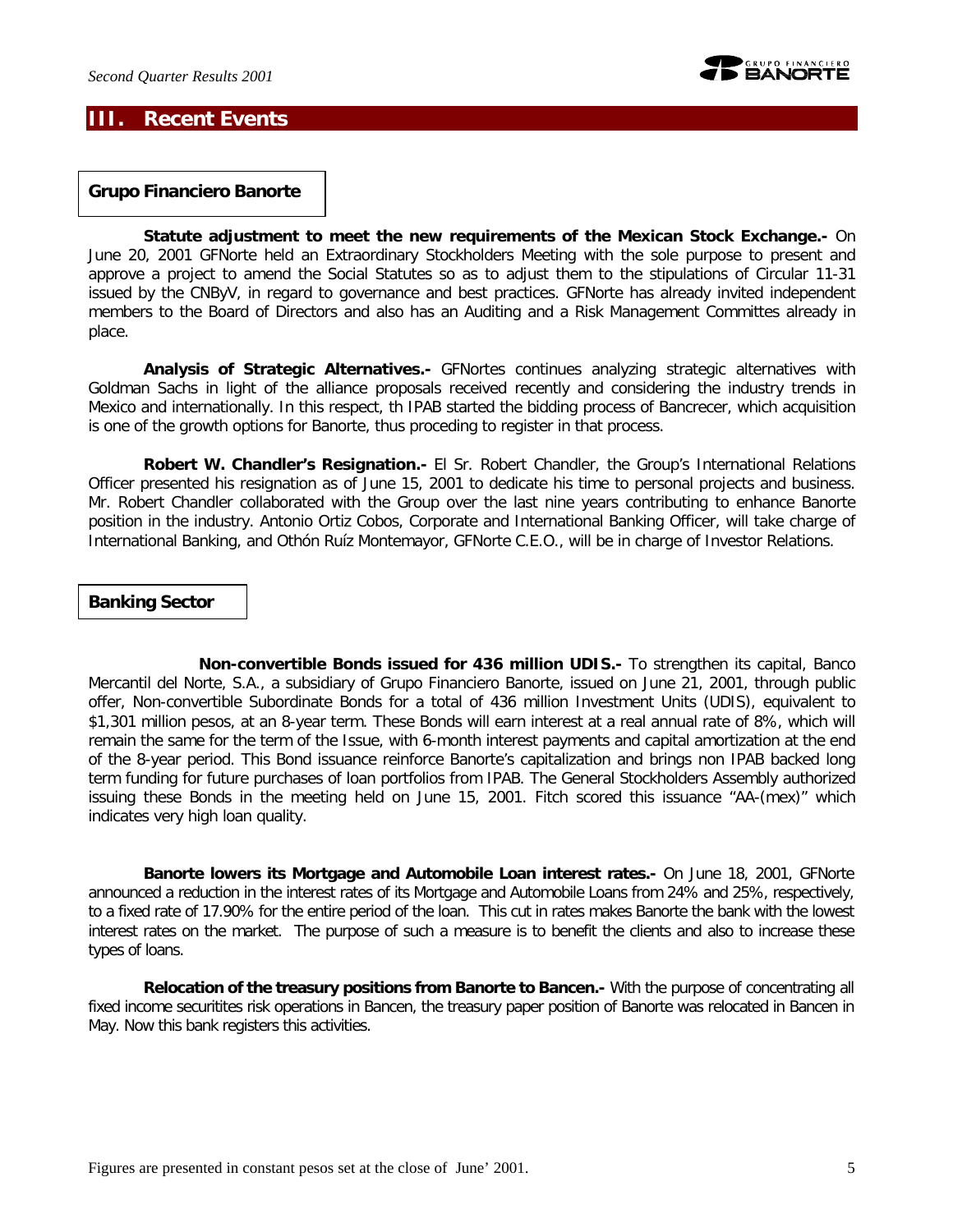# III. Recent Events

## Grupo Financiero Banorte

**Statute adjustment to meet the new requirements of the Mexican Stock Exchange.-** On June 20, 2001 GFNorte held an Extraordinary Stockholders Meeting with the sole purpose to present and approve a project to amend the Social Statutes so as to adjust them to the stipulations of Circular 11-31 issued by the CNByV, in regard to governance and best practices. GFNorte has already invited independent members to the Board of Directors and also has an Auditing and a Risk Management Committes already in place.

**Analysis of Strategic Alternatives.-** GFNortes continues analyzing strategic alternatives with Goldman Sachs in light of the alliance proposals received recently and considering the industry trends in Mexico and internationally. In this respect, th IPAB started the bidding process of Bancrecer, which acquisition is one of the growth options for Banorte, thus proceding to register in that process.

**Robert W. Chandler's Resignation.-** El Sr. Robert Chandler, the Group's International Relations Officer presented his resignation as of June 15, 2001 to dedicate his time to personal projects and business. Mr. Robert Chandler collaborated with the Group over the last nine years contributing to enhance Banorte position in the industry. Antonio Ortiz Cobos, Corporate and International Banking Officer, will take charge of International Banking, and Othón Ruíz Montemayor, GFNorte C.E.O., will be in charge of Investor Relations.

## Banking Sector

**Non-convertible Bonds issued for 436 million UDIS.-** To strengthen its capital, Banco Mercantil del Norte, S.A., a subsidiary of Grupo Financiero Banorte, issued on June 21, 2001, through public offer, Non-convertible Subordinate Bonds for a total of 436 million Investment Units (UDIS), equivalent to $1,301 million pesos, at an 8-year term. These Bonds will earn interest at a real annual rate of 8%, which will remain the same for the term of the Issue, with 6-month interest payments and capital amortization at the end of the 8-year period. This Bond issuance reinforce Banorte's capitalization and brings non IPAB backed long term funding for future purchases of loan portfolios from IPAB. The General Stockholders Assembly authorized issuing these Bonds in the meeting held on June 15, 2001. Fitch scored this issuance "AA-(mex)" which indicates very high loan quality.

**Banorte lowers its Mortgage and Automobile Loan interest rates.-** On June 18, 2001, GFNorte announced a reduction in the interest rates of its Mortgage and Automobile Loans from 24% and 25%, respectively, to a fixed rate of 17.90% for the entire period of the loan. This cut in rates makes Banorte the bank with the lowest interest rates on the market. The purpose of such a measure is to benefit the clients and also to increase these types of loans.

**Relocation of the treasury positions from Banorte to Bancen.-** With the purpose of concentrating all fixed income securitites risk operations in Bancen, the treasury paper position of Banorte was relocated in Bancen in May. Now this bank registers this activities.

Figures are presented in constant pesos set at the close of June' 2001.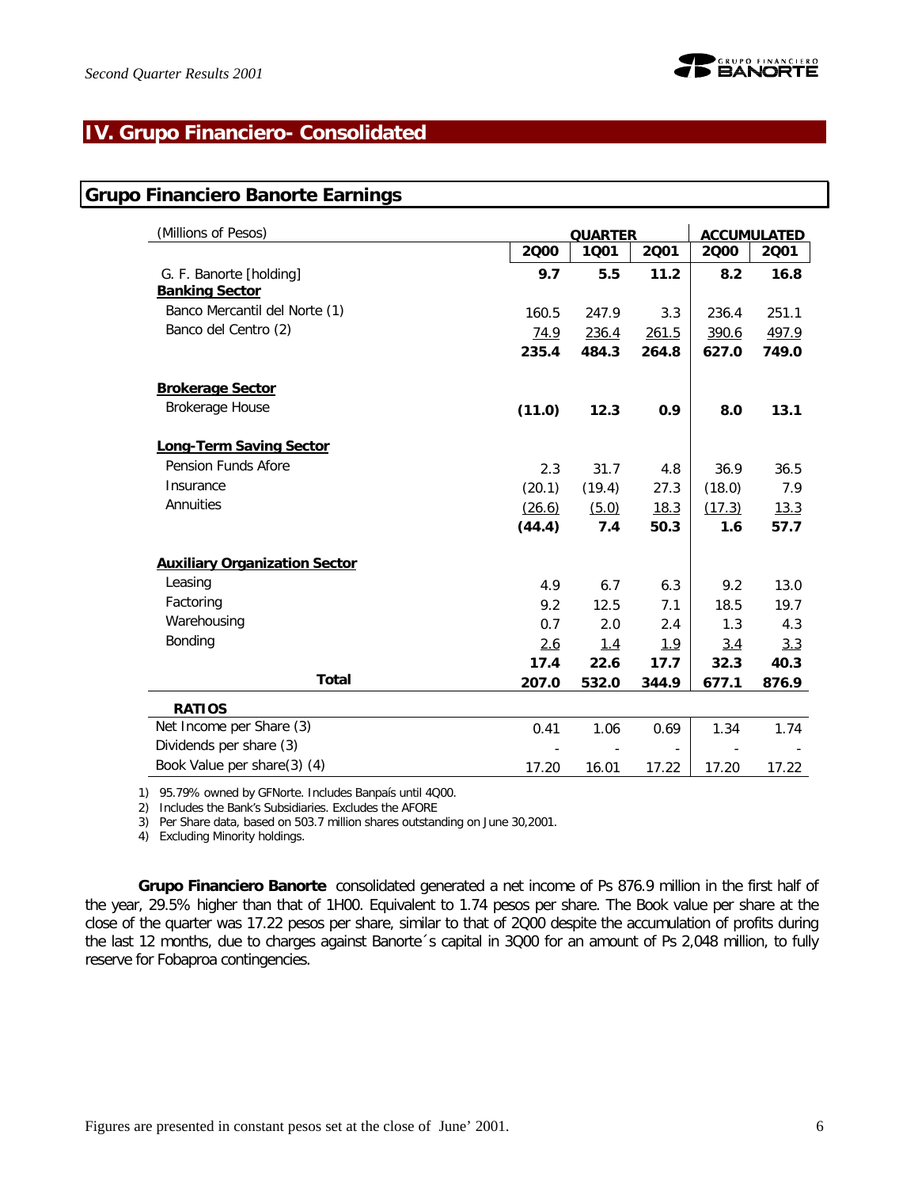# IV. Grupo Financiero- Consolidated

## Grupo Financiero Banorte Earnings

| (Millions of Pesos) | QUARTER | | | ACCUMULATED | |
|---|---|---|---|---|---|
| | **2Q00** | **1Q01** | **2Q01** | **2Q00** | **2Q01** |
| G. F. Banorte [holding] | **9.7** | **5.5** | **11.2** | **8.2** | **16.8** |
| **Banking Sector** | | | | | |
| Banco Mercantil del Norte (1) | 160.5 | 247.9 | 3.3 | 236.4 | 251.1 |
| Banco del Centro (2) | 74.9 | 236.4 | 261.5 | 390.6 | 497.9 |
| | **235.4** | **484.3** | **264.8** | **627.0** | **749.0** |
| **Brokerage Sector** | | | | | |
| Brokerage House | **(11.0)** | **12.3** | **0.9** | **8.0** | **13.1** |
| **Long-Term Saving Sector** | | | | | |
| Pension Funds Afore | 2.3 | 31.7 | 4.8 | 36.9 | 36.5 |
| Insurance | (20.1) | (19.4) | 27.3 | (18.0) | 7.9 |
| Annuities | (26.6) | (5.0) | 18.3 | (17.3) | 13.3 |
| | **(44.4)** | **7.4** | **50.3** | **1.6** | **57.7** |
| **Auxiliary Organization Sector** | | | | | |
| Leasing | 4.9 | 6.7 | 6.3 | 9.2 | 13.0 |
| Factoring | 9.2 | 12.5 | 7.1 | 18.5 | 19.7 |
| Warehousing | 0.7 | 2.0 | 2.4 | 1.3 | 4.3 |
| Bonding | 2.6 | 1.4 | 1.9 | 3.4 | 3.3 |
| | **17.4** | **22.6** | **17.7** | **32.3** | **40.3** |
| **Total** | **207.0** | **532.0** | **344.9** | **677.1** | **876.9** |
| **RATIOS** | | | | | |
| Net Income per Share (3) | 0.41 | 1.06 | 0.69 | 1.34 | 1.74 |
| Dividends per share (3) | - | - | - | - | - |
| Book Value per share(3) (4) | 17.20 | 16.01 | 17.22 | 17.20 | 17.22 |

1) 95.79% owned by GFNorte. Includes Banpaís until 4Q00.
2) Includes the Bank's Subsidiaries. Excludes the AFORE
3) Per Share data, based on 503.7 million shares outstanding on June 30,2001.
4) Excluding Minority holdings.

**Grupo Financiero Banorte** consolidated generated a net income of Ps 876.9 million in the first half of the year, 29.5% higher than that of 1H00. Equivalent to 1.74 pesos per share. The Book value per share at the close of the quarter was 17.22 pesos per share, similar to that of 2Q00 despite the accumulation of profits during the last 12 months, due to charges against Banorte´s capital in 3Q00 for an amount of Ps 2,048 million, to fully reserve for Fobaproa contingencies.

Figures are presented in constant pesos set at the close of June' 2001.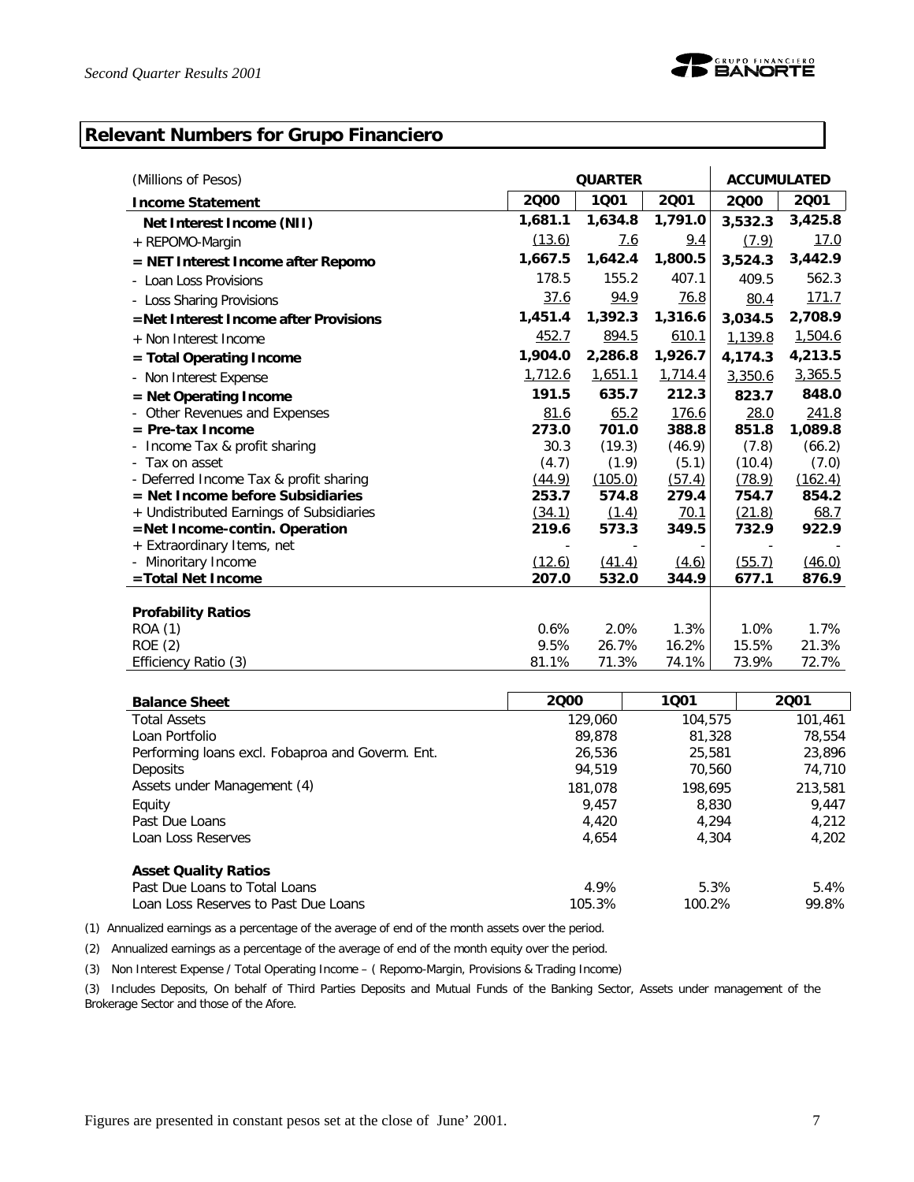## Relevant Numbers for Grupo Financiero

| (Millions of Pesos) | QUARTER | | | ACCUMULATED | |
|---|---|---|---|---|---|
| **Income Statement** | **2Q00** | **1Q01** | **2Q01** | **2Q00** | **2Q01** |
| **Net Interest Income (NII)** | **1,681.1** | **1,634.8** | **1,791.0** | **3,532.3** | **3,425.8** |
| + REPOMO-Margin | (13.6) | 7.6 | 9.4 | (7.9) | 17.0 |
| **= NET Interest Income after Repomo** | **1,667.5** | **1,642.4** | **1,800.5** | **3,524.3** | **3,442.9** |
| - Loan Loss Provisions | 178.5 | 155.2 | 407.1 | 409.5 | 562.3 |
| - Loss Sharing Provisions | 37.6 | 94.9 | 76.8 | 80.4 | 171.7 |
| **=Net Interest Income after Provisions** | **1,451.4** | **1,392.3** | **1,316.6** | **3,034.5** | **2,708.9** |
| + Non Interest Income | 452.7 | 894.5 | 610.1 | 1,139.8 | 1,504.6 |
| **= Total Operating Income** | **1,904.0** | **2,286.8** | **1,926.7** | **4,174.3** | **4,213.5** |
| - Non Interest Expense | 1,712.6 | 1,651.1 | 1,714.4 | 3,350.6 | 3,365.5 |
| **= Net Operating Income** | **191.5** | **635.7** | **212.3** | **823.7** | **848.0** |
| - Other Revenues and Expenses | 81.6 | 65.2 | 176.6 | 28.0 | 241.8 |
| **= Pre-tax Income** | **273.0** | **701.0** | **388.8** | **851.8** | **1,089.8** |
| - Income Tax & profit sharing | 30.3 | (19.3) | (46.9) | (7.8) | (66.2) |
| - Tax on asset | (4.7) | (1.9) | (5.1) | (10.4) | (7.0) |
| - Deferred Income Tax & profit sharing | (44.9) | (105.0) | (57.4) | (78.9) | (162.4) |
| **= Net Income before Subsidiaries** | **253.7** | **574.8** | **279.4** | **754.7** | **854.2** |
| + Undistributed Earnings of Subsidiaries | (34.1) | (1.4) | 70.1 | (21.8) | 68.7 |
| **=Net Income-contin. Operation** | **219.6** | **573.3** | **349.5** | **732.9** | **922.9** |
| + Extraordinary Items, net | - | - | - | - | - |
| - Minoritary Income | (12.6) | (41.4) | (4.6) | (55.7) | (46.0) |
| **=Total Net Income** | **207.0** | **532.0** | **344.9** | **677.1** | **876.9** |
| | | | | | |
| **Profability Ratios** | | | | | |
| ROA (1) | 0.6% | 2.0% | 1.3% | 1.0% | 1.7% |
| ROE (2) | 9.5% | 26.7% | 16.2% | 15.5% | 21.3% |
| Efficiency Ratio (3) | 81.1% | 71.3% | 74.1% | 73.9% | 72.7% |

| **Balance Sheet** | **2Q00** | **1Q01** | **2Q01** |
|---|---|---|---|
| Total Assets | 129,060 | 104,575 | 101,461 |
| Loan Portfolio | 89,878 | 81,328 | 78,554 |
| Performing loans excl. Fobaproa and Goverm. Ent. | 26,536 | 25,581 | 23,896 |
| Deposits | 94,519 | 70,560 | 74,710 |
| Assets under Management (4) | 181,078 | 198,695 | 213,581 |
| Equity | 9,457 | 8,830 | 9,447 |
| Past Due Loans | 4,420 | 4,294 | 4,212 |
| Loan Loss Reserves | 4,654 | 4,304 | 4,202 |
| | | | |
| **Asset Quality Ratios** | | | |
| Past Due Loans to Total Loans | 4.9% | 5.3% | 5.4% |
| Loan Loss Reserves to Past Due Loans | 105.3% | 100.2% | 99.8% |

(1) Annualized earnings as a percentage of the average of end of the month assets over the period.

(2) Annualized earnings as a percentage of the average of end of the month equity over the period.

(3) Non Interest Expense / Total Operating Income – ( Repomo-Margin, Provisions & Trading Income)

(3) Includes Deposits, On behalf of Third Parties Deposits and Mutual Funds of the Banking Sector, Assets under management of the Brokerage Sector and those of the Afore.

Figures are presented in constant pesos set at the close of June' 2001.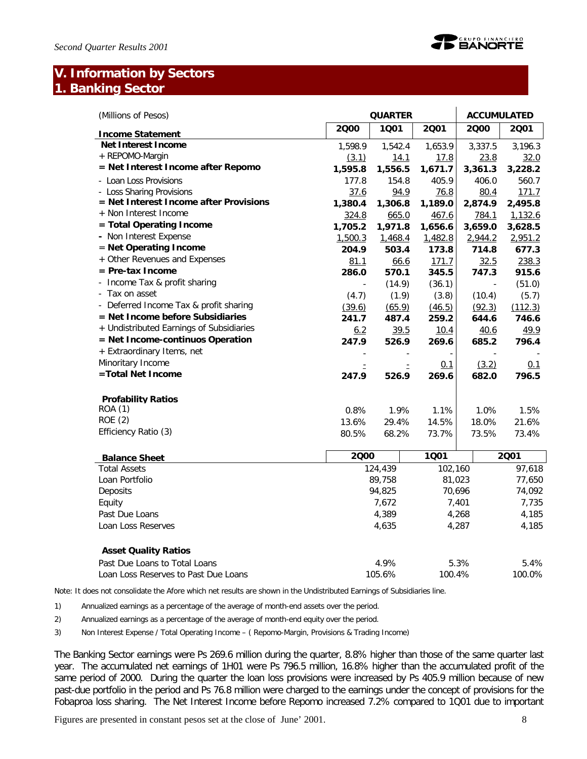# V. Information by Sectors

## 1. Banking Sector

| (Millions of Pesos) | QUARTER | | | ACCUMULATED | |
|---|---|---|---|---|---|
| **Income Statement** | 2Q00 | 1Q01 | 2Q01 | 2Q00 | 2Q01 |
| **Net Interest Income** | 1,598.9 | 1,542.4 | 1,653.9 | 3,337.5 | 3,196.3 |
| + REPOMO-Margin | (3.1) | 14.1 | 17.8 | 23.8 | 32.0 |
| **= Net Interest Income after Repomo** | **1,595.8** | **1,556.5** | **1,671.7** | **3,361.3** | **3,228.2** |
| - Loan Loss Provisions | 177.8 | 154.8 | 405.9 | 406.0 | 560.7 |
| - Loss Sharing Provisions | 37.6 | 94.9 | 76.8 | 80.4 | 171.7 |
| **= Net Interest Income after Provisions** | **1,380.4** | **1,306.8** | **1,189.0** | **2,874.9** | **2,495.8** |
| + Non Interest Income | 324.8 | 665.0 | 467.6 | 784.1 | 1,132.6 |
| **= Total Operating Income** | **1,705.2** | **1,971.8** | **1,656.6** | **3,659.0** | **3,628.5** |
| - Non Interest Expense | 1,500.3 | 1,468.4 | 1,482.8 | 2,944.2 | 2,951.2 |
| = **Net Operating Income** | **204.9** | **503.4** | **173.8** | **714.8** | **677.3** |
| + Other Revenues and Expenses | 81.1 | 66.6 | 171.7 | 32.5 | 238.3 |
| **= Pre-tax Income** | **286.0** | **570.1** | **345.5** | **747.3** | **915.6** |
| - Income Tax & profit sharing | - | (14.9) | (36.1) | - | (51.0) |
| - Tax on asset | (4.7) | (1.9) | (3.8) | (10.4) | (5.7) |
| - Deferred Income Tax & profit sharing | (39.6) | (65.9) | (46.5) | (92.3) | (112.3) |
| **= Net Income before Subsidiaries** | **241.7** | **487.4** | **259.2** | **644.6** | **746.6** |
| + Undistributed Earnings of Subsidiaries | 6.2 | 39.5 | 10.4 | 40.6 | 49.9 |
| **= Net Income-continuos Operation** | **247.9** | **526.9** | **269.6** | **685.2** | **796.4** |
| + Extraordinary Items, net | - | - | - | - | - |
| Minoritary Income | - | - | 0.1 | (3.2) | 0.1 |
| **=Total Net Income** | **247.9** | **526.9** | **269.6** | **682.0** | **796.5** |
| | | | | | |
| **Profability Ratios** | | | | | |
| ROA (1) | 0.8% | 1.9% | 1.1% | 1.0% | 1.5% |
| ROE (2) | 13.6% | 29.4% | 14.5% | 18.0% | 21.6% |
| Efficiency Ratio (3) | 80.5% | 68.2% | 73.7% | 73.5% | 73.4% |

| **Balance Sheet** | 2Q00 | 1Q01 | 2Q01 |
|---|---|---|---|
| Total Assets | 124,439 | 102,160 | 97,618 |
| Loan Portfolio | 89,758 | 81,023 | 77,650 |
| Deposits | 94,825 | 70,696 | 74,092 |
| Equity | 7,672 | 7,401 | 7,735 |
| Past Due Loans | 4,389 | 4,268 | 4,185 |
| Loan Loss Reserves | 4,635 | 4,287 | 4,185 |
| | | | |
| **Asset Quality Ratios** | | | |
| Past Due Loans to Total Loans | 4.9% | 5.3% | 5.4% |
| Loan Loss Reserves to Past Due Loans | 105.6% | 100.4% | 100.0% |

Note: It does not consolidate the Afore which net results are shown in the Undistributed Earnings of Subsidiaries line.

1) Annualized earnings as a percentage of the average of month-end assets over the period.

2) Annualized earnings as a percentage of the average of month-end equity over the period.

3) Non Interest Expense / Total Operating Income – ( Repomo-Margin, Provisions & Trading Income)

The Banking Sector earnings were Ps 269.6 million during the quarter, 8.8% higher than those of the same quarter last year. The accumulated net earnings of 1H01 were Ps 796.5 million, 16.8% higher than the accumulated profit of the same period of 2000. During the quarter the loan loss provisions were increased by Ps 405.9 million because of new past-due portfolio in the period and Ps 76.8 million were charged to the earnings under the concept of provisions for the Fobaproa loss sharing. The Net Interest Income before Repomo increased 7.2% compared to 1Q01 due to important

Figures are presented in constant pesos set at the close of June' 2001.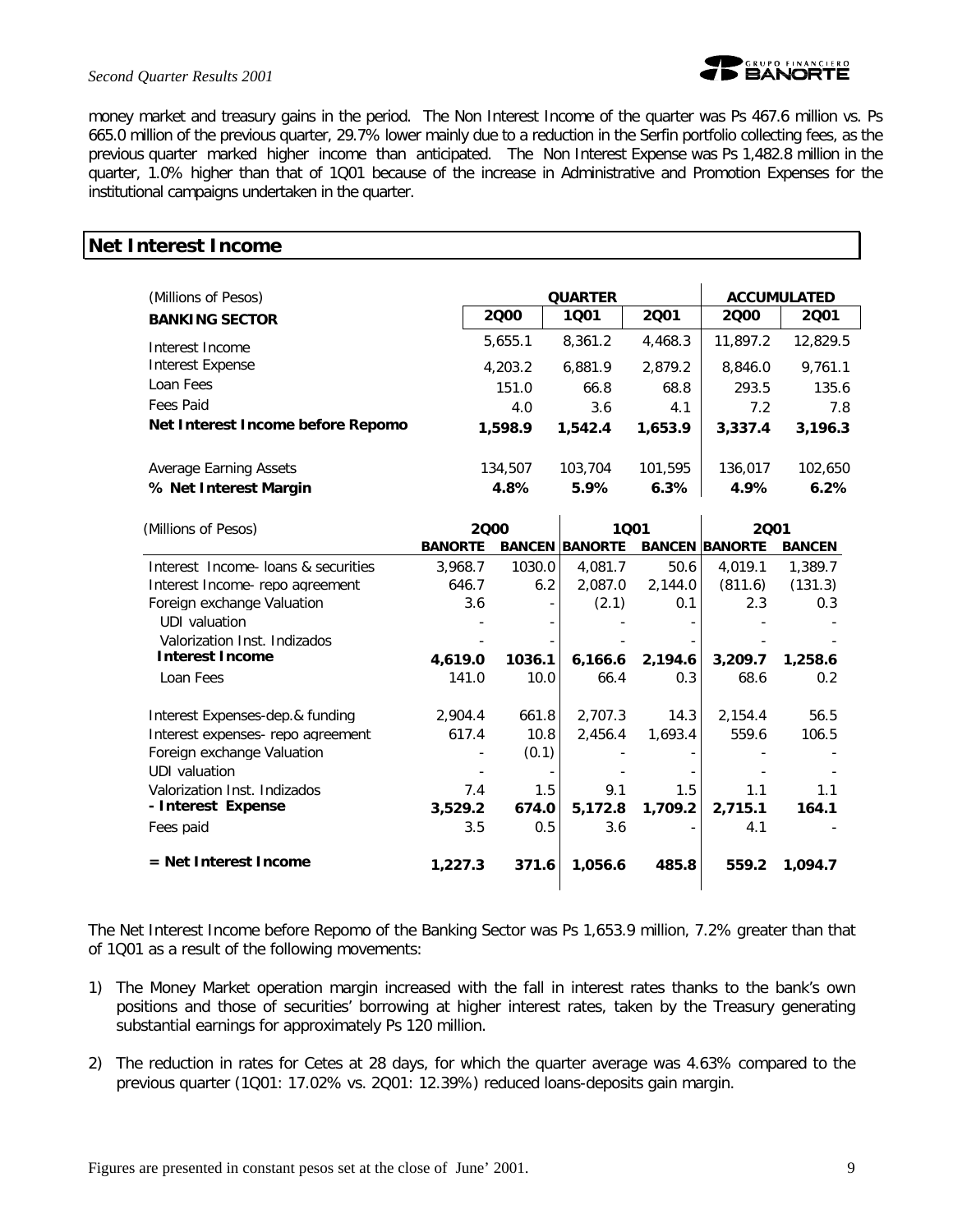money market and treasury gains in the period. The Non Interest Income of the quarter was Ps 467.6 million vs. Ps 665.0 million of the previous quarter, 29.7% lower mainly due to a reduction in the Serfin portfolio collecting fees, as the previous quarter marked higher income than anticipated. The Non Interest Expense was Ps 1,482.8 million in the quarter, 1.0% higher than that of 1Q01 because of the increase in Administrative and Promotion Expenses for the institutional campaigns undertaken in the quarter.

## Net Interest Income

| (Millions of Pesos) | QUARTER | | | ACCUMULATED | |
|---|---|---|---|---|---|
| **BANKING SECTOR** | **2Q00** | **1Q01** | **2Q01** | **2Q00** | **2Q01** |
| Interest Income | 5,655.1 | 8,361.2 | 4,468.3 | 11,897.2 | 12,829.5 |
| Interest Expense | 4,203.2 | 6,881.9 | 2,879.2 | 8,846.0 | 9,761.1 |
| Loan Fees | 151.0 | 66.8 | 68.8 | 293.5 | 135.6 |
| Fees Paid | 4.0 | 3.6 | 4.1 | 7.2 | 7.8 |
| **Net Interest Income before Repomo** | **1,598.9** | **1,542.4** | **1,653.9** | **3,337.4** | **3,196.3** |
| Average Earning Assets | 134,507 | 103,704 | 101,595 | 136,017 | 102,650 |
| **% Net Interest Margin** | **4.8%** | **5.9%** | **6.3%** | **4.9%** | **6.2%** |

| (Millions of Pesos) | 2Q00 | | 1Q01 | | 2Q01 | |
|---|---|---|---|---|---|---|
| | **BANORTE** | **BANCEN** | **BANORTE** | **BANCEN** | **BANORTE** | **BANCEN** |
| Interest Income- loans & securities | 3,968.7 | 1030.0 | 4,081.7 | 50.6 | 4,019.1 | 1,389.7 |
| Interest Income- repo agreement | 646.7 | 6.2 | 2,087.0 | 2,144.0 | (811.6) | (131.3) |
| Foreign exchange Valuation | 3.6 | - | (2.1) | 0.1 | 2.3 | 0.3 |
| UDI valuation | - | - | - | - | - | - |
| Valorization Inst. Indizados | - | - | - | - | - | - |
| **Interest Income** | **4,619.0** | **1036.1** | **6,166.6** | **2,194.6** | **3,209.7** | **1,258.6** |
| Loan Fees | 141.0 | 10.0 | 66.4 | 0.3 | 68.6 | 0.2 |
| Interest Expenses-dep.& funding | 2,904.4 | 661.8 | 2,707.3 | 14.3 | 2,154.4 | 56.5 |
| Interest expenses- repo agreement | 617.4 | 10.8 | 2,456.4 | 1,693.4 | 559.6 | 106.5 |
| Foreign exchange Valuation | - | (0.1) | - | - | - | - |
| UDI valuation | - | - | - | - | - | - |
| Valorization Inst. Indizados | 7.4 | 1.5 | 9.1 | 1.5 | 1.1 | 1.1 |
| **- Interest Expense** | **3,529.2** | **674.0** | **5,172.8** | **1,709.2** | **2,715.1** | **164.1** |
| Fees paid | 3.5 | 0.5 | 3.6 | - | 4.1 | - |
| **= Net Interest Income** | **1,227.3** | **371.6** | **1,056.6** | **485.8** | **559.2** | **1,094.7** |

The Net Interest Income before Repomo of the Banking Sector was Ps 1,653.9 million, 7.2% greater than that of 1Q01 as a result of the following movements:

1) The Money Market operation margin increased with the fall in interest rates thanks to the bank's own positions and those of securities' borrowing at higher interest rates, taken by the Treasury generating substantial earnings for approximately Ps 120 million.

2) The reduction in rates for Cetes at 28 days, for which the quarter average was 4.63% compared to the previous quarter (1Q01: 17.02% vs. 2Q01: 12.39%) reduced loans-deposits gain margin.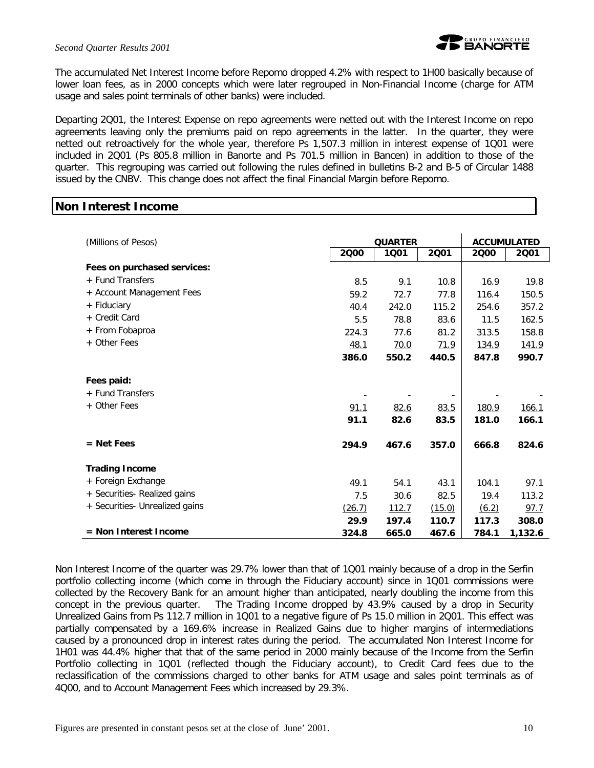The accumulated Net Interest Income before Repomo dropped 4.2% with respect to 1H00 basically because of lower loan fees, as in 2000 concepts which were later regrouped in Non-Financial Income (charge for ATM usage and sales point terminals of other banks) were included.

Departing 2Q01, the Interest Expense on repo agreements were netted out with the Interest Income on repo agreements leaving only the premiums paid on repo agreements in the latter. In the quarter, they were netted out retroactively for the whole year, therefore Ps 1,507.3 million in interest expense of 1Q01 were included in 2Q01 (Ps 805.8 million in Banorte and Ps 701.5 million in Bancen) in addition to those of the quarter. This regrouping was carried out following the rules defined in bulletins B-2 and B-5 of Circular 1488 issued by the CNBV. This change does not affect the final Financial Margin before Repomo.

## Non Interest Income

| (Millions of Pesos) | QUARTER | | | ACCUMULATED | |
|---|---|---|---|---|---|
| | 2Q00 | 1Q01 | 2Q01 | 2Q00 | 2Q01 |
| **Fees on purchased services:** | | | | | |
| + Fund Transfers | 8.5 | 9.1 | 10.8 | 16.9 | 19.8 |
| + Account Management Fees | 59.2 | 72.7 | 77.8 | 116.4 | 150.5 |
| + Fiduciary | 40.4 | 242.0 | 115.2 | 254.6 | 357.2 |
| + Credit Card | 5.5 | 78.8 | 83.6 | 11.5 | 162.5 |
| + From Fobaproa | 224.3 | 77.6 | 81.2 | 313.5 | 158.8 |
| + Other Fees | 48.1 | 70.0 | 71.9 | 134.9 | 141.9 |
| | **386.0** | **550.2** | **440.5** | **847.8** | **990.7** |
| **Fees paid:** | | | | | |
| + Fund Transfers | - | - | - | - | - |
| + Other Fees | 91.1 | 82.6 | 83.5 | 180.9 | 166.1 |
| | **91.1** | **82.6** | **83.5** | **181.0** | **166.1** |
| **= Net Fees** | **294.9** | **467.6** | **357.0** | **666.8** | **824.6** |
| **Trading Income** | | | | | |
| + Foreign Exchange | 49.1 | 54.1 | 43.1 | 104.1 | 97.1 |
| + Securities- Realized gains | 7.5 | 30.6 | 82.5 | 19.4 | 113.2 |
| + Securities- Unrealized gains | (26.7) | 112.7 | (15.0) | (6.2) | 97.7 |
| | **29.9** | **197.4** | **110.7** | **117.3** | **308.0** |
| **= Non Interest Income** | **324.8** | **665.0** | **467.6** | **784.1** | **1,132.6** |

Non Interest Income of the quarter was 29.7% lower than that of 1Q01 mainly because of a drop in the Serfin portfolio collecting income (which come in through the Fiduciary account) since in 1Q01 commissions were collected by the Recovery Bank for an amount higher than anticipated, nearly doubling the income from this concept in the previous quarter. The Trading Income dropped by 43.9% caused by a drop in Security Unrealized Gains from Ps 112.7 million in 1Q01 to a negative figure of Ps 15.0 million in 2Q01. This effect was partially compensated by a 169.6% increase in Realized Gains due to higher margins of intermediations caused by a pronounced drop in interest rates during the period. The accumulated Non Interest Income for 1H01 was 44.4% higher that that of the same period in 2000 mainly because of the Income from the Serfin Portfolio collecting in 1Q01 (reflected though the Fiduciary account), to Credit Card fees due to the reclassification of the commissions charged to other banks for ATM usage and sales point terminals as of 4Q00, and to Account Management Fees which increased by 29.3%.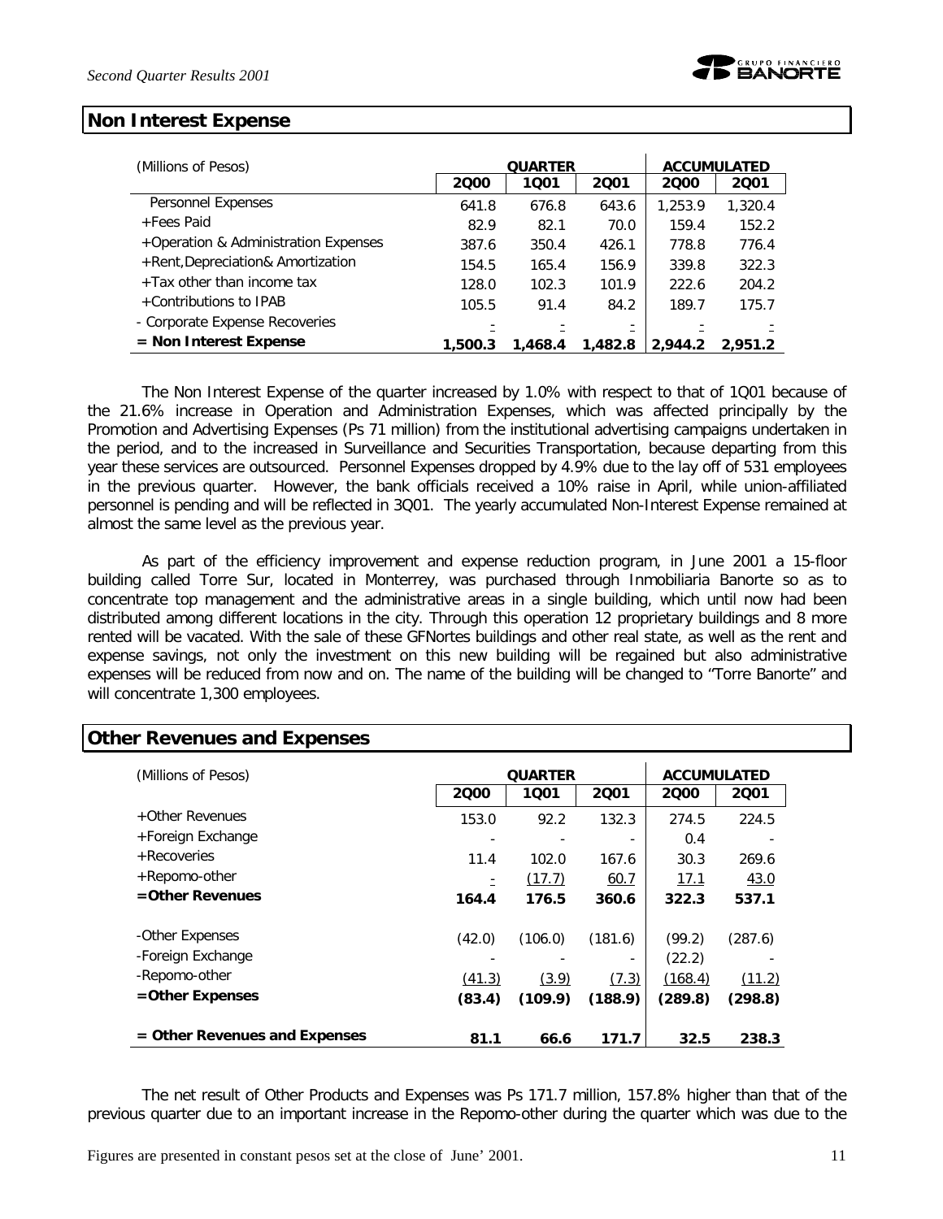## Non Interest Expense

| (Millions of Pesos) | QUARTER | | | ACCUMULATED | |
|---|---|---|---|---|---|
| | 2Q00 | 1Q01 | 2Q01 | 2Q00 | 2Q01 |
| Personnel Expenses | 641.8 | 676.8 | 643.6 | 1,253.9 | 1,320.4 |
| +Fees Paid | 82.9 | 82.1 | 70.0 | 159.4 | 152.2 |
| +Operation & Administration Expenses | 387.6 | 350.4 | 426.1 | 778.8 | 776.4 |
| +Rent,Depreciation& Amortization | 154.5 | 165.4 | 156.9 | 339.8 | 322.3 |
| +Tax other than income tax | 128.0 | 102.3 | 101.9 | 222.6 | 204.2 |
| +Contributions to IPAB | 105.5 | 91.4 | 84.2 | 189.7 | 175.7 |
| - Corporate Expense Recoveries | - | - | - | - | - |
| **= Non Interest Expense** | **1,500.3** | **1,468.4** | **1,482.8** | **2,944.2** | **2,951.2** |

The Non Interest Expense of the quarter increased by 1.0% with respect to that of 1Q01 because of the 21.6% increase in Operation and Administration Expenses, which was affected principally by the Promotion and Advertising Expenses (Ps 71 million) from the institutional advertising campaigns undertaken in the period, and to the increased in Surveillance and Securities Transportation, because departing from this year these services are outsourced. Personnel Expenses dropped by 4.9% due to the lay off of 531 employees in the previous quarter. However, the bank officials received a 10% raise in April, while union-affiliated personnel is pending and will be reflected in 3Q01. The yearly accumulated Non-Interest Expense remained at almost the same level as the previous year.

As part of the efficiency improvement and expense reduction program, in June 2001 a 15-floor building called Torre Sur, located in Monterrey, was purchased through Inmobiliaria Banorte so as to concentrate top management and the administrative areas in a single building, which until now had been distributed among different locations in the city. Through this operation 12 proprietary buildings and 8 more rented will be vacated. With the sale of these GFNortes buildings and other real state, as well as the rent and expense savings, not only the investment on this new building will be regained but also administrative expenses will be reduced from now and on. The name of the building will be changed to "Torre Banorte" and will concentrate 1,300 employees.

## Other Revenues and Expenses

| (Millions of Pesos) | QUARTER | | | ACCUMULATED | |
|---|---|---|---|---|---|
| | 2Q00 | 1Q01 | 2Q01 | 2Q00 | 2Q01 |
| +Other Revenues | 153.0 | 92.2 | 132.3 | 274.5 | 224.5 |
| +Foreign Exchange | - | - | - | 0.4 | - |
| +Recoveries | 11.4 | 102.0 | 167.6 | 30.3 | 269.6 |
| +Repomo-other | - | (17.7) | 60.7 | 17.1 | 43.0 |
| **=Other Revenues** | **164.4** | **176.5** | **360.6** | **322.3** | **537.1** |
| | | | | | |
| -Other Expenses | (42.0) | (106.0) | (181.6) | (99.2) | (287.6) |
| -Foreign Exchange | - | - | - | (22.2) | - |
| -Repomo-other | (41.3) | (3.9) | (7.3) | (168.4) | (11.2) |
| **=Other Expenses** | **(83.4)** | **(109.9)** | **(188.9)** | **(289.8)** | **(298.8)** |
| | | | | | |
| **= Other Revenues and Expenses** | **81.1** | **66.6** | **171.7** | **32.5** | **238.3** |

The net result of Other Products and Expenses was Ps 171.7 million, 157.8% higher than that of the previous quarter due to an important increase in the Repomo-other during the quarter which was due to the

Figures are presented in constant pesos set at the close of June' 2001.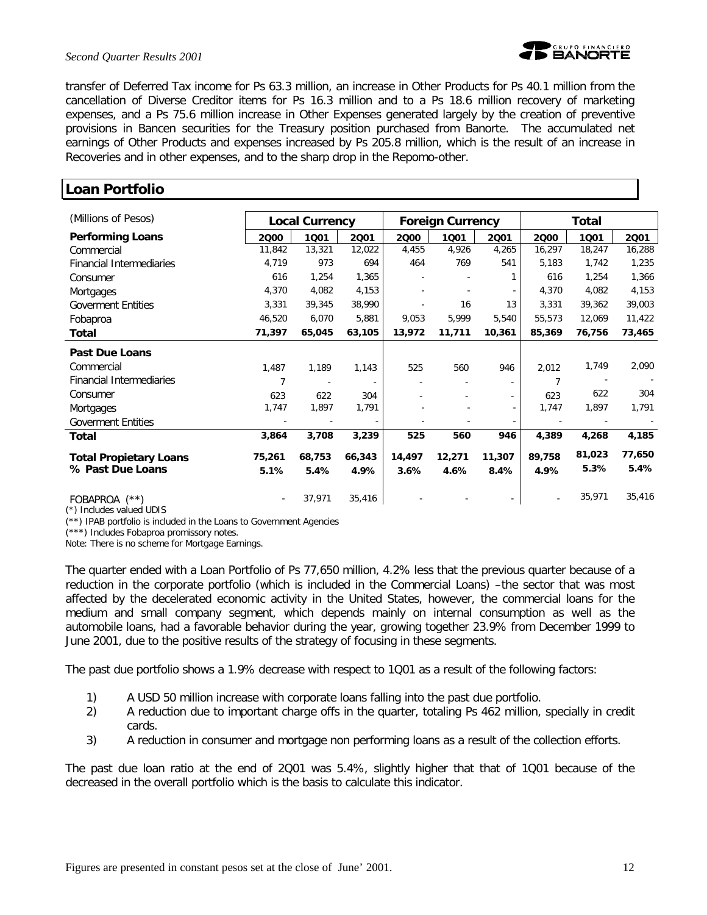transfer of Deferred Tax income for Ps 63.3 million, an increase in Other Products for Ps 40.1 million from the cancellation of Diverse Creditor items for Ps 16.3 million and to a Ps 18.6 million recovery of marketing expenses, and a Ps 75.6 million increase in Other Expenses generated largely by the creation of preventive provisions in Bancen securities for the Treasury position purchased from Banorte. The accumulated net earnings of Other Products and expenses increased by Ps 205.8 million, which is the result of an increase in Recoveries and in other expenses, and to the sharp drop in the Repomo-other.

## Loan Portfolio

| (Millions of Pesos) | Local Currency | | | Foreign Currency | | | Total | | |
|---|---|---|---|---|---|---|---|---|---|
| **Performing Loans** | **2Q00** | **1Q01** | **2Q01** | **2Q00** | **1Q01** | **2Q01** | **2Q00** | **1Q01** | **2Q01** |
| Commercial | 11,842 | 13,321 | 12,022 | 4,455 | 4,926 | 4,265 | 16,297 | 18,247 | 16,288 |
| Financial Intermediaries | 4,719 | 973 | 694 | 464 | 769 | 541 | 5,183 | 1,742 | 1,235 |
| Consumer | 616 | 1,254 | 1,365 | - | - | 1 | 616 | 1,254 | 1,366 |
| Mortgages | 4,370 | 4,082 | 4,153 | - | - | - | 4,370 | 4,082 | 4,153 |
| Goverment Entities | 3,331 | 39,345 | 38,990 | - | 16 | 13 | 3,331 | 39,362 | 39,003 |
| Fobaproa | 46,520 | 6,070 | 5,881 | 9,053 | 5,999 | 5,540 | 55,573 | 12,069 | 11,422 |
| **Total** | **71,397** | **65,045** | **63,105** | **13,972** | **11,711** | **10,361** | **85,369** | **76,756** | **73,465** |
| **Past Due Loans** | | | | | | | | | |
| Commercial | 1,487 | 1,189 | 1,143 | 525 | 560 | 946 | 2,012 | 1,749 | 2,090 |
| Financial Intermediaries | 7 | - | - | - | - | - | 7 | - | - |
| Consumer | 623 | 622 | 304 | - | - | - | 623 | 622 | 304 |
| Mortgages | 1,747 | 1,897 | 1,791 | - | - | - | 1,747 | 1,897 | 1,791 |
| Goverment Entities | - | - | - | - | - | - | - | - | - |
| **Total** | **3,864** | **3,708** | **3,239** | **525** | **560** | **946** | **4,389** | **4,268** | **4,185** |
| **Total Propietary Loans** | **75,261** | **68,753** | **66,343** | **14,497** | **12,271** | **11,307** | **89,758** | **81,023** | **77,650** |
| **% Past Due Loans** | **5.1%** | **5.4%** | **4.9%** | **3.6%** | **4.6%** | **8.4%** | **4.9%** | **5.3%** | **5.4%** |
| FOBAPROA (**) | - | 37,971 | 35,416 | - | - | - | - | 35,971 | 35,416 |

(*) Includes valued UDIS

(**) IPAB portfolio is included in the Loans to Government Agencies

(***) Includes Fobaproa promissory notes.

Note: There is no scheme for Mortgage Earnings.

The quarter ended with a Loan Portfolio of Ps 77,650 million, 4.2% less that the previous quarter because of a reduction in the corporate portfolio (which is included in the Commercial Loans) –the sector that was most affected by the decelerated economic activity in the United States, however, the commercial loans for the medium and small company segment, which depends mainly on internal consumption as well as the automobile loans, had a favorable behavior during the year, growing together 23.9% from December 1999 to June 2001, due to the positive results of the strategy of focusing in these segments.

The past due portfolio shows a 1.9% decrease with respect to 1Q01 as a result of the following factors:

1) A USD 50 million increase with corporate loans falling into the past due portfolio.
2) A reduction due to important charge offs in the quarter, totaling Ps 462 million, specially in credit cards.
3) A reduction in consumer and mortgage non performing loans as a result of the collection efforts.

The past due loan ratio at the end of 2Q01 was 5.4%, slightly higher that that of 1Q01 because of the decreased in the overall portfolio which is the basis to calculate this indicator.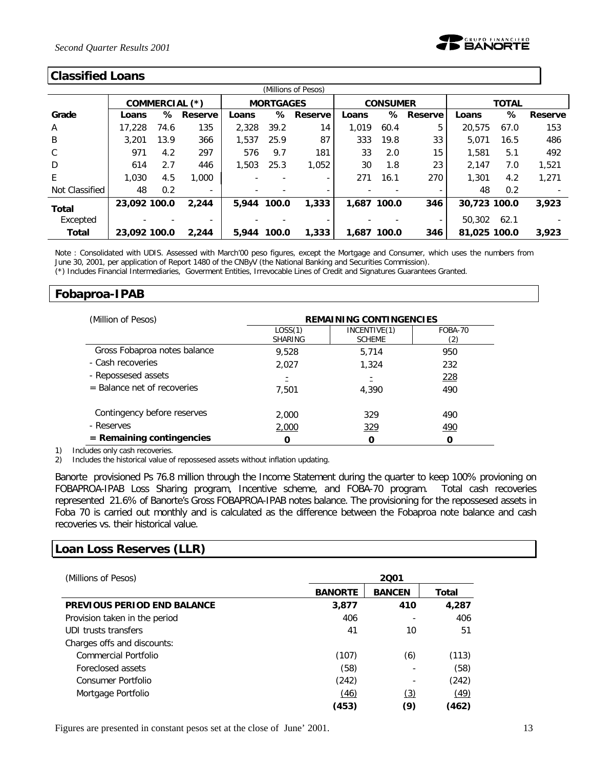## Classified Loans

(Millions of Pesos)

| Grade | COMMERCIAL (*) | | | MORTGAGES | | | CONSUMER | | | TOTAL | | |
|---|---|---|---|---|---|---|---|---|---|---|---|---|
| | Loans | % | Reserve | Loans | % | Reserve | Loans | % | Reserve | Loans | % | Reserve |
| A | 17,228 | 74.6 | 135 | 2,328 | 39.2 | 14 | 1,019 | 60.4 | 5 | 20,575 | 67.0 | 153 |
| B | 3,201 | 13.9 | 366 | 1,537 | 25.9 | 87 | 333 | 19.8 | 33 | 5,071 | 16.5 | 486 |
| C | 971 | 4.2 | 297 | 576 | 9.7 | 181 | 33 | 2.0 | 15 | 1,581 | 5.1 | 492 |
| D | 614 | 2.7 | 446 | 1,503 | 25.3 | 1,052 | 30 | 1.8 | 23 | 2,147 | 7.0 | 1,521 |
| E | 1,030 | 4.5 | 1,000 | - | - | - | 271 | 16.1 | 270 | 1,301 | 4.2 | 1,271 |
| Not Classified | 48 | 0.2 | - | - | - | - | - | - | - | 48 | 0.2 | - |
| **Total** | **23,092** | **100.0** | **2,244** | **5,944** | **100.0** | **1,333** | **1,687** | **100.0** | **346** | **30,723** | **100.0** | **3,923** |
| Excepted | - | - | - | - | - | - | - | - | - | 50,302 | 62.1 | - |
| **Total** | **23,092** | **100.0** | **2,244** | **5,944** | **100.0** | **1,333** | **1,687** | **100.0** | **346** | **81,025** | **100.0** | **3,923** |

Note : Consolidated with UDIS. Assessed with March'00 peso figures, except the Mortgage and Consumer, which uses the numbers from June 30, 2001, per application of Report 1480 of the CNByV (the National Banking and Securities Commission).

(*) Includes Financial Intermediaries, Goverment Entities, Irrevocable Lines of Credit and Signatures Guarantees Granted.

## Fobaproa-IPAB

| (Million of Pesos) | REMAINING CONTINGENCIES | | |
|---|---|---|---|
| | LOSS(1) SHARING | INCENTIVE(1) SCHEME | FOBA-70 (2) |
| Gross Fobaproa notes balance | 9,528 | 5,714 | 950 |
| - Cash recoveries | 2,027 | 1,324 | 232 |
| - Repossesed assets | - | - | 228 |
| = Balance net of recoveries | 7,501 | 4,390 | 490 |
| Contingency before reserves | 2,000 | 329 | 490 |
| - Reserves | 2,000 | 329 | 490 |
| **= Remaining contingencies** | **0** | **0** | **0** |

1) Includes only cash recoveries.
2) Includes the historical value of repossesed assets without inflation updating.

Banorte provisioned Ps 76.8 million through the Income Statement during the quarter to keep 100% provioning on FOBAPROA-IPAB Loss Sharing program, Incentive scheme, and FOBA-70 program. Total cash recoveries represented 21.6% of Banorte's Gross FOBAPROA-IPAB notes balance. The provisioning for the repossesed assets in Foba 70 is carried out monthly and is calculated as the difference between the Fobaproa note balance and cash recoveries vs. their historical value.

## Loan Loss Reserves (LLR)

| (Millions of Pesos) | 2Q01 | | |
|---|---|---|---|
| | **BANORTE** | **BANCEN** | **Total** |
| **PREVIOUS PERIOD END BALANCE** | **3,877** | **410** | **4,287** |
| Provision taken in the period | 406 | - | 406 |
| UDI trusts transfers | 41 | 10 | 51 |
| Charges offs and discounts: | | | |
| Commercial Portfolio | (107) | (6) | (113) |
| Foreclosed assets | (58) | - | (58) |
| Consumer Portfolio | (242) | - | (242) |
| Mortgage Portfolio | (46) | (3) | (49) |
| | **(453)** | **(9)** | **(462)** |

Figures are presented in constant pesos set at the close of June' 2001.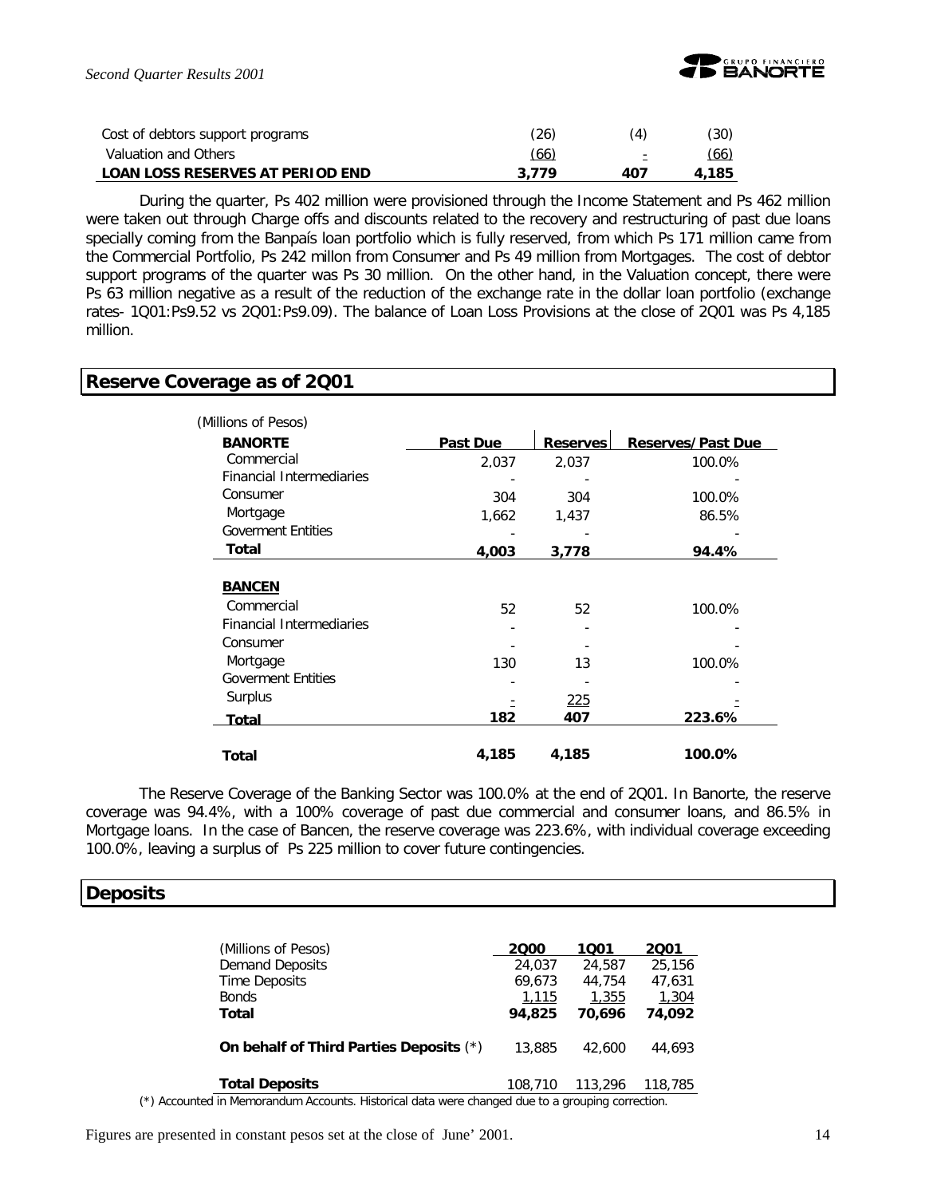| | | | |
|---|---|---|---|
| Cost of debtors support programs | (26) | (4) | (30) |
| Valuation and Others | (66) | - | (66) |
| **LOAN LOSS RESERVES AT PERIOD END** | **3,779** | **407** | **4,185** |

During the quarter, Ps 402 million were provisioned through the Income Statement and Ps 462 million were taken out through Charge offs and discounts related to the recovery and restructuring of past due loans specially coming from the Banpaís loan portfolio which is fully reserved, from which Ps 171 million came from the Commercial Portfolio, Ps 242 millon from Consumer and Ps 49 million from Mortgages. The cost of debtor support programs of the quarter was Ps 30 million. On the other hand, in the Valuation concept, there were Ps 63 million negative as a result of the reduction of the exchange rate in the dollar loan portfolio (exchange rates- 1Q01:Ps9.52 vs 2Q01:Ps9.09). The balance of Loan Loss Provisions at the close of 2Q01 was Ps 4,185 million.

## Reserve Coverage as of 2Q01

(Millions of Pesos)

| **BANORTE** | **Past Due** | **Reserves** | **Reserves/Past Due** |
|---|---|---|---|
| Commercial | 2,037 | 2,037 | 100.0% |
| Financial Intermediaries | - | - | - |
| Consumer | 304 | 304 | 100.0% |
| Mortgage | 1,662 | 1,437 | 86.5% |
| Goverment Entities | - | - | - |
| **Total** | **4,003** | **3,778** | **94.4%** |
| | | | |
| **BANCEN** | | | |
| Commercial | 52 | 52 | 100.0% |
| Financial Intermediaries | - | - | - |
| Consumer | - | - | - |
| Mortgage | 130 | 13 | 100.0% |
| Goverment Entities | - | - | - |
| Surplus | - | 225 | - |
| **Total** | **182** | **407** | **223.6%** |
| | | | |
| **Total** | **4,185** | **4,185** | **100.0%** |

The Reserve Coverage of the Banking Sector was 100.0% at the end of 2Q01. In Banorte, the reserve coverage was 94.4%, with a 100% coverage of past due commercial and consumer loans, and 86.5% in Mortgage loans. In the case of Bancen, the reserve coverage was 223.6%, with individual coverage exceeding 100.0%, leaving a surplus of Ps 225 million to cover future contingencies.

## Deposits

| (Millions of Pesos) | 2Q00 | 1Q01 | 2Q01 |
|---|---|---|---|
| Demand Deposits | 24,037 | 24,587 | 25,156 |
| Time Deposits | 69,673 | 44,754 | 47,631 |
| Bonds | 1,115 | 1,355 | 1,304 |
| **Total** | **94,825** | **70,696** | **74,092** |
| | | | |
| **On behalf of Third Parties Deposits** (*) | 13,885 | 42,600 | 44,693 |
| | | | |
| **Total Deposits** | 108,710 | 113,296 | 118,785 |

(*) Accounted in Memorandum Accounts. Historical data were changed due to a grouping correction.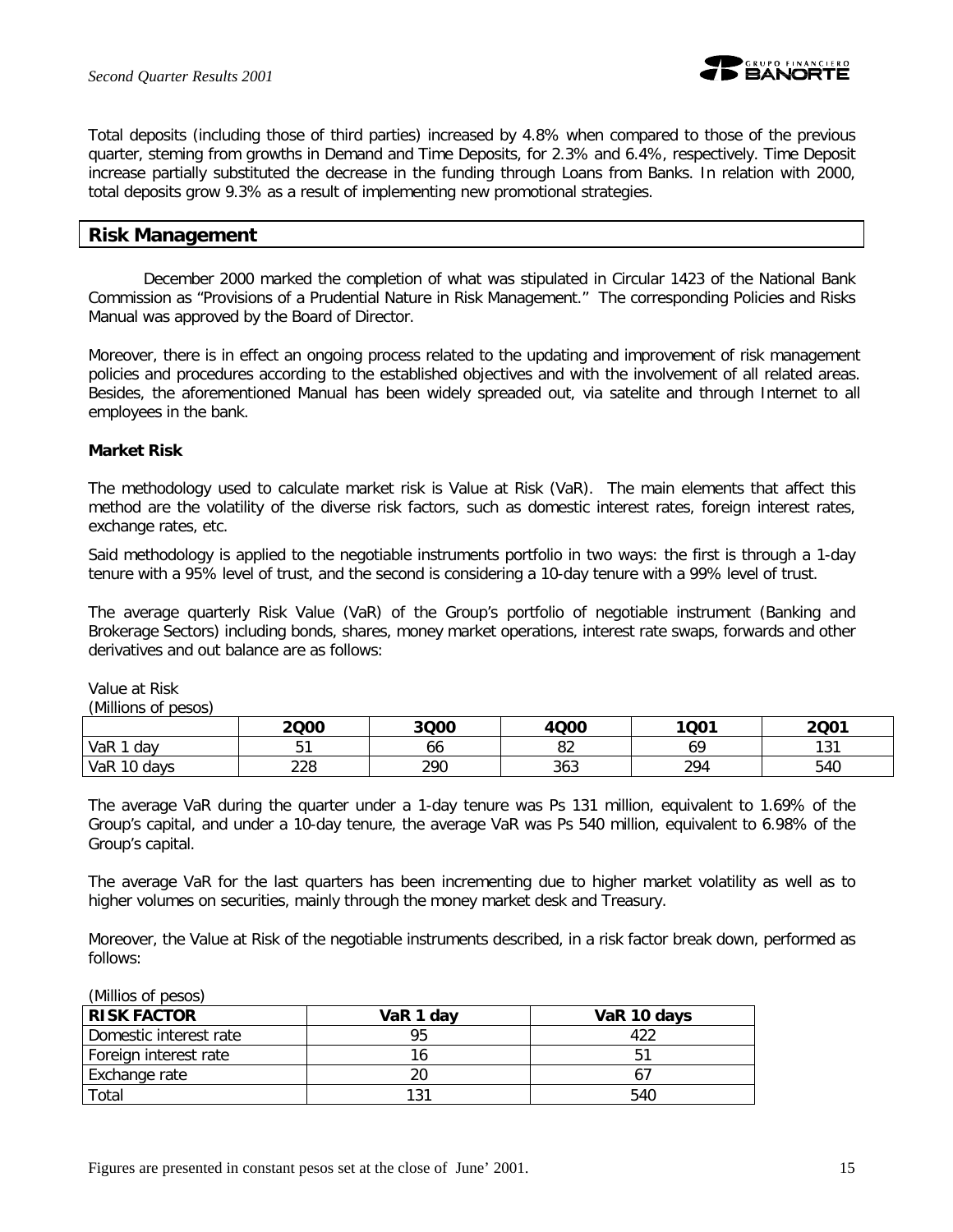Total deposits (including those of third parties) increased by 4.8% when compared to those of the previous quarter, steming from growths in Demand and Time Deposits, for 2.3% and 6.4%, respectively. Time Deposit increase partially substituted the decrease in the funding through Loans from Banks. In relation with 2000, total deposits grow 9.3% as a result of implementing new promotional strategies.

## Risk Management

December 2000 marked the completion of what was stipulated in Circular 1423 of the National Bank Commission as "Provisions of a Prudential Nature in Risk Management." The corresponding Policies and Risks Manual was approved by the Board of Director.

Moreover, there is in effect an ongoing process related to the updating and improvement of risk management policies and procedures according to the established objectives and with the involvement of all related areas. Besides, the aforementioned Manual has been widely spreaded out, via satelite and through Internet to all employees in the bank.

**Market Risk**

The methodology used to calculate market risk is Value at Risk (VaR). The main elements that affect this method are the volatility of the diverse risk factors, such as domestic interest rates, foreign interest rates, exchange rates, etc.

Said methodology is applied to the negotiable instruments portfolio in two ways: the first is through a 1-day tenure with a 95% level of trust, and the second is considering a 10-day tenure with a 99% level of trust.

The average quarterly Risk Value (VaR) of the Group's portfolio of negotiable instrument (Banking and Brokerage Sectors) including bonds, shares, money market operations, interest rate swaps, forwards and other derivatives and out balance are as follows:

Value at Risk
(Millions of pesos)

| | 2Q00 | 3Q00 | 4Q00 | 1Q01 | 2Q01 |
|---|---|---|---|---|---|
| VaR 1 day | 51 | 66 | 82 | 69 | 131 |
| VaR 10 days | 228 | 290 | 363 | 294 | 540 |

The average VaR during the quarter under a 1-day tenure was Ps 131 million, equivalent to 1.69% of the Group's capital, and under a 10-day tenure, the average VaR was Ps 540 million, equivalent to 6.98% of the Group's capital.

The average VaR for the last quarters has been incrementing due to higher market volatility as well as to higher volumes on securities, mainly through the money market desk and Treasury.

Moreover, the Value at Risk of the negotiable instruments described, in a risk factor break down, performed as follows:

(Millios of pesos)

| RISK FACTOR | VaR 1 day | VaR 10 days |
|---|---|---|
| Domestic interest rate | 95 | 422 |
| Foreign interest rate | 16 | 51 |
| Exchange rate | 20 | 67 |
| Total | 131 | 540 |

Figures are presented in constant pesos set at the close of June' 2001.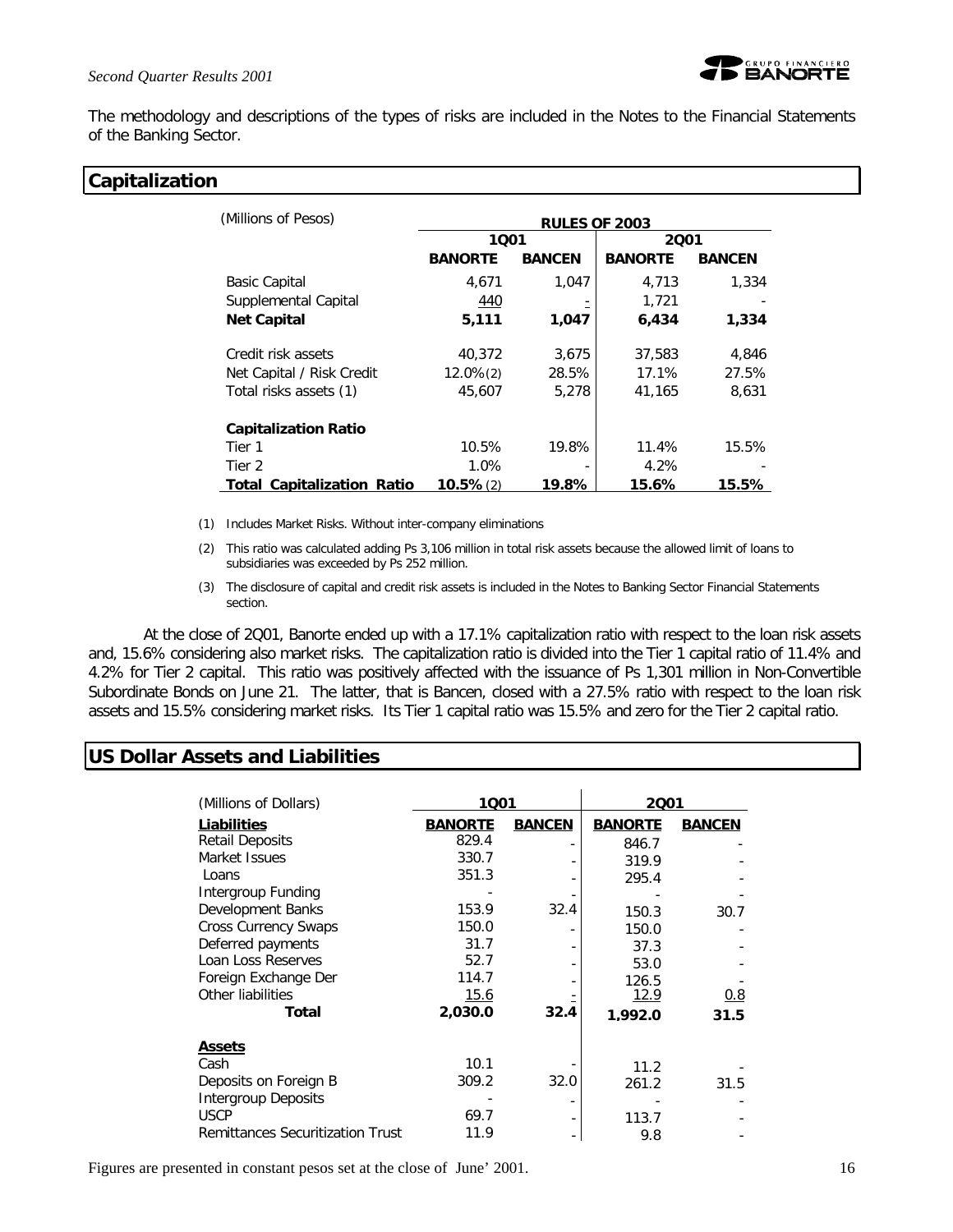The methodology and descriptions of the types of risks are included in the Notes to the Financial Statements of the Banking Sector.

## Capitalization

| (Millions of Pesos) | RULES OF 2003 | | | |
|---|---|---|---|---|
| | 1Q01 | | 2Q01 | |
| | **BANORTE** | **BANCEN** | **BANORTE** | **BANCEN** |
| Basic Capital | 4,671 | 1,047 | 4,713 | 1,334 |
| Supplemental Capital | 440 | - | 1,721 | - |
| **Net Capital** | **5,111** | **1,047** | **6,434** | **1,334** |
| Credit risk assets | 40,372 | 3,675 | 37,583 | 4,846 |
| Net Capital / Risk Credit | 12.0% (2) | 28.5% | 17.1% | 27.5% |
| Total risks assets (1) | 45,607 | 5,278 | 41,165 | 8,631 |
| **Capitalization Ratio** | | | | |
| Tier 1 | 10.5% | 19.8% | 11.4% | 15.5% |
| Tier 2 | 1.0% | - | 4.2% | - |
| **Total Capitalization Ratio** | **10.5%** (2) | **19.8%** | **15.6%** | **15.5%** |

(1) Includes Market Risks. Without inter-company eliminations

(2) This ratio was calculated adding Ps 3,106 million in total risk assets because the allowed limit of loans to subsidiaries was exceeded by Ps 252 million.

(3) The disclosure of capital and credit risk assets is included in the Notes to Banking Sector Financial Statements section.

At the close of 2Q01, Banorte ended up with a 17.1% capitalization ratio with respect to the loan risk assets and, 15.6% considering also market risks. The capitalization ratio is divided into the Tier 1 capital ratio of 11.4% and 4.2% for Tier 2 capital. This ratio was positively affected with the issuance of Ps 1,301 million in Non-Convertible Subordinate Bonds on June 21. The latter, that is Bancen, closed with a 27.5% ratio with respect to the loan risk assets and 15.5% considering market risks. Its Tier 1 capital ratio was 15.5% and zero for the Tier 2 capital ratio.

## US Dollar Assets and Liabilities

| (Millions of Dollars) | 1Q01 | | 2Q01 | |
|---|---|---|---|---|
| **Liabilities** | **BANORTE** | **BANCEN** | **BANORTE** | **BANCEN** |
| Retail Deposits | 829.4 | - | 846.7 | - |
| Market Issues | 330.7 | - | 319.9 | - |
| Loans | 351.3 | - | 295.4 | - |
| Intergroup Funding | - | - | - | - |
| Development Banks | 153.9 | 32.4 | 150.3 | 30.7 |
| Cross Currency Swaps | 150.0 | - | 150.0 | - |
| Deferred payments | 31.7 | - | 37.3 | - |
| Loan Loss Reserves | 52.7 | - | 53.0 | - |
| Foreign Exchange Der | 114.7 | - | 126.5 | - |
| Other liabilities | 15.6 | - | 12.9 | 0.8 |
| **Total** | **2,030.0** | **32.4** | **1,992.0** | **31.5** |
| **Assets** | | | | |
| Cash | 10.1 | - | 11.2 | - |
| Deposits on Foreign B | 309.2 | 32.0 | 261.2 | 31.5 |
| Intergroup Deposits | - | - | - | - |
| USCP | 69.7 | - | 113.7 | - |
| Remittances Securitization Trust | 11.9 | - | 9.8 | - |

Figures are presented in constant pesos set at the close of June' 2001.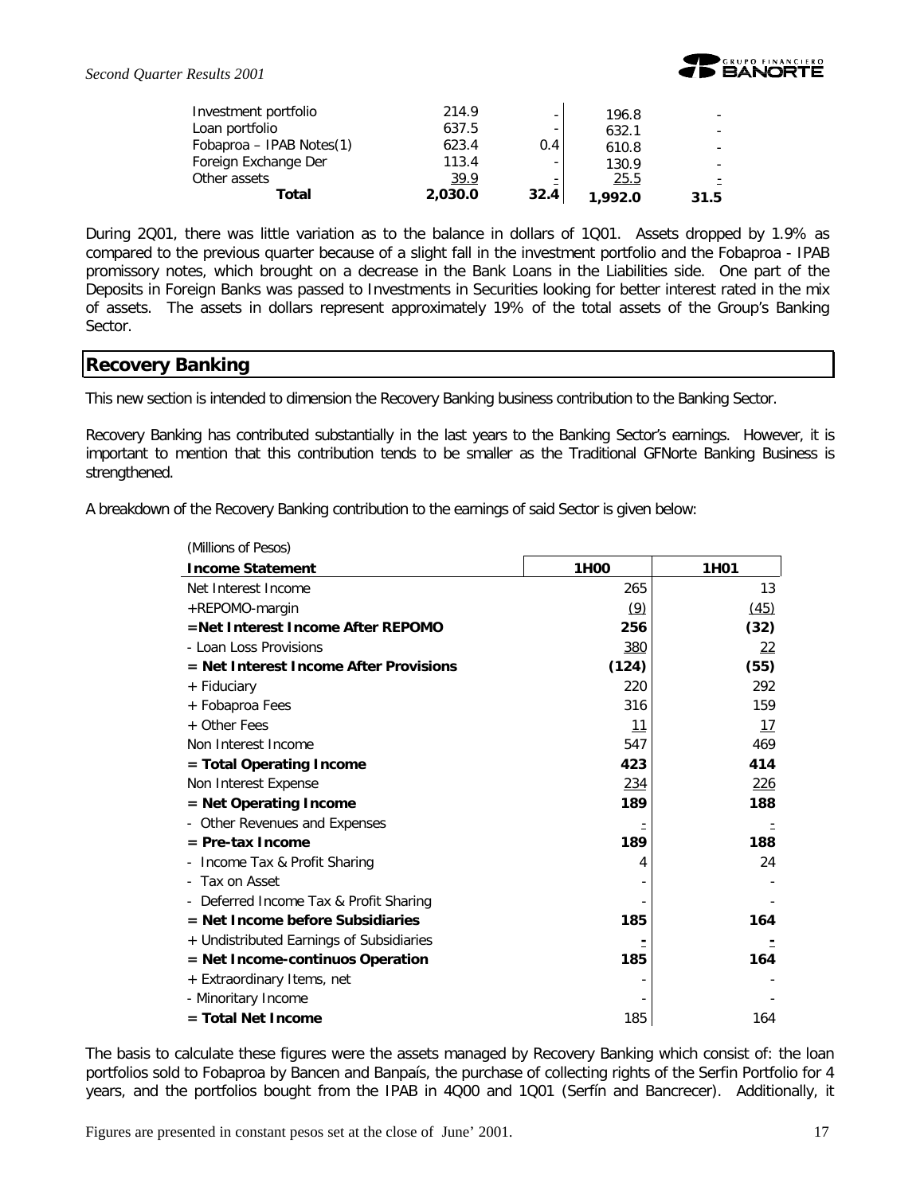| | | | | |
|---|---|---|---|---|
| Investment portfolio | 214.9 | - | 196.8 | - |
| Loan portfolio | 637.5 | - | 632.1 | - |
| Fobaproa – IPAB Notes(1) | 623.4 | 0.4 | 610.8 | - |
| Foreign Exchange Der | 113.4 | - | 130.9 | - |
| Other assets | 39.9 | - | 25.5 | - |
| **Total** | **2,030.0** | **32.4** | **1,992.0** | **31.5** |

During 2Q01, there was little variation as to the balance in dollars of 1Q01. Assets dropped by 1.9% as compared to the previous quarter because of a slight fall in the investment portfolio and the Fobaproa - IPAB promissory notes, which brought on a decrease in the Bank Loans in the Liabilities side. One part of the Deposits in Foreign Banks was passed to Investments in Securities looking for better interest rated in the mix of assets. The assets in dollars represent approximately 19% of the total assets of the Group's Banking Sector.

## Recovery Banking

This new section is intended to dimension the Recovery Banking business contribution to the Banking Sector.

Recovery Banking has contributed substantially in the last years to the Banking Sector's earnings. However, it is important to mention that this contribution tends to be smaller as the Traditional GFNorte Banking Business is strengthened.

A breakdown of the Recovery Banking contribution to the earnings of said Sector is given below:

(Millions of Pesos)

| **Income Statement** | **1H00** | **1H01** |
|---|---|---|
| Net Interest Income | 265 | 13 |
| +REPOMO-margin | (9) | (45) |
| **=Net Interest Income After REPOMO** | **256** | **(32)** |
| - Loan Loss Provisions | 380 | 22 |
| **= Net Interest Income After Provisions** | **(124)** | **(55)** |
| + Fiduciary | 220 | 292 |
| + Fobaproa Fees | 316 | 159 |
| + Other Fees | 11 | 17 |
| Non Interest Income | 547 | 469 |
| **= Total Operating Income** | **423** | **414** |
| Non Interest Expense | 234 | 226 |
| **= Net Operating Income** | **189** | **188** |
| - Other Revenues and Expenses | - | - |
| **= Pre-tax Income** | **189** | **188** |
| - Income Tax & Profit Sharing | 4 | 24 |
| - Tax on Asset | - | - |
| - Deferred Income Tax & Profit Sharing | - | - |
| **= Net Income before Subsidiaries** | **185** | **164** |
| + Undistributed Earnings of Subsidiaries | - | - |
| **= Net Income-continuos Operation** | **185** | **164** |
| + Extraordinary Items, net | - | - |
| - Minoritary Income | - | - |
| **= Total Net Income** | 185 | 164 |

The basis to calculate these figures were the assets managed by Recovery Banking which consist of: the loan portfolios sold to Fobaproa by Bancen and Banpaís, the purchase of collecting rights of the Serfin Portfolio for 4 years, and the portfolios bought from the IPAB in 4Q00 and 1Q01 (Serfín and Bancrecer). Additionally, it

Figures are presented in constant pesos set at the close of June' 2001.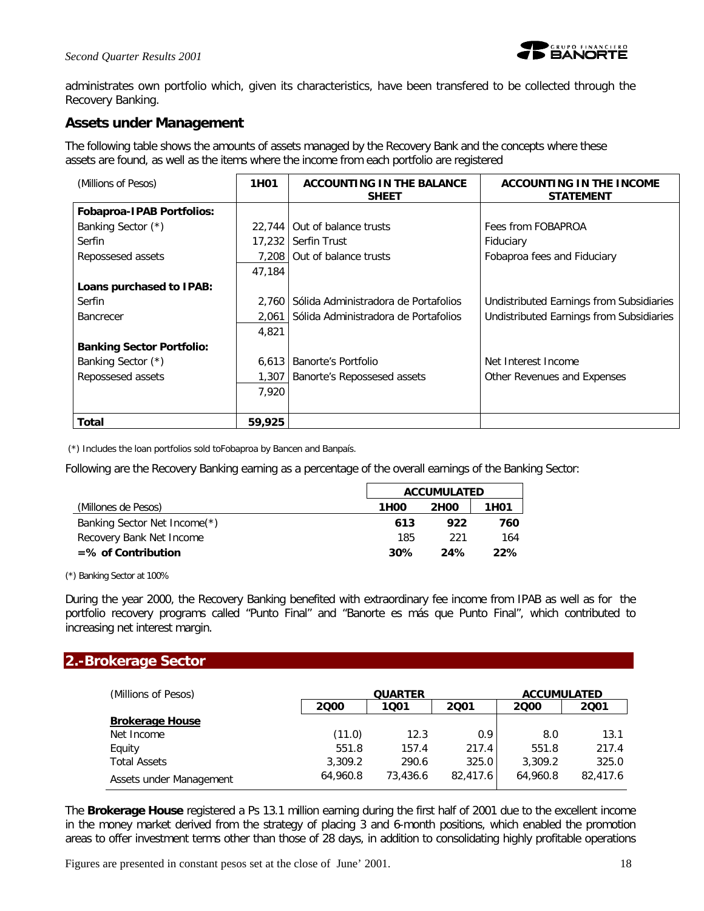administrates own portfolio which, given its characteristics, have been transfered to be collected through the Recovery Banking.

## Assets under Management

The following table shows the amounts of assets managed by the Recovery Bank and the concepts where these assets are found, as well as the items where the income from each portfolio are registered

| (Millions of Pesos) | 1H01 | ACCOUNTING IN THE BALANCE SHEET | ACCOUNTING IN THE INCOME STATEMENT |
|---|---|---|---|
| **Fobapro-IPAB Portfolios:** | | | |
| Banking Sector (*) | 22,744 | Out of balance trusts | Fees from FOBAPROA |
| Serfin | 17,232 | Serfin Trust | Fiduciary |
| Repossesed assets | 7,208 | Out of balance trusts | Fobaproa fees and Fiduciary |
| | 47,184 | | |
| **Loans purchased to IPAB:** | | | |
| Serfin | 2,760 | Sólida Administradora de Portafolios | Undistributed Earnings from Subsidiaries |
| Bancrecer | 2,061 | Sólida Administradora de Portafolios | Undistributed Earnings from Subsidiaries |
| | 4,821 | | |
| **Banking Sector Portfolio:** | | | |
| Banking Sector (*) | 6,613 | Banorte's Portfolio | Net Interest Income |
| Repossesed assets | 1,307 | Banorte's Repossesed assets | Other Revenues and Expenses |
| | 7,920 | | |
| **Total** | **59,925** | | |

(*) Includes the loan portfolios sold toFobaproa by Bancen and Banpaís.

Following are the Recovery Banking earning as a percentage of the overall earnings of the Banking Sector:

| | ACCUMULATED | | |
|---|---|---|---|
| (Millones de Pesos) | 1H00 | 2H00 | 1H01 |
| Banking Sector Net Income(*) | **613** | **922** | **760** |
| Recovery Bank Net Income | 185 | 221 | 164 |
| **=% of Contribution** | **30%** | **24%** | **22%** |

(*) Banking Sector at 100%

During the year 2000, the Recovery Banking benefited with extraordinary fee income from IPAB as well as for the portfolio recovery programs called "Punto Final" and "Banorte es más que Punto Final", which contributed to increasing net interest margin.

## 2.-Brokerage Sector

| (Millions of Pesos) | QUARTER | | | ACCUMULATED | |
|---|---|---|---|---|---|
| | 2Q00 | 1Q01 | 2Q01 | 2Q00 | 2Q01 |
| **Brokerage House** | | | | | |
| Net Income | (11.0) | 12.3 | 0.9 | 8.0 | 13.1 |
| Equity | 551.8 | 157.4 | 217.4 | 551.8 | 217.4 |
| Total Assets | 3,309.2 | 290.6 | 325.0 | 3,309.2 | 325.0 |
| Assets under Management | 64,960.8 | 73,436.6 | 82,417.6 | 64,960.8 | 82,417.6 |

The **Brokerage House** registered a Ps 13.1 million earning during the first half of 2001 due to the excellent income in the money market derived from the strategy of placing 3 and 6-month positions, which enabled the promotion areas to offer investment terms other than those of 28 days, in addition to consolidating highly profitable operations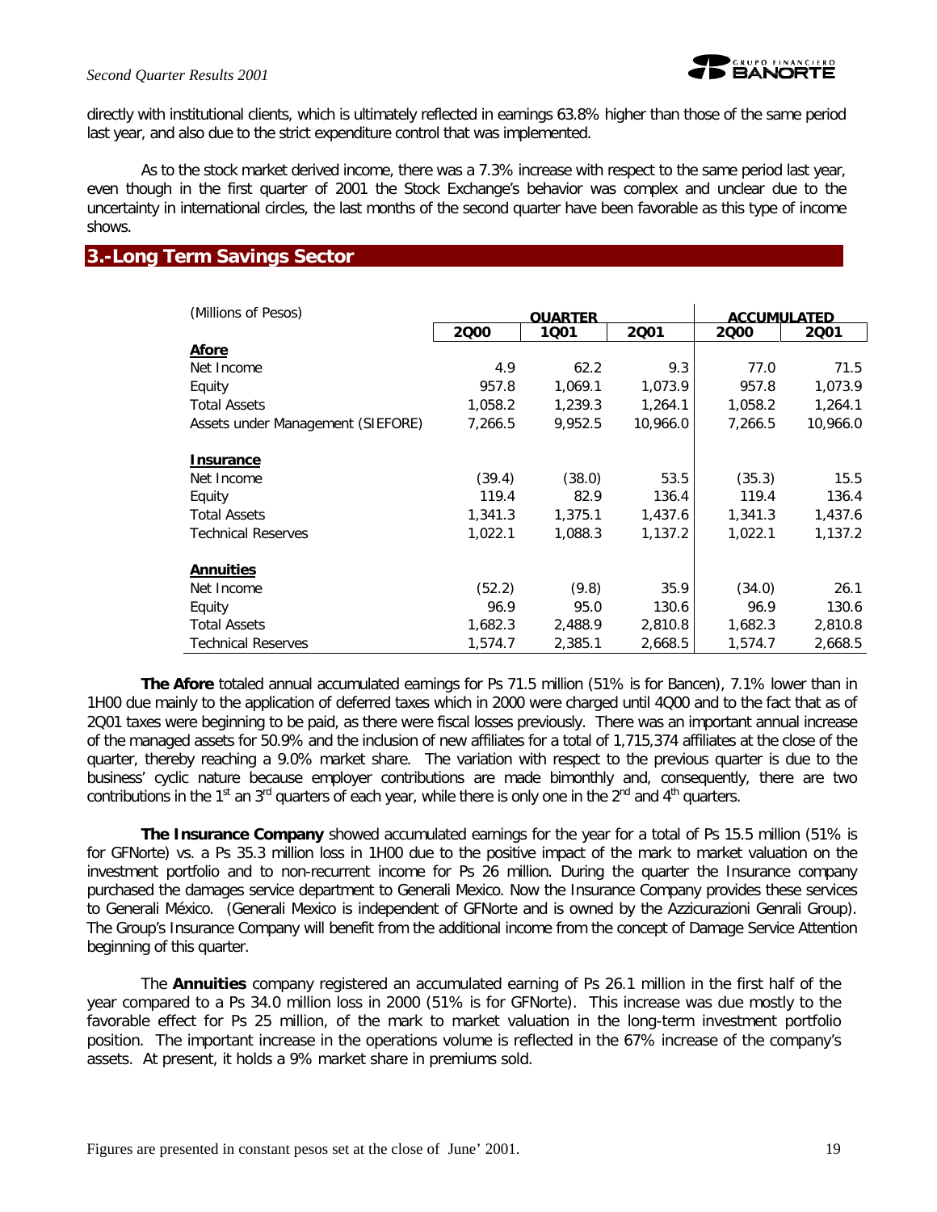directly with institutional clients, which is ultimately reflected in earnings 63.8% higher than those of the same period last year, and also due to the strict expenditure control that was implemented.

As to the stock market derived income, there was a 7.3% increase with respect to the same period last year, even though in the first quarter of 2001 the Stock Exchange's behavior was complex and unclear due to the uncertainty in international circles, the last months of the second quarter have been favorable as this type of income shows.

## 3.-Long Term Savings Sector

| (Millions of Pesos) | QUARTER | | | ACCUMULATED | |
|---|---|---|---|---|---|
| | 2Q00 | 1Q01 | 2Q01 | 2Q00 | 2Q01 |
| **Afore** | | | | | |
| Net Income | 4.9 | 62.2 | 9.3 | 77.0 | 71.5 |
| Equity | 957.8 | 1,069.1 | 1,073.9 | 957.8 | 1,073.9 |
| Total Assets | 1,058.2 | 1,239.3 | 1,264.1 | 1,058.2 | 1,264.1 |
| Assets under Management (SIEFORE) | 7,266.5 | 9,952.5 | 10,966.0 | 7,266.5 | 10,966.0 |
| **Insurance** | | | | | |
| Net Income | (39.4) | (38.0) | 53.5 | (35.3) | 15.5 |
| Equity | 119.4 | 82.9 | 136.4 | 119.4 | 136.4 |
| Total Assets | 1,341.3 | 1,375.1 | 1,437.6 | 1,341.3 | 1,437.6 |
| Technical Reserves | 1,022.1 | 1,088.3 | 1,137.2 | 1,022.1 | 1,137.2 |
| **Annuities** | | | | | |
| Net Income | (52.2) | (9.8) | 35.9 | (34.0) | 26.1 |
| Equity | 96.9 | 95.0 | 130.6 | 96.9 | 130.6 |
| Total Assets | 1,682.3 | 2,488.9 | 2,810.8 | 1,682.3 | 2,810.8 |
| Technical Reserves | 1,574.7 | 2,385.1 | 2,668.5 | 1,574.7 | 2,668.5 |

**The Afore** totaled annual accumulated earnings for Ps 71.5 million (51% is for Bancen), 7.1% lower than in 1H00 due mainly to the application of deferred taxes which in 2000 were charged until 4Q00 and to the fact that as of 2Q01 taxes were beginning to be paid, as there were fiscal losses previously. There was an important annual increase of the managed assets for 50.9% and the inclusion of new affiliates for a total of 1,715,374 affiliates at the close of the quarter, thereby reaching a 9.0% market share. The variation with respect to the previous quarter is due to the business' cyclic nature because employer contributions are made bimonthly and, consequently, there are two contributions in the 1st an 3rd quarters of each year, while there is only one in the 2nd and 4th quarters.

**The Insurance Company** showed accumulated earnings for the year for a total of Ps 15.5 million (51% is for GFNorte) vs. a Ps 35.3 million loss in 1H00 due to the positive impact of the mark to market valuation on the investment portfolio and to non-recurrent income for Ps 26 million. During the quarter the Insurance company purchased the damages service department to Generali Mexico. Now the Insurance Company provides these services to Generali México. (Generali Mexico is independent of GFNorte and is owned by the Azzicurazioni Genrali Group). The Group's Insurance Company will benefit from the additional income from the concept of Damage Service Attention beginning of this quarter.

The **Annuities** company registered an accumulated earning of Ps 26.1 million in the first half of the year compared to a Ps 34.0 million loss in 2000 (51% is for GFNorte). This increase was due mostly to the favorable effect for Ps 25 million, of the mark to market valuation in the long-term investment portfolio position. The important increase in the operations volume is reflected in the 67% increase of the company's assets. At present, it holds a 9% market share in premiums sold.

Figures are presented in constant pesos set at the close of June' 2001.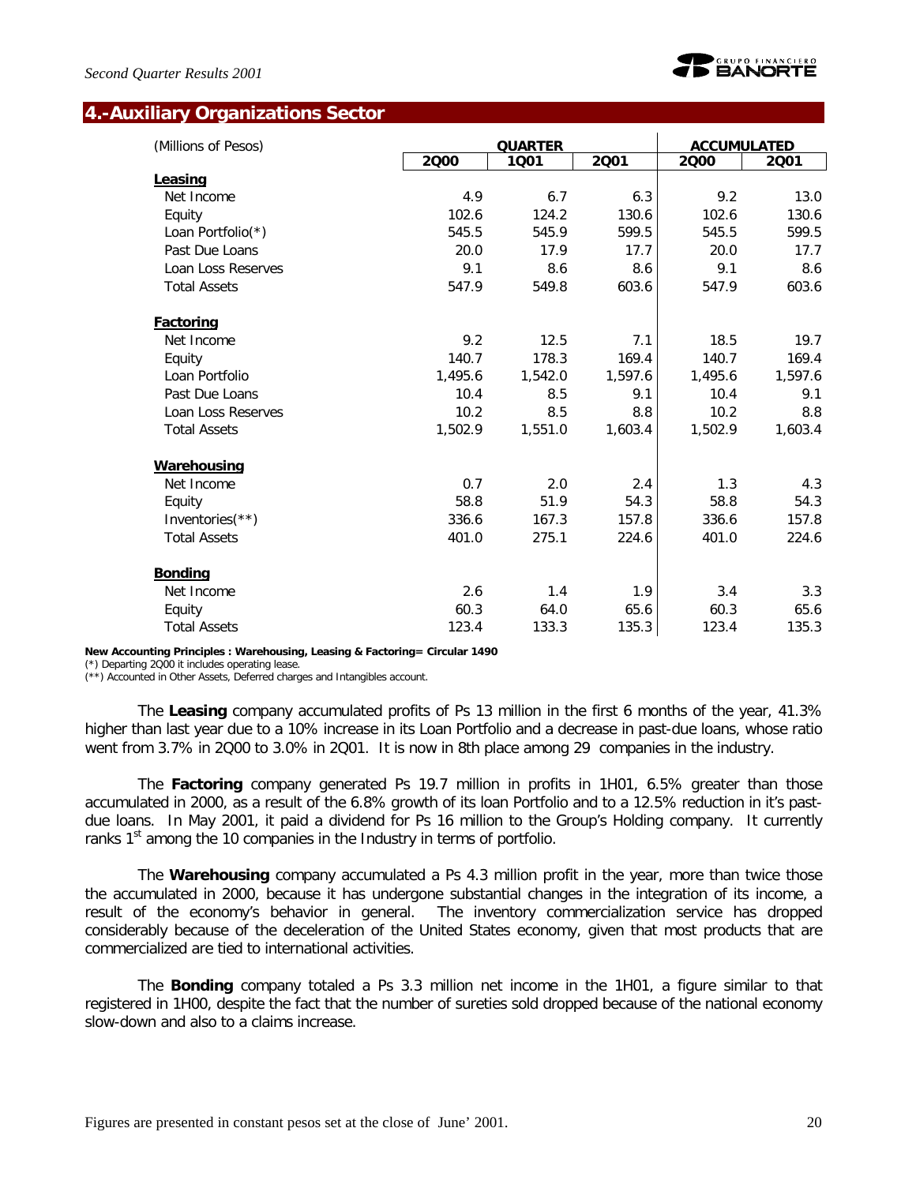## 4.-Auxiliary Organizations Sector

| (Millions of Pesos) | QUARTER | | | ACCUMULATED | |
|---|---|---|---|---|---|
| | 2Q00 | 1Q01 | 2Q01 | 2Q00 | 2Q01 |
| **Leasing** | | | | | |
| Net Income | 4.9 | 6.7 | 6.3 | 9.2 | 13.0 |
| Equity | 102.6 | 124.2 | 130.6 | 102.6 | 130.6 |
| Loan Portfolio(*) | 545.5 | 545.9 | 599.5 | 545.5 | 599.5 |
| Past Due Loans | 20.0 | 17.9 | 17.7 | 20.0 | 17.7 |
| Loan Loss Reserves | 9.1 | 8.6 | 8.6 | 9.1 | 8.6 |
| Total Assets | 547.9 | 549.8 | 603.6 | 547.9 | 603.6 |
| **Factoring** | | | | | |
| Net Income | 9.2 | 12.5 | 7.1 | 18.5 | 19.7 |
| Equity | 140.7 | 178.3 | 169.4 | 140.7 | 169.4 |
| Loan Portfolio | 1,495.6 | 1,542.0 | 1,597.6 | 1,495.6 | 1,597.6 |
| Past Due Loans | 10.4 | 8.5 | 9.1 | 10.4 | 9.1 |
| Loan Loss Reserves | 10.2 | 8.5 | 8.8 | 10.2 | 8.8 |
| Total Assets | 1,502.9 | 1,551.0 | 1,603.4 | 1,502.9 | 1,603.4 |
| **Warehousing** | | | | | |
| Net Income | 0.7 | 2.0 | 2.4 | 1.3 | 4.3 |
| Equity | 58.8 | 51.9 | 54.3 | 58.8 | 54.3 |
| Inventories(**) | 336.6 | 167.3 | 157.8 | 336.6 | 157.8 |
| Total Assets | 401.0 | 275.1 | 224.6 | 401.0 | 224.6 |
| **Bonding** | | | | | |
| Net Income | 2.6 | 1.4 | 1.9 | 3.4 | 3.3 |
| Equity | 60.3 | 64.0 | 65.6 | 60.3 | 65.6 |
| Total Assets | 123.4 | 133.3 | 135.3 | 123.4 | 135.3 |

**New Accounting Principles : Warehousing, Leasing & Factoring= Circular 1490**
(*) Departing 2Q00 it includes operating lease.
(**) Accounted in Other Assets, Deferred charges and Intangibles account.

The **Leasing** company accumulated profits of Ps 13 million in the first 6 months of the year, 41.3% higher than last year due to a 10% increase in its Loan Portfolio and a decrease in past-due loans, whose ratio went from 3.7% in 2Q00 to 3.0% in 2Q01. It is now in 8th place among 29 companies in the industry.

The **Factoring** company generated Ps 19.7 million in profits in 1H01, 6.5% greater than those accumulated in 2000, as a result of the 6.8% growth of its loan Portfolio and to a 12.5% reduction in it's past-due loans. In May 2001, it paid a dividend for Ps 16 million to the Group's Holding company. It currently ranks 1st among the 10 companies in the Industry in terms of portfolio.

The **Warehousing** company accumulated a Ps 4.3 million profit in the year, more than twice those the accumulated in 2000, because it has undergone substantial changes in the integration of its income, a result of the economy's behavior in general. The inventory commercialization service has dropped considerably because of the deceleration of the United States economy, given that most products that are commercialized are tied to international activities.

The **Bonding** company totaled a Ps 3.3 million net income in the 1H01, a figure similar to that registered in 1H00, despite the fact that the number of sureties sold dropped because of the national economy slow-down and also to a claims increase.

Figures are presented in constant pesos set at the close of June' 2001.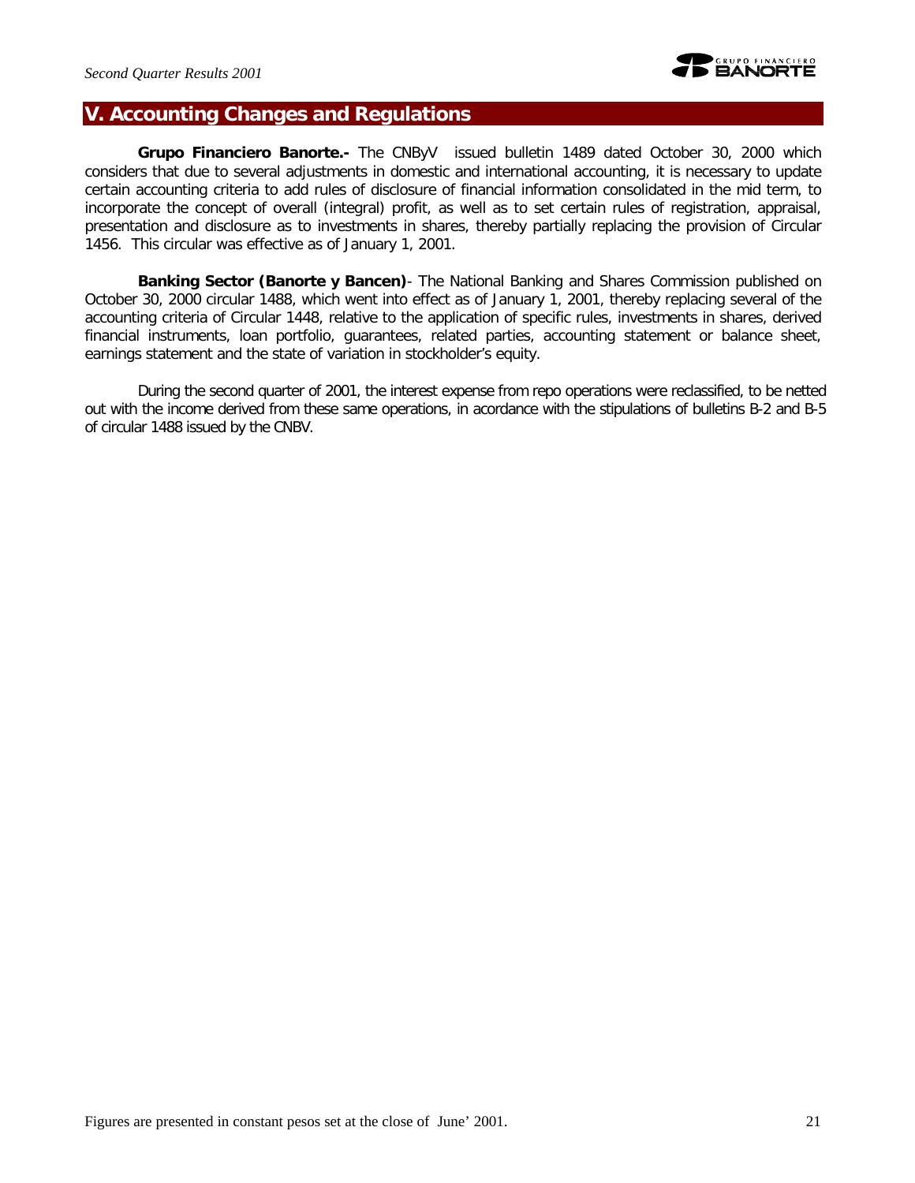## V. Accounting Changes and Regulations

**Grupo Financiero Banorte.-** The CNByV issued bulletin 1489 dated October 30, 2000 which considers that due to several adjustments in domestic and international accounting, it is necessary to update certain accounting criteria to add rules of disclosure of financial information consolidated in the mid term, to incorporate the concept of overall (integral) profit, as well as to set certain rules of registration, appraisal, presentation and disclosure as to investments in shares, thereby partially replacing the provision of Circular 1456. This circular was effective as of January 1, 2001.

**Banking Sector (Banorte y Bancen)**- The National Banking and Shares Commission published on October 30, 2000 circular 1488, which went into effect as of January 1, 2001, thereby replacing several of the accounting criteria of Circular 1448, relative to the application of specific rules, investments in shares, derived financial instruments, loan portfolio, guarantees, related parties, accounting statement or balance sheet, earnings statement and the state of variation in stockholder's equity.

During the second quarter of 2001, the interest expense from repo operations were reclassified, to be netted out with the income derived from these same operations, in acordance with the stipulations of bulletins B-2 and B-5 of circular 1488 issued by the CNBV.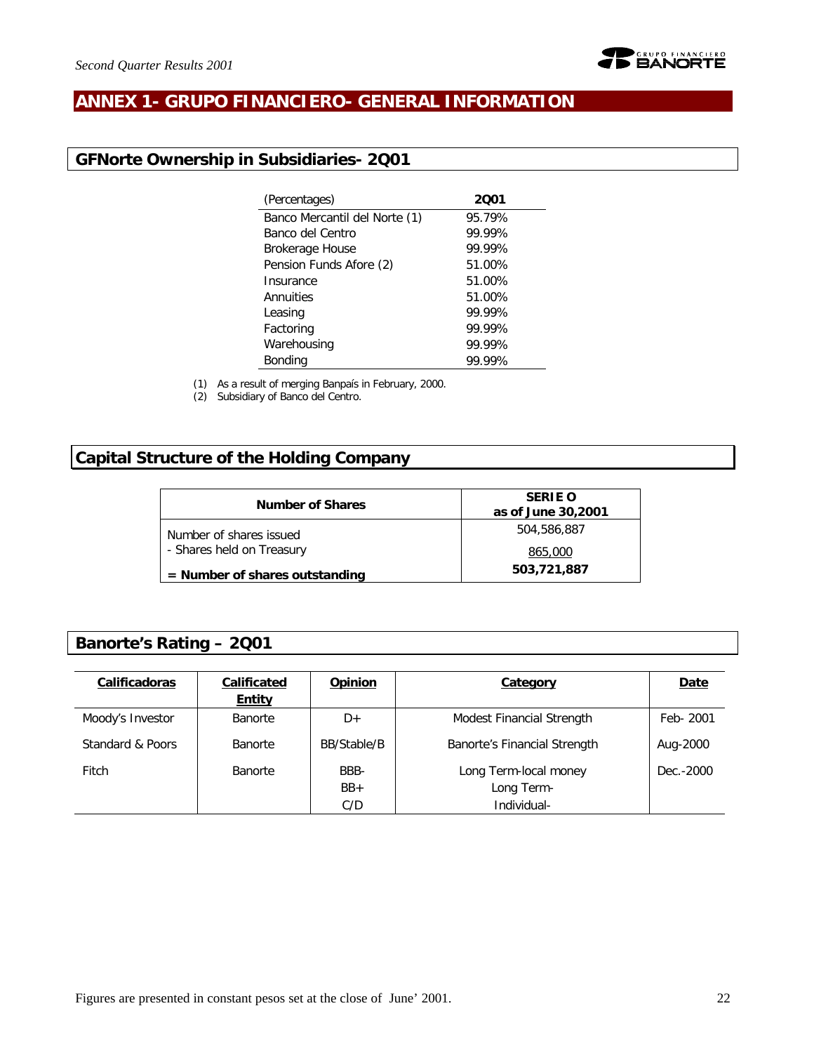## ANNEX 1- GRUPO FINANCIERO- GENERAL INFORMATION

### GFNorte Ownership in Subsidiaries- 2Q01

| (Percentages) | 2Q01 |
|---|---|
| Banco Mercantil del Norte (1) | 95.79% |
| Banco del Centro | 99.99% |
| Brokerage House | 99.99% |
| Pension Funds Afore (2) | 51.00% |
| Insurance | 51.00% |
| Annuities | 51.00% |
| Leasing | 99.99% |
| Factoring | 99.99% |
| Warehousing | 99.99% |
| Bonding | 99.99% |

(1) As a result of merging Banpaís in February, 2000.
(2) Subsidiary of Banco del Centro.

### Capital Structure of the Holding Company

| Number of Shares | SERIE O as of June 30,2001 |
|---|---|
| Number of shares issued | 504,586,887 |
| - Shares held on Treasury | 865,000 |
| **= Number of shares outstanding** | **503,721,887** |

### Banorte's Rating – 2Q01

| Calificadoras | Calificated Entity | Opinion | Category | Date |
|---|---|---|---|---|
| Moody's Investor | Banorte | D+ | Modest Financial Strength | Feb- 2001 |
| Standard & Poors | Banorte | BB/Stable/B | Banorte's Financial Strength | Aug-2000 |
| Fitch | Banorte | BBB-<br>BB+<br>C/D | Long Term-local money<br>Long Term-<br>Individual- | Dec.-2000 |

Figures are presented in constant pesos set at the close of June' 2001.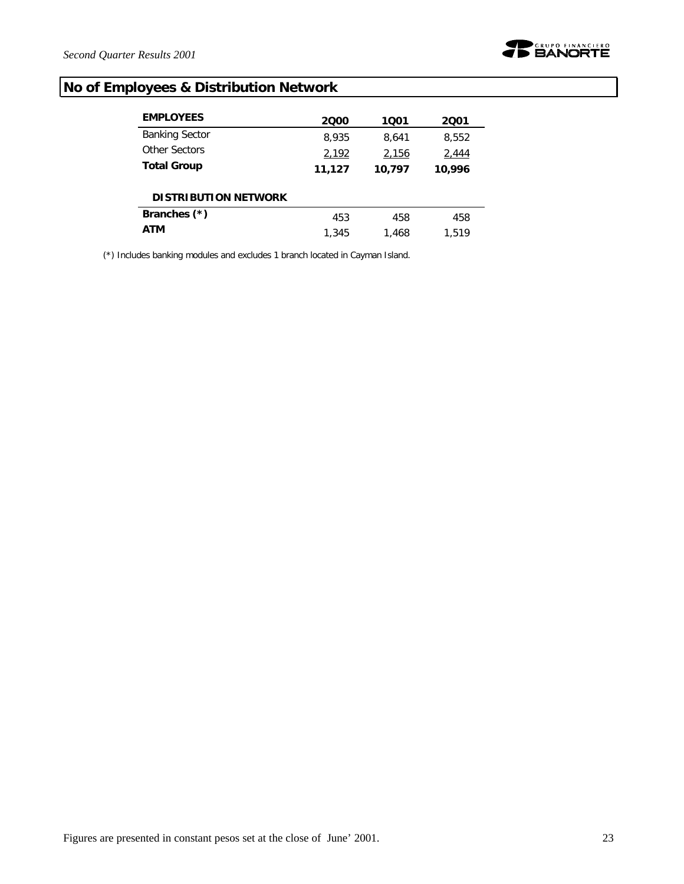## No of Employees & Distribution Network

| EMPLOYEES | 2Q00 | 1Q01 | 2Q01 |
|---|---|---|---|
| Banking Sector | 8,935 | 8,641 | 8,552 |
| Other Sectors | 2,192 | 2,156 | 2,444 |
| **Total Group** | **11,127** | **10,797** | **10,996** |

| DISTRIBUTION NETWORK | | | |
|---|---|---|---|
| **Branches (*)** | 453 | 458 | 458 |
| **ATM** | 1,345 | 1,468 | 1,519 |

(*) Includes banking modules and excludes 1 branch located in Cayman Island.

Figures are presented in constant pesos set at the close of June' 2001.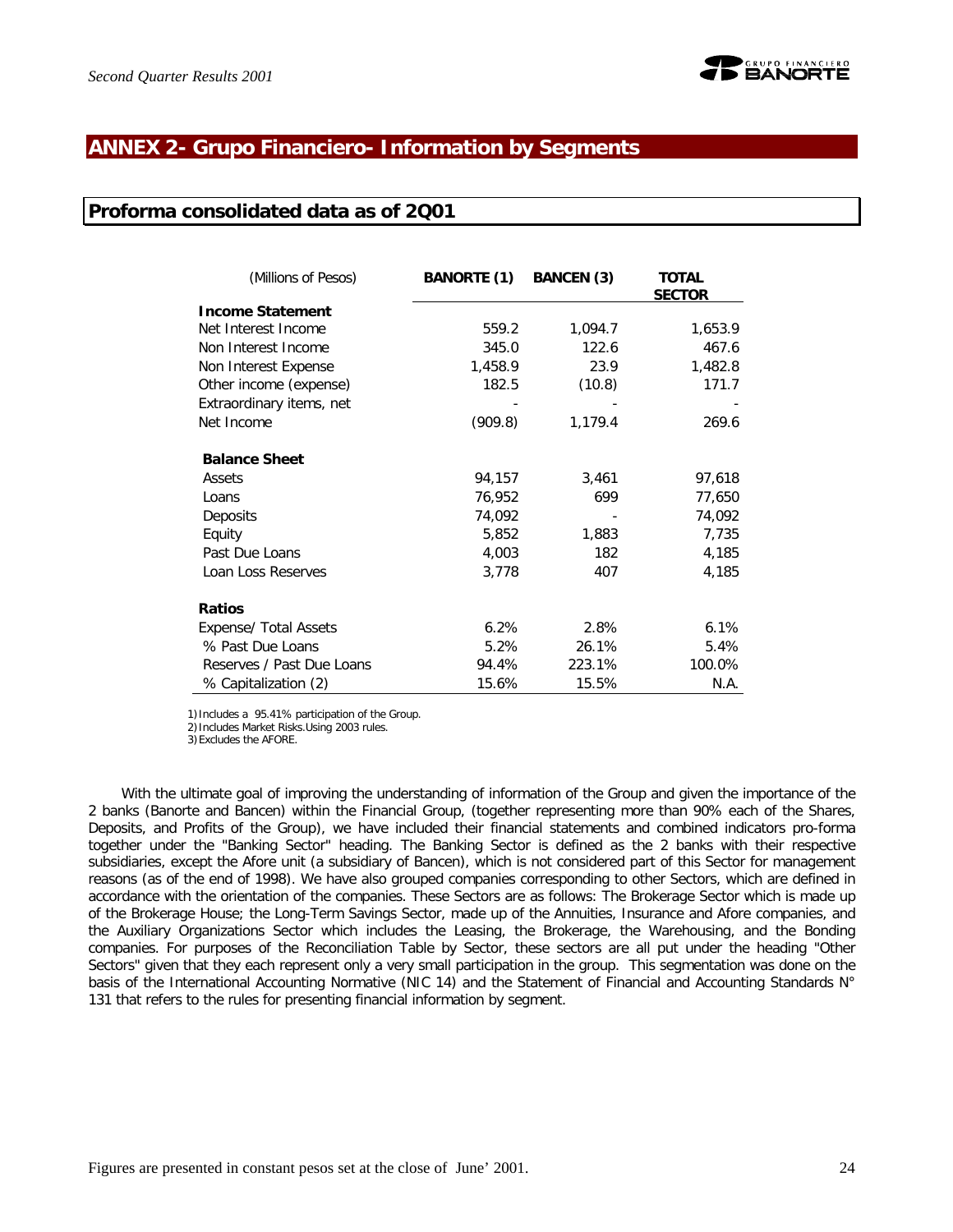## ANNEX 2- Grupo Financiero- Information by Segments

### Proforma consolidated data as of 2Q01

| (Millions of Pesos) | BANORTE (1) | BANCEN (3) | TOTAL SECTOR |
|---|---|---|---|
| **Income Statement** | | | |
| Net Interest Income | 559.2 | 1,094.7 | 1,653.9 |
| Non Interest Income | 345.0 | 122.6 | 467.6 |
| Non Interest Expense | 1,458.9 | 23.9 | 1,482.8 |
| Other income (expense) | 182.5 | (10.8) | 171.7 |
| Extraordinary items, net | - | - | - |
| Net Income | (909.8) | 1,179.4 | 269.6 |
| **Balance Sheet** | | | |
| Assets | 94,157 | 3,461 | 97,618 |
| Loans | 76,952 | 699 | 77,650 |
| Deposits | 74,092 | - | 74,092 |
| Equity | 5,852 | 1,883 | 7,735 |
| Past Due Loans | 4,003 | 182 | 4,185 |
| Loan Loss Reserves | 3,778 | 407 | 4,185 |
| **Ratios** | | | |
| Expense/ Total Assets | 6.2% | 2.8% | 6.1% |
| % Past Due Loans | 5.2% | 26.1% | 5.4% |
| Reserves / Past Due Loans | 94.4% | 223.1% | 100.0% |
| % Capitalization (2) | 15.6% | 15.5% | N.A. |

1) Includes a 95.41% participation of the Group.
2) Includes Market Risks.Using 2003 rules.
3) Excludes the AFORE.

With the ultimate goal of improving the understanding of information of the Group and given the importance of the 2 banks (Banorte and Bancen) within the Financial Group, (together representing more than 90% each of the Shares, Deposits, and Profits of the Group), we have included their financial statements and combined indicators pro-forma together under the "Banking Sector" heading. The Banking Sector is defined as the 2 banks with their respective subsidiaries, except the Afore unit (a subsidiary of Bancen), which is not considered part of this Sector for management reasons (as of the end of 1998). We have also grouped companies corresponding to other Sectors, which are defined in accordance with the orientation of the companies. These Sectors are as follows: The Brokerage Sector which is made up of the Brokerage House; the Long-Term Savings Sector, made up of the Annuities, Insurance and Afore companies, and the Auxiliary Organizations Sector which includes the Leasing, the Brokerage, the Warehousing, and the Bonding companies. For purposes of the Reconciliation Table by Sector, these sectors are all put under the heading "Other Sectors" given that they each represent only a very small participation in the group. This segmentation was done on the basis of the International Accounting Normative (NIC 14) and the Statement of Financial and Accounting Standards N° 131 that refers to the rules for presenting financial information by segment.

Figures are presented in constant pesos set at the close of June' 2001.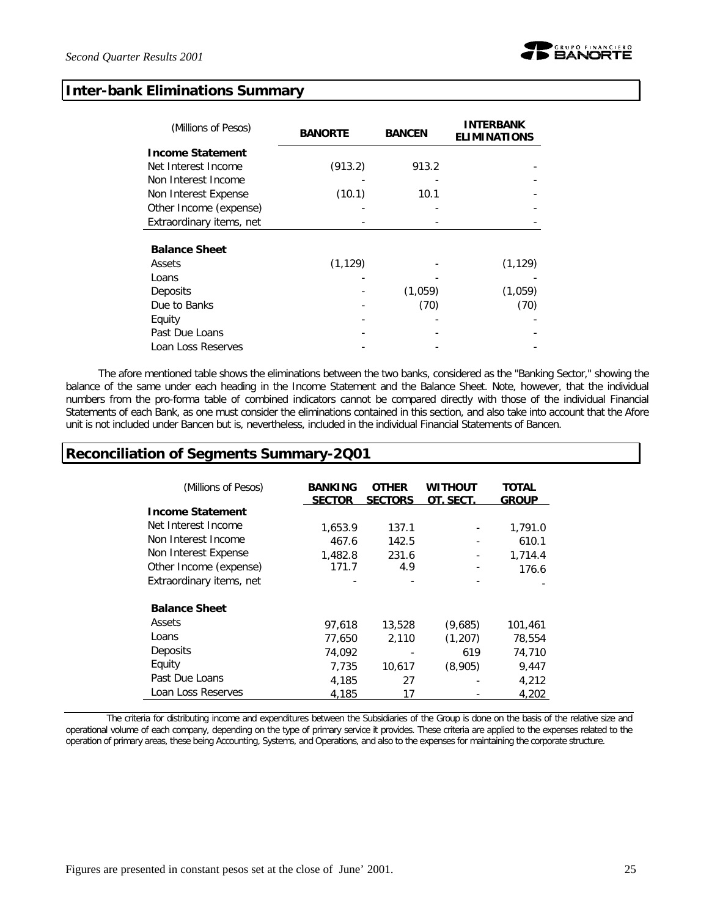## Inter-bank Eliminations Summary

| (Millions of Pesos) | BANORTE | BANCEN | INTERBANK ELIMINATIONS |
|---|---|---|---|
| **Income Statement** | | | |
| Net Interest Income | (913.2) | 913.2 | - |
| Non Interest Income | - | - | - |
| Non Interest Expense | (10.1) | 10.1 | - |
| Other Income (expense) | - | - | - |
| Extraordinary items, net | - | - | - |
| **Balance Sheet** | | | |
| Assets | (1,129) | - | (1,129) |
| Loans | - | - | - |
| Deposits | - | (1,059) | (1,059) |
| Due to Banks | - | (70) | (70) |
| Equity | - | - | - |
| Past Due Loans | - | - | - |
| Loan Loss Reserves | - | - | - |

The afore mentioned table shows the eliminations between the two banks, considered as the "Banking Sector," showing the balance of the same under each heading in the Income Statement and the Balance Sheet. Note, however, that the individual numbers from the pro-forma table of combined indicators cannot be compared directly with those of the individual Financial Statements of each Bank, as one must consider the eliminations contained in this section, and also take into account that the Afore unit is not included under Bancen but is, nevertheless, included in the individual Financial Statements of Bancen.

## Reconciliation of Segments Summary-2Q01

| (Millions of Pesos) | BANKING SECTOR | OTHER SECTORS | WITHOUT OT. SECT. | TOTAL GROUP |
|---|---|---|---|---|
| **Income Statement** | | | | |
| Net Interest Income | 1,653.9 | 137.1 | - | 1,791.0 |
| Non Interest Income | 467.6 | 142.5 | - | 610.1 |
| Non Interest Expense | 1,482.8 | 231.6 | - | 1,714.4 |
| Other Income (expense) | 171.7 | 4.9 | - | 176.6 |
| Extraordinary items, net | - | - | - | - |
| **Balance Sheet** | | | | |
| Assets | 97,618 | 13,528 | (9,685) | 101,461 |
| Loans | 77,650 | 2,110 | (1,207) | 78,554 |
| Deposits | 74,092 | - | 619 | 74,710 |
| Equity | 7,735 | 10,617 | (8,905) | 9,447 |
| Past Due Loans | 4,185 | 27 | - | 4,212 |
| Loan Loss Reserves | 4,185 | 17 | - | 4,202 |

The criteria for distributing income and expenditures between the Subsidiaries of the Group is done on the basis of the relative size and operational volume of each company, depending on the type of primary service it provides. These criteria are applied to the expenses related to the operation of primary areas, these being Accounting, Systems, and Operations, and also to the expenses for maintaining the corporate structure.

Figures are presented in constant pesos set at the close of June' 2001.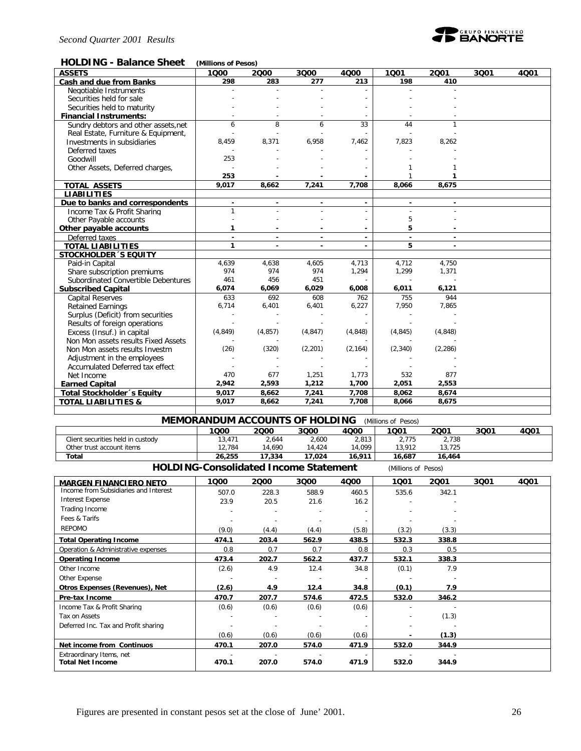## HOLDING - Balance Sheet (Millions of Pesos)

| ASSETS | 1Q00 | 2Q00 | 3Q00 | 4Q00 | 1Q01 | 2Q01 | 3Q01 | 4Q01 |
|---|---|---|---|---|---|---|---|---|
| **Cash and due from Banks** | **298** | **283** | **277** | **213** | **198** | **410** | | |
| Negotiable Instruments | - | - | - | - | - | - | | |
| Securities held for sale | - | - | - | - | - | - | | |
| Securities held to maturity | - | - | - | - | - | - | | |
| **Financial Instruments:** | - | - | - | - | - | - | | |
| Sundry debtors and other assets,net | 6 | 8 | 6 | 33 | 44 | 1 | | |
| Real Estate, Furniture & Equipment, | - | - | - | - | - | - | | |
| Investments in subsidiaries | 8,459 | 8,371 | 6,958 | 7,462 | 7,823 | 8,262 | | |
| Deferred taxes | - | - | - | - | - | - | | |
| Goodwill | 253 | - | - | - | - | - | | |
| Other Assets, Deferred charges, | - | - | - | - | 1 | 1 | | |
| | **253** | **-** | **-** | **-** | 1 | **1** | | |
| **TOTAL ASSETS** | **9,017** | **8,662** | **7,241** | **7,708** | **8,066** | **8,675** | | |
| **LIABILITIES** | | | | | | | | |
| **Due to banks and correspondents** | **-** | **-** | **-** | **-** | **-** | **-** | | |
| Income Tax & Profit Sharing | 1 | - | - | - | - | - | | |
| Other Payable accounts | - | - | - | - | 5 | - | | |
| **Other payable accounts** | **1** | **-** | **-** | **-** | **5** | **-** | | |
| Deferred taxes | - | - | - | - | - | - | | |
| **TOTAL LIABILITIES** | **1** | **-** | **-** | **-** | **5** | **-** | | |
| **STOCKHOLDER´S EQUITY** | | | | | | | | |
| Paid-in Capital | 4,639 | 4,638 | 4,605 | 4,713 | 4,712 | 4,750 | | |
| Share subscription premiums | 974 | 974 | 974 | 1,294 | 1,299 | 1,371 | | |
| Subordinated Convertible Debentures | 461 | 456 | 451 | - | - | - | | |
| **Subscribed Capital** | **6,074** | **6,069** | **6,029** | **6,008** | **6,011** | **6,121** | | |
| Capital Reserves | 633 | 692 | 608 | 762 | 755 | 944 | | |
| Retained Earnings | 6,714 | 6,401 | 6,401 | 6,227 | 7,950 | 7,865 | | |
| Surplus (Deficit) from securities | - | - | - | - | - | - | | |
| Results of foreign operations | - | - | - | - | - | - | | |
| Excess (Insuf.) in capital | (4,849) | (4,857) | (4,847) | (4,848) | (4,845) | (4,848) | | |
| Non Mon assets results Fixed Assets | - | - | - | - | - | - | | |
| Non Mon assets results Investm | (26) | (320) | (2,201) | (2,164) | (2,340) | (2,286) | | |
| Adjustment in the employees | - | - | - | - | - | - | | |
| Accumulated Deferred tax effect | - | - | - | - | - | - | | |
| Net Income | 470 | 677 | 1,251 | 1,773 | 532 | 877 | | |
| **Earned Capital** | **2,942** | **2,593** | **1,212** | **1,700** | **2,051** | **2,553** | | |
| **Total Stockholder´s Equity** | **9,017** | **8,662** | **7,241** | **7,708** | **8,062** | **8,674** | | |
| **TOTAL LIABILITIES &** | **9,017** | **8,662** | **7,241** | **7,708** | **8,066** | **8,675** | | |

## MEMORANDUM ACCOUNTS OF HOLDING (Millions of Pesos)

| | 1Q00 | 2Q00 | 3Q00 | 4Q00 | 1Q01 | 2Q01 | 3Q01 | 4Q01 |
|---|---|---|---|---|---|---|---|---|
| Client securities held in custody | 13,471 | 2,644 | 2,600 | 2,813 | 2,775 | 2,738 | | |
| Other trust account items | 12,784 | 14,690 | 14,424 | 14,099 | 13,912 | 13,725 | | |
| **Total** | **26,255** | **17,334** | **17,024** | **16,911** | **16,687** | **16,464** | | |

## HOLDING-Consolidated Income Statement (Millions of Pesos)

| MARGEN FINANCIERO NETO | 1Q00 | 2Q00 | 3Q00 | 4Q00 | 1Q01 | 2Q01 | 3Q01 | 4Q01 |
|---|---|---|---|---|---|---|---|---|
| Income from Subsidiaries and Interest | 507.0 | 228.3 | 588.9 | 460.5 | 535.6 | 342.1 | | |
| Interest Expense | 23.9 | 20.5 | 21.6 | 16.2 | - | - | | |
| Trading Income | - | - | - | - | - | - | | |
| Fees & Tarifs | - | - | - | - | - | - | | |
| REPOMO | (9.0) | (4.4) | (4.4) | (5.8) | (3.2) | (3.3) | | |
| **Total Operating Income** | **474.1** | **203.4** | **562.9** | **438.5** | **532.3** | **338.8** | | |
| Operation & Administrative expenses | 0.8 | 0.7 | 0.7 | 0.8 | 0.3 | 0.5 | | |
| **Operating Income** | **473.4** | **202.7** | **562.2** | **437.7** | **532.1** | **338.3** | | |
| Other Income | (2.6) | 4.9 | 12.4 | 34.8 | (0.1) | 7.9 | | |
| Other Expense | - | - | - | - | - | - | | |
| **Otros Expenses (Revenues), Net** | **(2.6)** | **4.9** | **12.4** | **34.8** | **(0.1)** | **7.9** | | |
| **Pre-tax Income** | **470.7** | **207.7** | **574.6** | **472.5** | **532.0** | **346.2** | | |
| Income Tax & Profit Sharing | (0.6) | (0.6) | (0.6) | (0.6) | - | - | | |
| Tax on Assets | - | - | - | - | - | (1.3) | | |
| Deferred Inc. Tax and Profit sharing | - | - | - | - | - | - | | |
| | (0.6) | (0.6) | (0.6) | (0.6) | **-** | **(1.3)** | | |
| **Net income from Continuos** | **470.1** | **207.0** | **574.0** | **471.9** | **532.0** | **344.9** | | |
| Extraordinary Items, net | - | - | - | - | - | - | | |
| **Total Net Income** | **470.1** | **207.0** | **574.0** | **471.9** | **532.0** | **344.9** | | |

Figures are presented in constant pesos set at the close of June' 2001.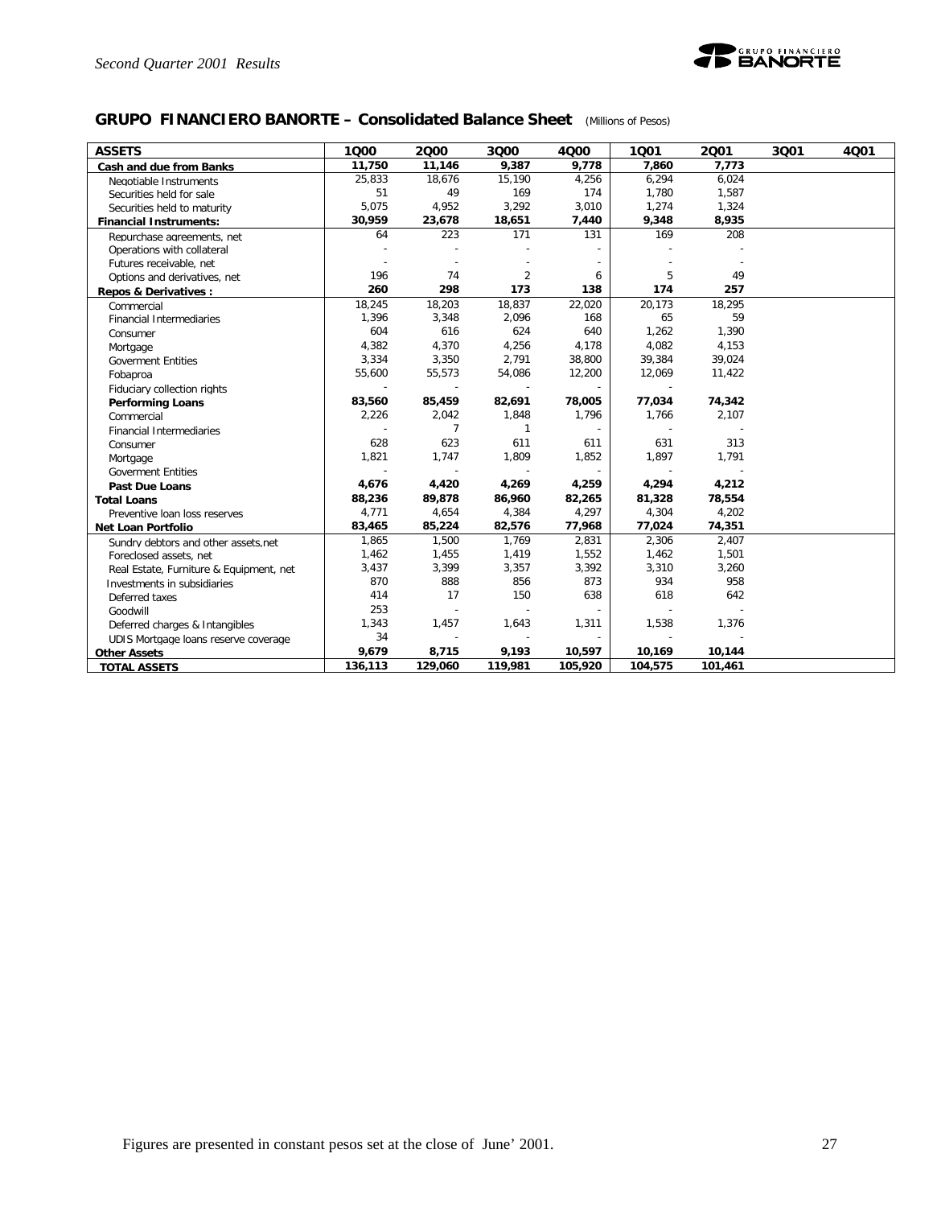## GRUPO FINANCIERO BANORTE – Consolidated Balance Sheet (Millions of Pesos)

| ASSETS | 1Q00 | 2Q00 | 3Q00 | 4Q00 | 1Q01 | 2Q01 | 3Q01 | 4Q01 |
|---|---|---|---|---|---|---|---|---|
| **Cash and due from Banks** | **11,750** | **11,146** | **9,387** | **9,778** | **7,860** | **7,773** | | |
| Negotiable Instruments | 25,833 | 18,676 | 15,190 | 4,256 | 6,294 | 6,024 | | |
| Securities held for sale | 51 | 49 | 169 | 174 | 1,780 | 1,587 | | |
| Securities held to maturity | 5,075 | 4,952 | 3,292 | 3,010 | 1,274 | 1,324 | | |
| **Financial Instruments:** | **30,959** | **23,678** | **18,651** | **7,440** | **9,348** | **8,935** | | |
| Repurchase agreements, net | 64 | 223 | 171 | 131 | 169 | 208 | | |
| Operations with collateral | - | - | - | - | - | - | | |
| Futures receivable, net | - | - | - | - | - | - | | |
| Options and derivatives, net | 196 | 74 | 2 | 6 | 5 | 49 | | |
| **Repos & Derivatives :** | **260** | **298** | **173** | **138** | **174** | **257** | | |
| Commercial | 18,245 | 18,203 | 18,837 | 22,020 | 20,173 | 18,295 | | |
| Financial Intermediaries | 1,396 | 3,348 | 2,096 | 168 | 65 | 59 | | |
| Consumer | 604 | 616 | 624 | 640 | 1,262 | 1,390 | | |
| Mortgage | 4,382 | 4,370 | 4,256 | 4,178 | 4,082 | 4,153 | | |
| Goverment Entities | 3,334 | 3,350 | 2,791 | 38,800 | 39,384 | 39,024 | | |
| Fobaproa | 55,600 | 55,573 | 54,086 | 12,200 | 12,069 | 11,422 | | |
| Fiduciary collection rights | - | - | - | - | - | | | |
| **Performing Loans** | **83,560** | **85,459** | **82,691** | **78,005** | **77,034** | **74,342** | | |
| Commercial | 2,226 | 2,042 | 1,848 | 1,796 | 1,766 | 2,107 | | |
| Financial Intermediaries | - | 7 | 1 | - | - | - | | |
| Consumer | 628 | 623 | 611 | 611 | 631 | 313 | | |
| Mortgage | 1,821 | 1,747 | 1,809 | 1,852 | 1,897 | 1,791 | | |
| Goverment Entities | - | - | - | - | - | - | | |
| **Past Due Loans** | **4,676** | **4,420** | **4,269** | **4,259** | **4,294** | **4,212** | | |
| **Total Loans** | **88,236** | **89,878** | **86,960** | **82,265** | **81,328** | **78,554** | | |
| Preventive loan loss reserves | 4,771 | 4,654 | 4,384 | 4,297 | 4,304 | 4,202 | | |
| **Net Loan Portfolio** | **83,465** | **85,224** | **82,576** | **77,968** | **77,024** | **74,351** | | |
| Sundry debtors and other assets,net | 1,865 | 1,500 | 1,769 | 2,831 | 2,306 | 2,407 | | |
| Foreclosed assets, net | 1,462 | 1,455 | 1,419 | 1,552 | 1,462 | 1,501 | | |
| Real Estate, Furniture & Equipment, net | 3,437 | 3,399 | 3,357 | 3,392 | 3,310 | 3,260 | | |
| Investments in subsidiaries | 870 | 888 | 856 | 873 | 934 | 958 | | |
| Deferred taxes | 414 | 17 | 150 | 638 | 618 | 642 | | |
| Goodwill | 253 | - | - | - | - | - | | |
| Deferred charges & Intangibles | 1,343 | 1,457 | 1,643 | 1,311 | 1,538 | 1,376 | | |
| UDIS Mortgage loans reserve coverage | 34 | - | - | - | - | - | | |
| **Other Assets** | **9,679** | **8,715** | **9,193** | **10,597** | **10,169** | **10,144** | | |
| **TOTAL ASSETS** | **136,113** | **129,060** | **119,981** | **105,920** | **104,575** | **101,461** | | |

Figures are presented in constant pesos set at the close of June' 2001.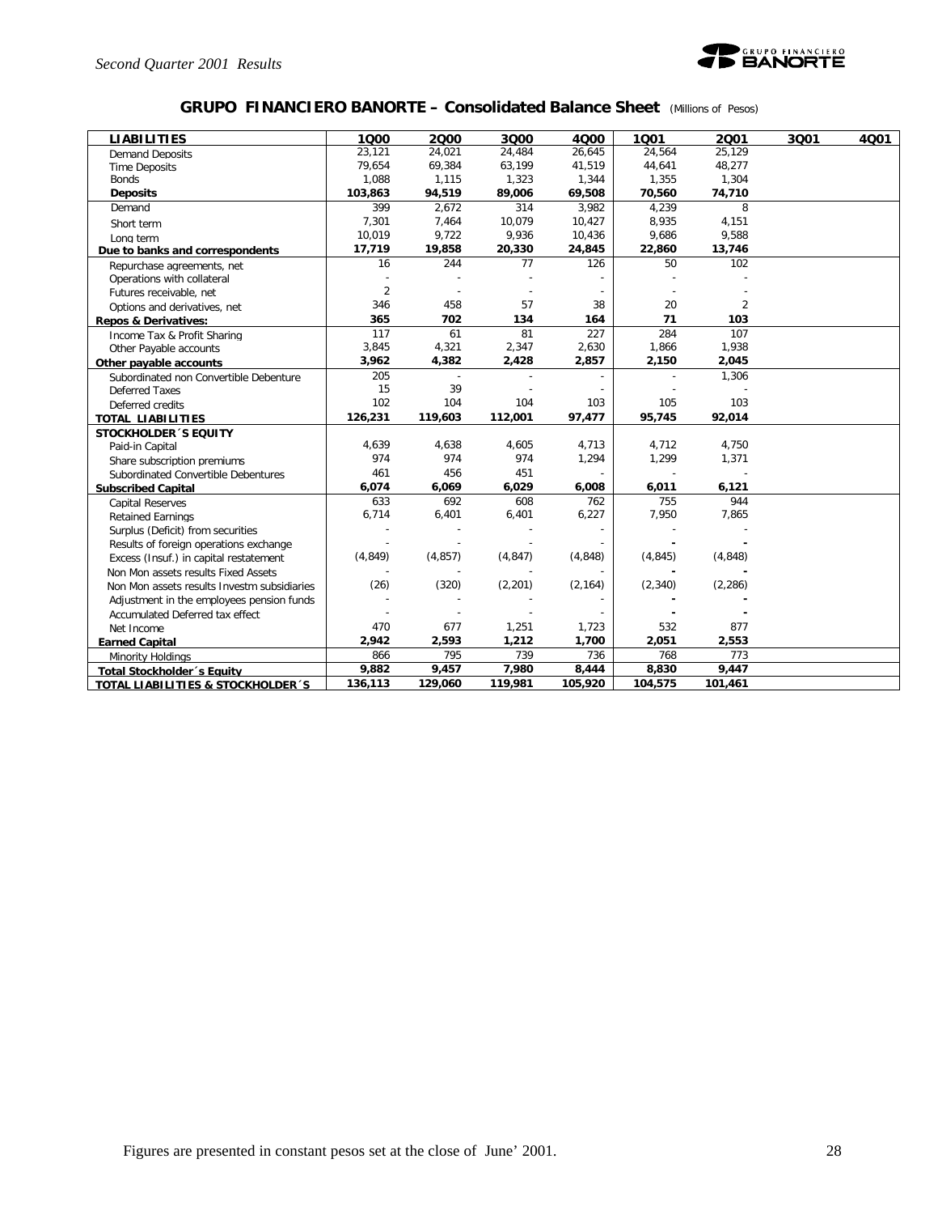## GRUPO FINANCIERO BANORTE – Consolidated Balance Sheet (Millions of Pesos)

| LIABILITIES | 1Q00 | 2Q00 | 3Q00 | 4Q00 | 1Q01 | 2Q01 | 3Q01 | 4Q01 |
|---|---|---|---|---|---|---|---|---|
| Demand Deposits | 23,121 | 24,021 | 24,484 | 26,645 | 24,564 | 25,129 | | |
| Time Deposits | 79,654 | 69,384 | 63,199 | 41,519 | 44,641 | 48,277 | | |
| Bonds | 1,088 | 1,115 | 1,323 | 1,344 | 1,355 | 1,304 | | |
| **Deposits** | **103,863** | **94,519** | **89,006** | **69,508** | **70,560** | **74,710** | | |
| Demand | 399 | 2,672 | 314 | 3,982 | 4,239 | 8 | | |
| Short term | 7,301 | 7,464 | 10,079 | 10,427 | 8,935 | 4,151 | | |
| Long term | 10,019 | 9,722 | 9,936 | 10,436 | 9,686 | 9,588 | | |
| **Due to banks and correspondents** | **17,719** | **19,858** | **20,330** | **24,845** | **22,860** | **13,746** | | |
| Repurchase agreements, net | 16 | 244 | 77 | 126 | 50 | 102 | | |
| Operations with collateral | - | - | - | - | - | - | | |
| Futures receivable, net | 2 | - | - | - | - | - | | |
| Options and derivatives, net | 346 | 458 | 57 | 38 | 20 | 2 | | |
| **Repos & Derivatives:** | **365** | **702** | **134** | **164** | **71** | **103** | | |
| Income Tax & Profit Sharing | 117 | 61 | 81 | 227 | 284 | 107 | | |
| Other Payable accounts | 3,845 | 4,321 | 2,347 | 2,630 | 1,866 | 1,938 | | |
| **Other payable accounts** | **3,962** | **4,382** | **2,428** | **2,857** | **2,150** | **2,045** | | |
| Subordinated non Convertible Debenture | 205 | - | - | - | - | 1,306 | | |
| Deferred Taxes | 15 | 39 | - | - | - | - | | |
| Deferred credits | 102 | 104 | 104 | 103 | 105 | 103 | | |
| **TOTAL LIABILITIES** | **126,231** | **119,603** | **112,001** | **97,477** | **95,745** | **92,014** | | |
| **STOCKHOLDER´S EQUITY** | | | | | | | | |
| Paid-in Capital | 4,639 | 4,638 | 4,605 | 4,713 | 4,712 | 4,750 | | |
| Share subscription premiums | 974 | 974 | 974 | 1,294 | 1,299 | 1,371 | | |
| Subordinated Convertible Debentures | 461 | 456 | 451 | - | - | - | | |
| **Subscribed Capital** | **6,074** | **6,069** | **6,029** | **6,008** | **6,011** | **6,121** | | |
| Capital Reserves | 633 | 692 | 608 | 762 | 755 | 944 | | |
| Retained Earnings | 6,714 | 6,401 | 6,401 | 6,227 | 7,950 | 7,865 | | |
| Surplus (Deficit) from securities | - | - | - | - | - | - | | |
| Results of foreign operations exchange | - | - | - | - | - | - | | |
| Excess (Insuf.) in capital restatement | (4,849) | (4,857) | (4,847) | (4,848) | (4,845) | (4,848) | | |
| Non Mon assets results Fixed Assets | - | - | - | - | - | - | | |
| Non Mon assets results Investm subsidiaries | (26) | (320) | (2,201) | (2,164) | (2,340) | (2,286) | | |
| Adjustment in the employees pension funds | - | - | - | - | - | - | | |
| Accumulated Deferred tax effect | - | - | - | - | - | - | | |
| Net Income | 470 | 677 | 1,251 | 1,723 | 532 | 877 | | |
| **Earned Capital** | **2,942** | **2,593** | **1,212** | **1,700** | **2,051** | **2,553** | | |
| Minority Holdings | 866 | 795 | 739 | 736 | 768 | 773 | | |
| **Total Stockholder´s Equity** | **9,882** | **9,457** | **7,980** | **8,444** | **8,830** | **9,447** | | |
| **TOTAL LIABILITIES & STOCKHOLDER´S** | **136,113** | **129,060** | **119,981** | **105,920** | **104,575** | **101,461** | | |

Figures are presented in constant pesos set at the close of June' 2001.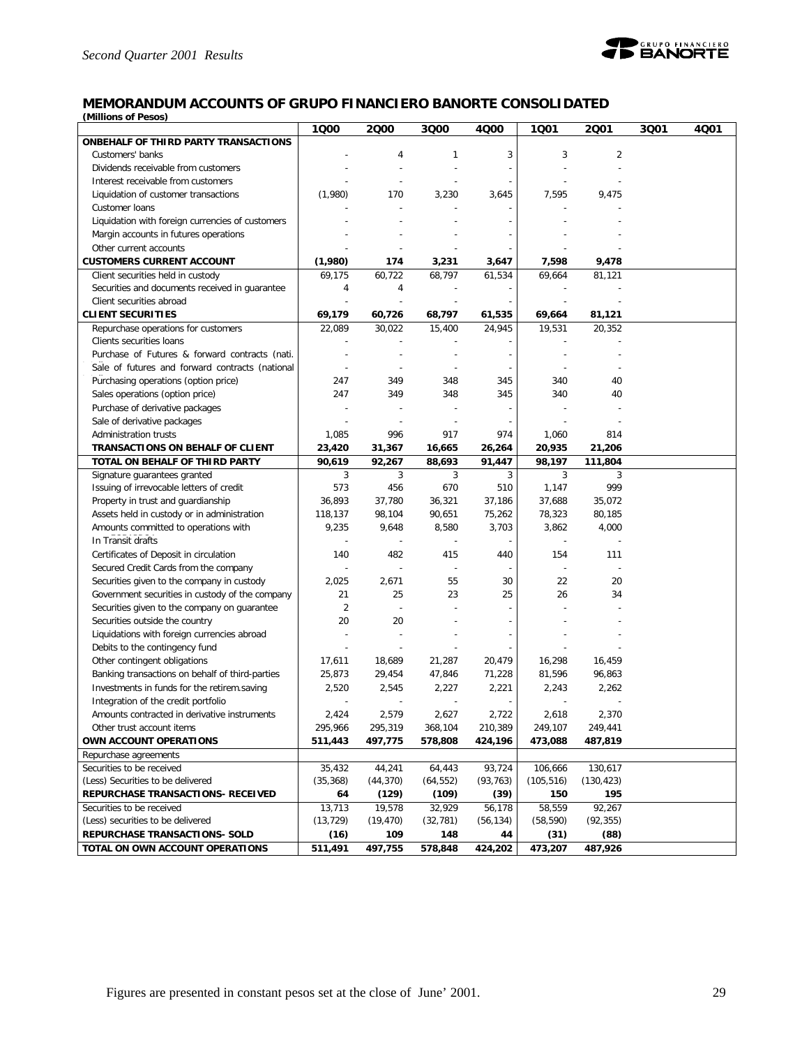## MEMORANDUM ACCOUNTS OF GRUPO FINANCIERO BANORTE CONSOLIDATED

**(Millions of Pesos)**

| | 1Q00 | 2Q00 | 3Q00 | 4Q00 | 1Q01 | 2Q01 | 3Q01 | 4Q01 |
|---|---|---|---|---|---|---|---|---|
| **ONBEHALF OF THIRD PARTY TRANSACTIONS** | | | | | | | | |
| Customers' banks | - | 4 | 1 | 3 | 3 | 2 | | |
| Dividends receivable from customers | - | - | - | - | - | - | | |
| Interest receivable from customers | - | - | - | - | - | - | | |
| Liquidation of customer transactions | (1,980) | 170 | 3,230 | 3,645 | 7,595 | 9,475 | | |
| Customer loans | - | - | - | - | - | - | | |
| Liquidation with foreign currencies of customers | - | - | - | - | - | - | | |
| Margin accounts in futures operations | - | - | - | - | - | - | | |
| Other current accounts | - | - | - | - | - | - | | |
| **CUSTOMERS CURRENT ACCOUNT** | **(1,980)** | **174** | **3,231** | **3,647** | **7,598** | **9,478** | | |
| Client securities held in custody | 69,175 | 60,722 | 68,797 | 61,534 | 69,664 | 81,121 | | |
| Securities and documents received in guarantee | 4 | 4 | - | - | - | - | | |
| Client securities abroad | - | - | - | - | - | - | | |
| **CLIENT SECURITIES** | **69,179** | **60,726** | **68,797** | **61,535** | **69,664** | **81,121** | | |
| Repurchase operations for customers | 22,089 | 30,022 | 15,400 | 24,945 | 19,531 | 20,352 | | |
| Clients securities loans | - | - | - | - | - | - | | |
| Purchase of Futures & forward contracts (nati. | - | - | - | - | - | - | | |
| Sale of futures and forward contracts (national | - | - | - | - | - | - | | |
| Purchasing operations (option price) | 247 | 349 | 348 | 345 | 340 | 40 | | |
| Sales operations (option price) | 247 | 349 | 348 | 345 | 340 | 40 | | |
| Purchase of derivative packages | - | - | - | - | - | - | | |
| Sale of derivative packages | - | - | - | - | - | - | | |
| Administration trusts | 1,085 | 996 | 917 | 974 | 1,060 | 814 | | |
| **TRANSACTIONS ON BEHALF OF CLIENT** | **23,420** | **31,367** | **16,665** | **26,264** | **20,935** | **21,206** | | |
| **TOTAL ON BEHALF OF THIRD PARTY** | **90,619** | **92,267** | **88,693** | **91,447** | **98,197** | **111,804** | | |
| Signature guarantees granted | 3 | 3 | 3 | 3 | 3 | 3 | | |
| Issuing of irrevocable letters of credit | 573 | 456 | 670 | 510 | 1,147 | 999 | | |
| Property in trust and guardianship | 36,893 | 37,780 | 36,321 | 37,186 | 37,688 | 35,072 | | |
| Assets held in custody or in administration | 118,137 | 98,104 | 90,651 | 75,262 | 78,323 | 80,185 | | |
| Amounts committed to operations with | 9,235 | 9,648 | 8,580 | 3,703 | 3,862 | 4,000 | | |
| In Transit drafts | - | - | - | - | - | - | | |
| Certificates of Deposit in circulation | 140 | 482 | 415 | 440 | 154 | 111 | | |
| Secured Credit Cards from the company | - | - | - | - | - | - | | |
| Securities given to the company in custody | 2,025 | 2,671 | 55 | 30 | 22 | 20 | | |
| Government securities in custody of the company | 21 | 25 | 23 | 25 | 26 | 34 | | |
| Securities given to the company on guarantee | 2 | - | - | - | - | - | | |
| Securities outside the country | 20 | 20 | - | - | - | - | | |
| Liquidations with foreign currencies abroad | - | - | - | - | - | - | | |
| Debits to the contingency fund | - | - | - | - | - | - | | |
| Other contingent obligations | 17,611 | 18,689 | 21,287 | 20,479 | 16,298 | 16,459 | | |
| Banking transactions on behalf of third-parties | 25,873 | 29,454 | 47,846 | 71,228 | 81,596 | 96,863 | | |
| Investments in funds for the retirem.saving | 2,520 | 2,545 | 2,227 | 2,221 | 2,243 | 2,262 | | |
| Integration of the credit portfolio | - | - | - | - | - | - | | |
| Amounts contracted in derivative instruments | 2,424 | 2,579 | 2,627 | 2,722 | 2,618 | 2,370 | | |
| Other trust account items | 295,966 | 295,319 | 368,104 | 210,389 | 249,107 | 249,441 | | |
| **OWN ACCOUNT OPERATIONS** | **511,443** | **497,775** | **578,808** | **424,196** | **473,088** | **487,819** | | |
| Repurchase agreements | | | | | | | | |
| Securities to be received | 35,432 | 44,241 | 64,443 | 93,724 | 106,666 | 130,617 | | |
| (Less) Securities to be delivered | (35,368) | (44,370) | (64,552) | (93,763) | (105,516) | (130,423) | | |
| **REPURCHASE TRANSACTIONS- RECEIVED** | **64** | **(129)** | **(109)** | **(39)** | **150** | **195** | | |
| Securities to be received | 13,713 | 19,578 | 32,929 | 56,178 | 58,559 | 92,267 | | |
| (Less) securities to be delivered | (13,729) | (19,470) | (32,781) | (56,134) | (58,590) | (92,355) | | |
| **REPURCHASE TRANSACTIONS- SOLD** | **(16)** | **109** | **148** | **44** | **(31)** | **(88)** | | |
| **TOTAL ON OWN ACCOUNT OPERATIONS** | **511,491** | **497,755** | **578,848** | **424,202** | **473,207** | **487,926** | | |

Figures are presented in constant pesos set at the close of June' 2001.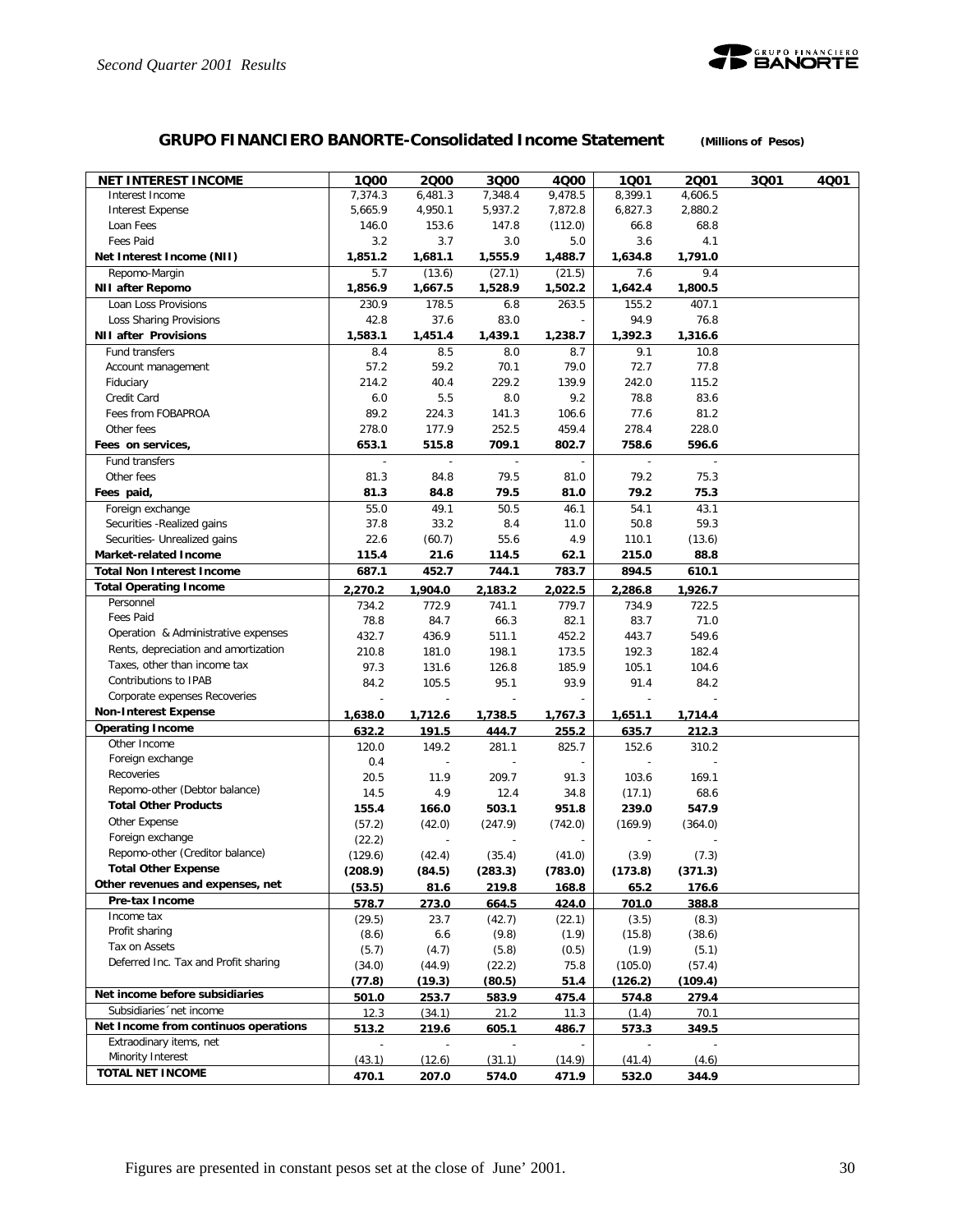## GRUPO FINANCIERO BANORTE-Consolidated Income Statement (Millions of Pesos)

| NET INTEREST INCOME | 1Q00 | 2Q00 | 3Q00 | 4Q00 | 1Q01 | 2Q01 | 3Q01 | 4Q01 |
|---|---|---|---|---|---|---|---|---|
| Interest Income | 7,374.3 | 6,481.3 | 7,348.4 | 9,478.5 | 8,399.1 | 4,606.5 | | |
| Interest Expense | 5,665.9 | 4,950.1 | 5,937.2 | 7,872.8 | 6,827.3 | 2,880.2 | | |
| Loan Fees | 146.0 | 153.6 | 147.8 | (112.0) | 66.8 | 68.8 | | |
| Fees Paid | 3.2 | 3.7 | 3.0 | 5.0 | 3.6 | 4.1 | | |
| **Net Interest Income (NII)** | **1,851.2** | **1,681.1** | **1,555.9** | **1,488.7** | **1,634.8** | **1,791.0** | | |
| Repomo-Margin | 5.7 | (13.6) | (27.1) | (21.5) | 7.6 | 9.4 | | |
| **NII after Repomo** | **1,856.9** | **1,667.5** | **1,528.9** | **1,502.2** | **1,642.4** | **1,800.5** | | |
| Loan Loss Provisions | 230.9 | 178.5 | 6.8 | 263.5 | 155.2 | 407.1 | | |
| Loss Sharing Provisions | 42.8 | 37.6 | 83.0 | - | 94.9 | 76.8 | | |
| **NII after Provisions** | **1,583.1** | **1,451.4** | **1,439.1** | **1,238.7** | **1,392.3** | **1,316.6** | | |
| Fund transfers | 8.4 | 8.5 | 8.0 | 8.7 | 9.1 | 10.8 | | |
| Account management | 57.2 | 59.2 | 70.1 | 79.0 | 72.7 | 77.8 | | |
| Fiduciary | 214.2 | 40.4 | 229.2 | 139.9 | 242.0 | 115.2 | | |
| Credit Card | 6.0 | 5.5 | 8.0 | 9.2 | 78.8 | 83.6 | | |
| Fees from FOBAPROA | 89.2 | 224.3 | 141.3 | 106.6 | 77.6 | 81.2 | | |
| Other fees | 278.0 | 177.9 | 252.5 | 459.4 | 278.4 | 228.0 | | |
| **Fees on services,** | **653.1** | **515.8** | **709.1** | **802.7** | **758.6** | **596.6** | | |
| Fund transfers | - | - | - | - | - | - | | |
| Other fees | 81.3 | 84.8 | 79.5 | 81.0 | 79.2 | 75.3 | | |
| **Fees paid,** | **81.3** | **84.8** | **79.5** | **81.0** | **79.2** | **75.3** | | |
| Foreign exchange | 55.0 | 49.1 | 50.5 | 46.1 | 54.1 | 43.1 | | |
| Securities -Realized gains | 37.8 | 33.2 | 8.4 | 11.0 | 50.8 | 59.3 | | |
| Securities- Unrealized gains | 22.6 | (60.7) | 55.6 | 4.9 | 110.1 | (13.6) | | |
| **Market-related Income** | **115.4** | **21.6** | **114.5** | **62.1** | **215.0** | **88.8** | | |
| **Total Non Interest Income** | **687.1** | **452.7** | **744.1** | **783.7** | **894.5** | **610.1** | | |
| **Total Operating Income** | **2,270.2** | **1,904.0** | **2,183.2** | **2,022.5** | **2,286.8** | **1,926.7** | | |
| Personnel | 734.2 | 772.9 | 741.1 | 779.7 | 734.9 | 722.5 | | |
| Fees Paid | 78.8 | 84.7 | 66.3 | 82.1 | 83.7 | 71.0 | | |
| Operation & Administrative expenses | 432.7 | 436.9 | 511.1 | 452.2 | 443.7 | 549.6 | | |
| Rents, depreciation and amortization | 210.8 | 181.0 | 198.1 | 173.5 | 192.3 | 182.4 | | |
| Taxes, other than income tax | 97.3 | 131.6 | 126.8 | 185.9 | 105.1 | 104.6 | | |
| Contributions to IPAB | 84.2 | 105.5 | 95.1 | 93.9 | 91.4 | 84.2 | | |
| Corporate expenses Recoveries | - | - | - | - | - | - | | |
| **Non-Interest Expense** | **1,638.0** | **1,712.6** | **1,738.5** | **1,767.3** | **1,651.1** | **1,714.4** | | |
| **Operating Income** | **632.2** | **191.5** | **444.7** | **255.2** | **635.7** | **212.3** | | |
| Other Income | 120.0 | 149.2 | 281.1 | 825.7 | 152.6 | 310.2 | | |
| Foreign exchange | 0.4 | - | - | - | - | - | | |
| Recoveries | 20.5 | 11.9 | 209.7 | 91.3 | 103.6 | 169.1 | | |
| Repomo-other (Debtor balance) | 14.5 | 4.9 | 12.4 | 34.8 | (17.1) | 68.6 | | |
| **Total Other Products** | **155.4** | **166.0** | **503.1** | **951.8** | **239.0** | **547.9** | | |
| Other Expense | (57.2) | (42.0) | (247.9) | (742.0) | (169.9) | (364.0) | | |
| Foreign exchange | (22.2) | - | - | - | - | - | | |
| Repomo-other (Creditor balance) | (129.6) | (42.4) | (35.4) | (41.0) | (3.9) | (7.3) | | |
| **Total Other Expense** | **(208.9)** | **(84.5)** | **(283.3)** | **(783.0)** | **(173.8)** | **(371.3)** | | |
| **Other revenues and expenses, net** | **(53.5)** | **81.6** | **219.8** | **168.8** | **65.2** | **176.6** | | |
| **Pre-tax Income** | **578.7** | **273.0** | **664.5** | **424.0** | **701.0** | **388.8** | | |
| Income tax | (29.5) | 23.7 | (42.7) | (22.1) | (3.5) | (8.3) | | |
| Profit sharing | (8.6) | 6.6 | (9.8) | (1.9) | (15.8) | (38.6) | | |
| Tax on Assets | (5.7) | (4.7) | (5.8) | (0.5) | (1.9) | (5.1) | | |
| Deferred Inc. Tax and Profit sharing | (34.0) | (44.9) | (22.2) | 75.8 | (105.0) | (57.4) | | |
| | **(77.8)** | **(19.3)** | **(80.5)** | **51.4** | **(126.2)** | **(109.4)** | | |
| **Net income before subsidiaries** | **501.0** | **253.7** | **583.9** | **475.4** | **574.8** | **279.4** | | |
| Subsidiaries´net income | 12.3 | (34.1) | 21.2 | 11.3 | (1.4) | 70.1 | | |
| **Net Income from continuos operations** | **513.2** | **219.6** | **605.1** | **486.7** | **573.3** | **349.5** | | |
| Extraodinary items, net | - | - | - | - | - | - | | |
| Minority Interest | (43.1) | (12.6) | (31.1) | (14.9) | (41.4) | (4.6) | | |
| **TOTAL NET INCOME** | **470.1** | **207.0** | **574.0** | **471.9** | **532.0** | **344.9** | | |

Figures are presented in constant pesos set at the close of June' 2001.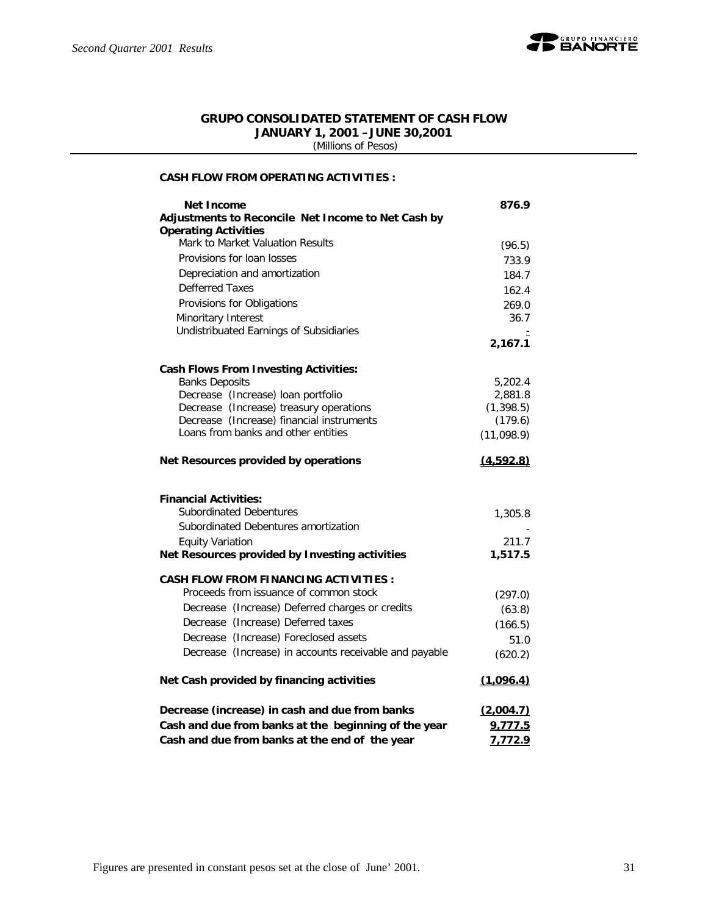## GRUPO CONSOLIDATED STATEMENT OF CASH FLOW
**JANUARY 1, 2001 –JUNE 30,2001**
(Millions of Pesos)

**CASH FLOW FROM OPERATING ACTIVITIES :**

| | |
|---|---|
| **Net Income** | **876.9** |
| **Adjustments to Reconcile Net Income to Net Cash by Operating Activities** | |
| Mark to Market Valuation Results | (96.5) |
| Provisions for loan losses | 733.9 |
| Depreciation and amortization | 184.7 |
| Defferred Taxes | 162.4 |
| Provisions for Obligations | 269.0 |
| Minoritary Interest | 36.7 |
| Undistribuated Earnings of Subsidiaries | - |
| | **2,167.1** |
| **Cash Flows From Investing Activities:** | |
| Banks Deposits | 5,202.4 |
| Decrease (Increase) loan portfolio | 2,881.8 |
| Decrease (Increase) treasury operations | (1,398.5) |
| Decrease (Increase) financial instruments | (179.6) |
| Loans from banks and other entities | (11,098.9) |
| **Net Resources provided by operations** | **(4,592.8)** |
| **Financial Activities:** | |
| Subordinated Debentures | 1,305.8 |
| Subordinated Debentures amortization | - |
| Equity Variation | 211.7 |
| **Net Resources provided by Investing activities** | **1,517.5** |
| **CASH FLOW FROM FINANCING ACTIVITIES :** | |
| Proceeds from issuance of common stock | (297.0) |
| Decrease (Increase) Deferred charges or credits | (63.8) |
| Decrease (Increase) Deferred taxes | (166.5) |
| Decrease (Increase) Foreclosed assets | 51.0 |
| Decrease (Increase) in accounts receivable and payable | (620.2) |
| **Net Cash provided by financing activities** | **(1,096.4)** |
| **Decrease (increase) in cash and due from banks** | **(2,004.7)** |
| **Cash and due from banks at the beginning of the year** | **9,777.5** |
| **Cash and due from banks at the end of the year** | **7,772.9** |

Figures are presented in constant pesos set at the close of June' 2001.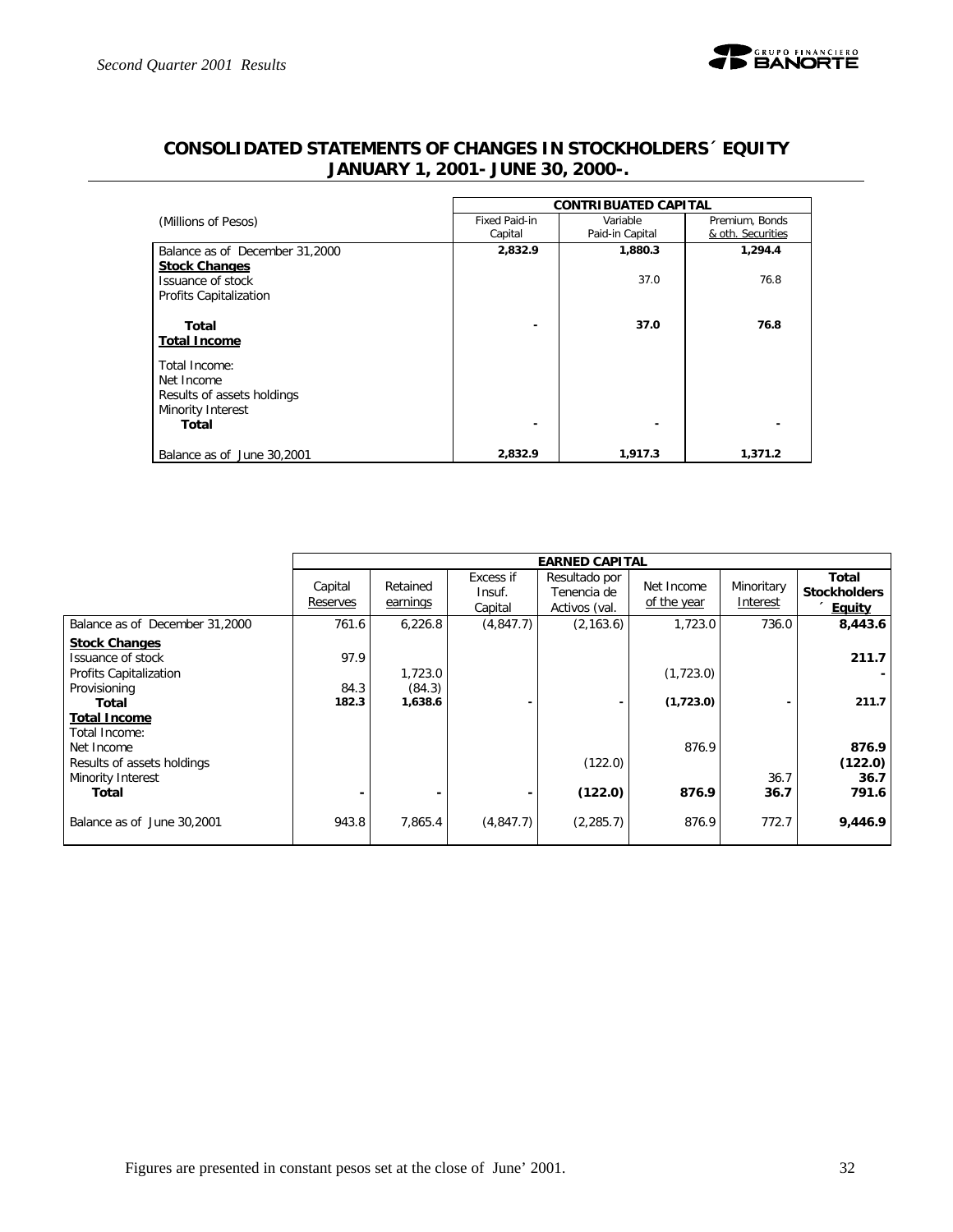## CONSOLIDATED STATEMENTS OF CHANGES IN STOCKHOLDERS´ EQUITY JANUARY 1, 2001- JUNE 30, 2000-.

| (Millions of Pesos) | CONTRIBUATED CAPITAL | | |
|---|---|---|---|
| | Fixed Paid-in Capital | Variable Paid-in Capital | Premium, Bonds & oth. Securities |
| Balance as of December 31,2000 | **2,832.9** | **1,880.3** | **1,294.4** |
| **Stock Changes** | | | |
| Issuance of stock | | 37.0 | 76.8 |
| Profits Capitalization | | | |
| **Total** | **-** | **37.0** | **76.8** |
| **Total Income** | | | |
| Total Income: | | | |
| Net Income | | | |
| Results of assets holdings | | | |
| Minority Interest | | | |
| **Total** | **-** | **-** | **-** |
| Balance as of June 30,2001 | **2,832.9** | **1,917.3** | **1,371.2** |

| | EARNED CAPITAL | | | | | | |
|---|---|---|---|---|---|---|---|
| | Capital Reserves | Retained earnings | Excess if Insuf. Capital | Resultado por Tenencia de Activos (val. | Net Income of the year | Minoritary Interest | **Total Stockholders´ Equity** |
| Balance as of December 31,2000 | 761.6 | 6,226.8 | (4,847.7) | (2,163.6) | 1,723.0 | 736.0 | **8,443.6** |
| **Stock Changes** | | | | | | | |
| Issuance of stock | 97.9 | | | | | | **211.7** |
| Profits Capitalization | | 1,723.0 | | | (1,723.0) | | **-** |
| Provisioning | 84.3 | (84.3) | | | | | |
| **Total** | **182.3** | **1,638.6** | **-** | **-** | **(1,723.0)** | **-** | **211.7** |
| **Total Income** | | | | | | | |
| Total Income: | | | | | | | |
| Net Income | | | | | 876.9 | | **876.9** |
| Results of assets holdings | | | | (122.0) | | | **(122.0)** |
| Minority Interest | | | | | | 36.7 | **36.7** |
| **Total** | **-** | **-** | **-** | **(122.0)** | **876.9** | **36.7** | **791.6** |
| Balance as of June 30,2001 | 943.8 | 7,865.4 | (4,847.7) | (2,285.7) | 876.9 | 772.7 | **9,446.9** |

Figures are presented in constant pesos set at the close of June' 2001.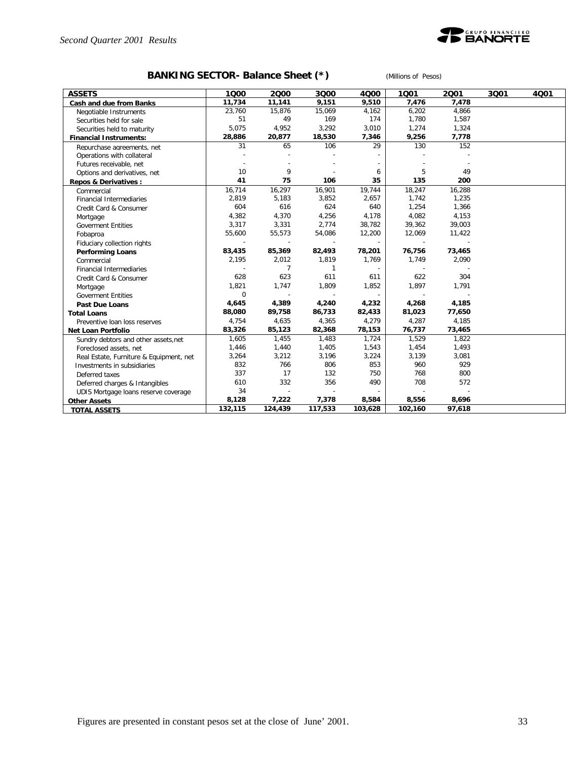## BANKING SECTOR- Balance Sheet (*)

(Millions of Pesos)

| ASSETS | 1Q00 | 2Q00 | 3Q00 | 4Q00 | 1Q01 | 2Q01 | 3Q01 | 4Q01 |
|---|---|---|---|---|---|---|---|---|
| **Cash and due from Banks** | **11,734** | **11,141** | **9,151** | **9,510** | **7,476** | **7,478** | | |
| Negotiable Instruments | 23,760 | 15,876 | 15,069 | 4,162 | 6,202 | 4,866 | | |
| Securities held for sale | 51 | 49 | 169 | 174 | 1,780 | 1,587 | | |
| Securities held to maturity | 5,075 | 4,952 | 3,292 | 3,010 | 1,274 | 1,324 | | |
| **Financial Instruments:** | **28,886** | **20,877** | **18,530** | **7,346** | **9,256** | **7,778** | | |
| Repurchase agreements, net | 31 | 65 | 106 | 29 | 130 | 152 | | |
| Operations with collateral | - | - | - | - | - | - | | |
| Futures receivable, net | - | - | - | - | - | - | | |
| Options and derivatives, net | 10 | 9 | - | 6 | 5 | 49 | | |
| **Repos & Derivatives :** | **41** | **75** | **106** | **35** | **135** | **200** | | |
| Commercial | 16,714 | 16,297 | 16,901 | 19,744 | 18,247 | 16,288 | | |
| Financial Intermediaries | 2,819 | 5,183 | 3,852 | 2,657 | 1,742 | 1,235 | | |
| Credit Card & Consumer | 604 | 616 | 624 | 640 | 1,254 | 1,366 | | |
| Mortgage | 4,382 | 4,370 | 4,256 | 4,178 | 4,082 | 4,153 | | |
| Goverment Entities | 3,317 | 3,331 | 2,774 | 38,782 | 39,362 | 39,003 | | |
| Fobaproa | 55,600 | 55,573 | 54,086 | 12,200 | 12,069 | 11,422 | | |
| Fiduciary collection rights | - | - | - | - | - | - | | |
| **Performing Loans** | **83,435** | **85,369** | **82,493** | **78,201** | **76,756** | **73,465** | | |
| Commercial | 2,195 | 2,012 | 1,819 | 1,769 | 1,749 | 2,090 | | |
| Financial Intermediaries | - | 7 | 1 | - | - | - | | |
| Credit Card & Consumer | 628 | 623 | 611 | 611 | 622 | 304 | | |
| Mortgage | 1,821 | 1,747 | 1,809 | 1,852 | 1,897 | 1,791 | | |
| Goverment Entities | 0 | - | - | - | - | - | | |
| **Past Due Loans** | **4,645** | **4,389** | **4,240** | **4,232** | **4,268** | **4,185** | | |
| **Total Loans** | **88,080** | **89,758** | **86,733** | **82,433** | **81,023** | **77,650** | | |
| Preventive loan loss reserves | 4,754 | 4,635 | 4,365 | 4,279 | 4,287 | 4,185 | | |
| **Net Loan Portfolio** | **83,326** | **85,123** | **82,368** | **78,153** | **76,737** | **73,465** | | |
| Sundry debtors and other assets,net | 1,605 | 1,455 | 1,483 | 1,724 | 1,529 | 1,822 | | |
| Foreclosed assets, net | 1,446 | 1,440 | 1,405 | 1,543 | 1,454 | 1,493 | | |
| Real Estate, Furniture & Equipment, net | 3,264 | 3,212 | 3,196 | 3,224 | 3,139 | 3,081 | | |
| Investments in subsidiaries | 832 | 766 | 806 | 853 | 960 | 929 | | |
| Deferred taxes | 337 | 17 | 132 | 750 | 768 | 800 | | |
| Deferred charges & Intangibles | 610 | 332 | 356 | 490 | 708 | 572 | | |
| UDIS Mortgage loans reserve coverage | 34 | - | - | - | - | - | | |
| **Other Assets** | **8,128** | **7,222** | **7,378** | **8,584** | **8,556** | **8,696** | | |
| **TOTAL ASSETS** | **132,115** | **124,439** | **117,533** | **103,628** | **102,160** | **97,618** | | |

Figures are presented in constant pesos set at the close of June' 2001.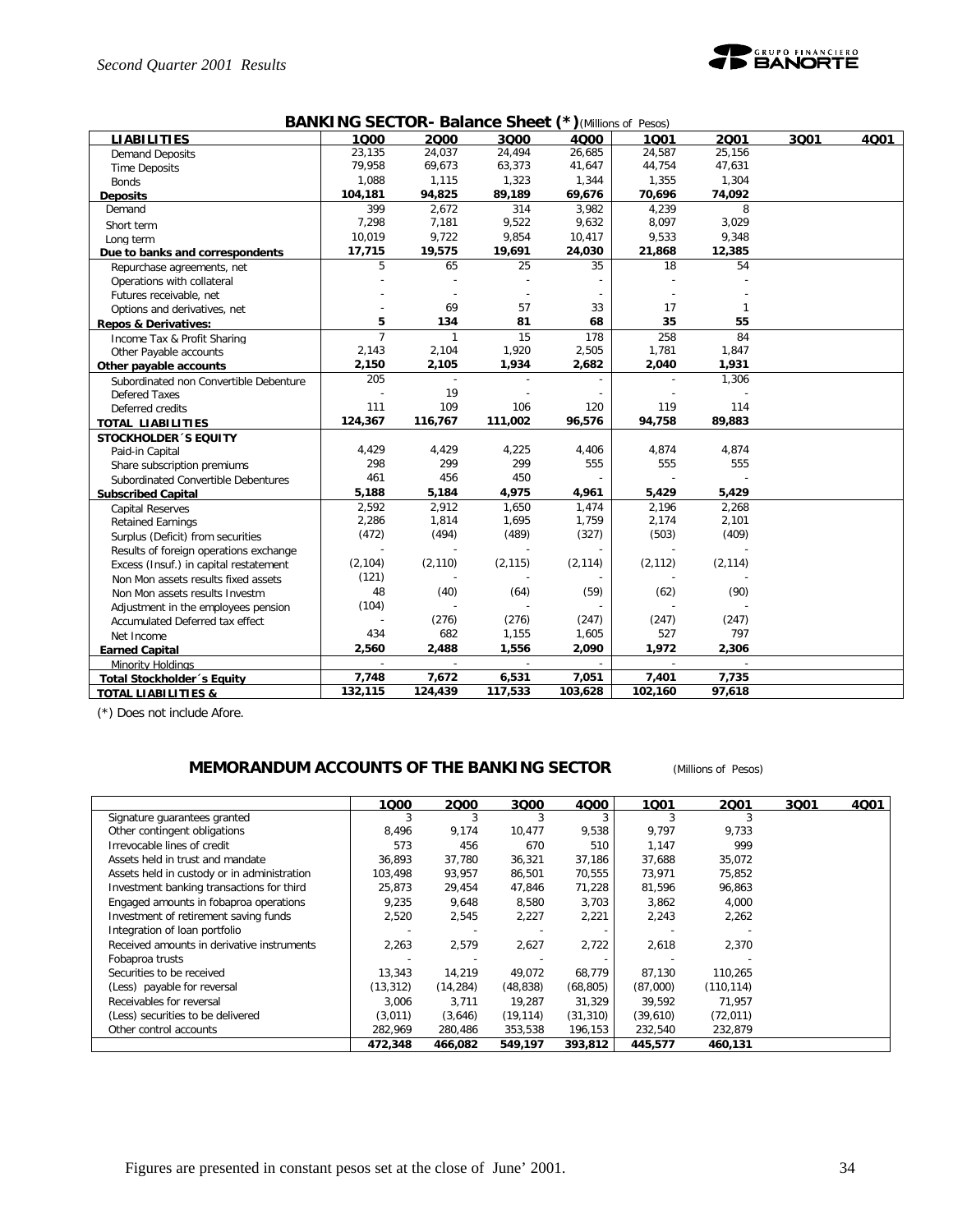## BANKING SECTOR- Balance Sheet (*) (Millions of Pesos)

| LIABILITIES | 1Q00 | 2Q00 | 3Q00 | 4Q00 | 1Q01 | 2Q01 | 3Q01 | 4Q01 |
|---|---|---|---|---|---|---|---|---|
| Demand Deposits | 23,135 | 24,037 | 24,494 | 26,685 | 24,587 | 25,156 | | |
| Time Deposits | 79,958 | 69,673 | 63,373 | 41,647 | 44,754 | 47,631 | | |
| Bonds | 1,088 | 1,115 | 1,323 | 1,344 | 1,355 | 1,304 | | |
| **Deposits** | **104,181** | **94,825** | **89,189** | **69,676** | **70,696** | **74,092** | | |
| Demand | 399 | 2,672 | 314 | 3,982 | 4,239 | 8 | | |
| Short term | 7,298 | 7,181 | 9,522 | 9,632 | 8,097 | 3,029 | | |
| Long term | 10,019 | 9,722 | 9,854 | 10,417 | 9,533 | 9,348 | | |
| **Due to banks and correspondents** | **17,715** | **19,575** | **19,691** | **24,030** | **21,868** | **12,385** | | |
| Repurchase agreements, net | 5 | 65 | 25 | 35 | 18 | 54 | | |
| Operations with collateral | - | - | - | - | - | - | | |
| Futures receivable, net | - | - | - | - | - | - | | |
| Options and derivatives, net | - | 69 | 57 | 33 | 17 | 1 | | |
| **Repos & Derivatives:** | **5** | **134** | **81** | **68** | **35** | **55** | | |
| Income Tax & Profit Sharing | 7 | 1 | 15 | 178 | 258 | 84 | | |
| Other Payable accounts | 2,143 | 2,104 | 1,920 | 2,505 | 1,781 | 1,847 | | |
| **Other payable accounts** | **2,150** | **2,105** | **1,934** | **2,682** | **2,040** | **1,931** | | |
| Subordinated non Convertible Debenture | 205 | - | - | - | - | 1,306 | | |
| Defered Taxes | - | 19 | - | - | - | - | | |
| Deferred credits | 111 | 109 | 106 | 120 | 119 | 114 | | |
| **TOTAL LIABILITIES** | **124,367** | **116,767** | **111,002** | **96,576** | **94,758** | **89,883** | | |
| **STOCKHOLDER´S EQUITY** | | | | | | | | |
| Paid-in Capital | 4,429 | 4,429 | 4,225 | 4,406 | 4,874 | 4,874 | | |
| Share subscription premiums | 298 | 299 | 299 | 555 | 555 | 555 | | |
| Subordinated Convertible Debentures | 461 | 456 | 450 | - | - | - | | |
| **Subscribed Capital** | **5,188** | **5,184** | **4,975** | **4,961** | **5,429** | **5,429** | | |
| Capital Reserves | 2,592 | 2,912 | 1,650 | 1,474 | 2,196 | 2,268 | | |
| Retained Earnings | 2,286 | 1,814 | 1,695 | 1,759 | 2,174 | 2,101 | | |
| Surplus (Deficit) from securities | (472) | (494) | (489) | (327) | (503) | (409) | | |
| Results of foreign operations exchange | - | - | - | - | - | - | | |
| Excess (Insuf.) in capital restatement | (2,104) | (2,110) | (2,115) | (2,114) | (2,112) | (2,114) | | |
| Non Mon assets results fixed assets | (121) | - | - | - | - | - | | |
| Non Mon assets results Investm | 48 | (40) | (64) | (59) | (62) | (90) | | |
| Adjustment in the employees pension | (104) | - | - | - | - | - | | |
| Accumulated Deferred tax effect | - | (276) | (276) | (247) | (247) | (247) | | |
| Net Income | 434 | 682 | 1,155 | 1,605 | 527 | 797 | | |
| **Earned Capital** | **2,560** | **2,488** | **1,556** | **2,090** | **1,972** | **2,306** | | |
| Minority Holdings | - | - | - | - | - | - | | |
| **Total Stockholder´s Equity** | **7,748** | **7,672** | **6,531** | **7,051** | **7,401** | **7,735** | | |
| **TOTAL LIABILITIES &** | **132,115** | **124,439** | **117,533** | **103,628** | **102,160** | **97,618** | | |

(*) Does not include Afore.

## MEMORANDUM ACCOUNTS OF THE BANKING SECTOR (Millions of Pesos)

| | 1Q00 | 2Q00 | 3Q00 | 4Q00 | 1Q01 | 2Q01 | 3Q01 | 4Q01 |
|---|---|---|---|---|---|---|---|---|
| Signature guarantees granted | 3 | 3 | 3 | 3 | 3 | 3 | | |
| Other contingent obligations | 8,496 | 9,174 | 10,477 | 9,538 | 9,797 | 9,733 | | |
| Irrevocable lines of credit | 573 | 456 | 670 | 510 | 1,147 | 999 | | |
| Assets held in trust and mandate | 36,893 | 37,780 | 36,321 | 37,186 | 37,688 | 35,072 | | |
| Assets held in custody or in administration | 103,498 | 93,957 | 86,501 | 70,555 | 73,971 | 75,852 | | |
| Investment banking transactions for third | 25,873 | 29,454 | 47,846 | 71,228 | 81,596 | 96,863 | | |
| Engaged amounts in fobaproa operations | 9,235 | 9,648 | 8,580 | 3,703 | 3,862 | 4,000 | | |
| Investment of retirement saving funds | 2,520 | 2,545 | 2,227 | 2,221 | 2,243 | 2,262 | | |
| Integration of loan portfolio | - | - | - | - | - | - | | |
| Received amounts in derivative instruments | 2,263 | 2,579 | 2,627 | 2,722 | 2,618 | 2,370 | | |
| Fobaproa trusts | - | - | - | - | - | - | | |
| Securities to be received | 13,343 | 14,219 | 49,072 | 68,779 | 87,130 | 110,265 | | |
| (Less) payable for reversal | (13,312) | (14,284) | (48,838) | (68,805) | (87,000) | (110,114) | | |
| Receivables for reversal | 3,006 | 3,711 | 19,287 | 31,329 | 39,592 | 71,957 | | |
| (Less) securities to be delivered | (3,011) | (3,646) | (19,114) | (31,310) | (39,610) | (72,011) | | |
| Other control accounts | 282,969 | 280,486 | 353,538 | 196,153 | 232,540 | 232,879 | | |
| | **472,348** | **466,082** | **549,197** | **393,812** | **445,577** | **460,131** | | |

Figures are presented in constant pesos set at the close of June' 2001.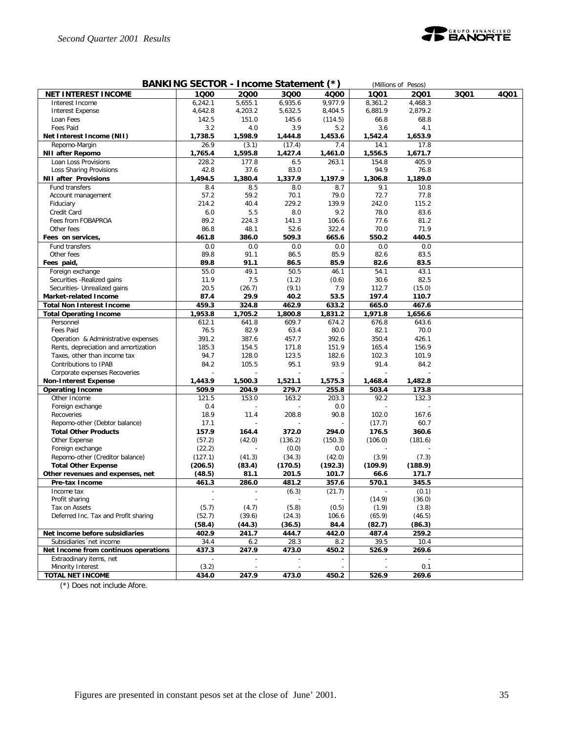## BANKING SECTOR - Income Statement (*)

(Millions of Pesos)

| NET INTEREST INCOME | 1Q00 | 2Q00 | 3Q00 | 4Q00 | 1Q01 | 2Q01 | 3Q01 | 4Q01 |
|---|---|---|---|---|---|---|---|---|
| Interest Income | 6,242.1 | 5,655.1 | 6,935.6 | 9,977.9 | 8,361.2 | 4,468.3 | | |
| Interest Expense | 4,642.8 | 4,203.2 | 5,632.5 | 8,404.5 | 6,881.9 | 2,879.2 | | |
| Loan Fees | 142.5 | 151.0 | 145.6 | (114.5) | 66.8 | 68.8 | | |
| Fees Paid | 3.2 | 4.0 | 3.9 | 5.2 | 3.6 | 4.1 | | |
| **Net Interest Income (NII)** | **1,738.5** | **1,598.9** | **1,444.8** | **1,453.6** | **1,542.4** | **1,653.9** | | |
| Repomo-Margin | 26.9 | (3.1) | (17.4) | 7.4 | 14.1 | 17.8 | | |
| **NII after Repomo** | **1,765.4** | **1,595.8** | **1,427.4** | **1,461.0** | **1,556.5** | **1,671.7** | | |
| Loan Loss Provisions | 228.2 | 177.8 | 6.5 | 263.1 | 154.8 | 405.9 | | |
| Loss Sharing Provisions | 42.8 | 37.6 | 83.0 | - | 94.9 | 76.8 | | |
| **NII after Provisions** | **1,494.5** | **1,380.4** | **1,337.9** | **1,197.9** | **1,306.8** | **1,189.0** | | |
| Fund transfers | 8.4 | 8.5 | 8.0 | 8.7 | 9.1 | 10.8 | | |
| Account management | 57.2 | 59.2 | 70.1 | 79.0 | 72.7 | 77.8 | | |
| Fiduciary | 214.2 | 40.4 | 229.2 | 139.9 | 242.0 | 115.2 | | |
| Credit Card | 6.0 | 5.5 | 8.0 | 9.2 | 78.0 | 83.6 | | |
| Fees from FOBAPROA | 89.2 | 224.3 | 141.3 | 106.6 | 77.6 | 81.2 | | |
| Other fees | 86.8 | 48.1 | 52.6 | 322.4 | 70.0 | 71.9 | | |
| **Fees on services,** | **461.8** | **386.0** | **509.3** | **665.6** | **550.2** | **440.5** | | |
| Fund transfers | 0.0 | 0.0 | 0.0 | 0.0 | 0.0 | 0.0 | | |
| Other fees | 89.8 | 91.1 | 86.5 | 85.9 | 82.6 | 83.5 | | |
| **Fees paid,** | **89.8** | **91.1** | **86.5** | **85.9** | **82.6** | **83.5** | | |
| Foreign exchange | 55.0 | 49.1 | 50.5 | 46.1 | 54.1 | 43.1 | | |
| Securities -Realized gains | 11.9 | 7.5 | (1.2) | (0.6) | 30.6 | 82.5 | | |
| Securities- Unrealized gains | 20.5 | (26.7) | (9.1) | 7.9 | 112.7 | (15.0) | | |
| **Market-related Income** | **87.4** | **29.9** | **40.2** | **53.5** | **197.4** | **110.7** | | |
| **Total Non Interest Income** | **459.3** | **324.8** | **462.9** | **633.2** | **665.0** | **467.6** | | |
| **Total Operating Income** | **1,953.8** | **1,705.2** | **1,800.8** | **1,831.2** | **1,971.8** | **1,656.6** | | |
| Personnel | 612.1 | 641.8 | 609.7 | 674.2 | 676.8 | 643.6 | | |
| Fees Paid | 76.5 | 82.9 | 63.4 | 80.0 | 82.1 | 70.0 | | |
| Operation & Administrative expenses | 391.2 | 387.6 | 457.7 | 392.6 | 350.4 | 426.1 | | |
| Rents, depreciation and amortization | 185.3 | 154.5 | 171.8 | 151.9 | 165.4 | 156.9 | | |
| Taxes, other than income tax | 94.7 | 128.0 | 123.5 | 182.6 | 102.3 | 101.9 | | |
| Contributions to IPAB | 84.2 | 105.5 | 95.1 | 93.9 | 91.4 | 84.2 | | |
| Corporate expenses Recoveries | - | - | - | - | - | - | | |
| **Non-Interest Expense** | **1,443.9** | **1,500.3** | **1,521.1** | **1,575.3** | **1,468.4** | **1,482.8** | | |
| **Operating Income** | **509.9** | **204.9** | **279.7** | **255.8** | **503.4** | **173.8** | | |
| Other Income | 121.5 | 153.0 | 163.2 | 203.3 | 92.2 | 132.3 | | |
| Foreign exchange | 0.4 | - | - | 0.0 | - | - | | |
| Recoveries | 18.9 | 11.4 | 208.8 | 90.8 | 102.0 | 167.6 | | |
| Repomo-other (Debtor balance) | 17.1 | - | - | - | (17.7) | 60.7 | | |
| **Total Other Products** | **157.9** | **164.4** | **372.0** | **294.0** | **176.5** | **360.6** | | |
| Other Expense | (57.2) | (42.0) | (136.2) | (150.3) | (106.0) | (181.6) | | |
| Foreign exchange | (22.2) | - | (0.0) | 0.0 | - | - | | |
| Repomo-other (Creditor balance) | (127.1) | (41.3) | (34.3) | (42.0) | (3.9) | (7.3) | | |
| **Total Other Expense** | **(206.5)** | **(83.4)** | **(170.5)** | **(192.3)** | **(109.9)** | **(188.9)** | | |
| **Other revenues and expenses, net** | **(48.5)** | **81.1** | **201.5** | **101.7** | **66.6** | **171.7** | | |
| **Pre-tax Income** | **461.3** | **286.0** | **481.2** | **357.6** | **570.1** | **345.5** | | |
| Income tax | - | - | (6.3) | (21.7) | - | (0.1) | | |
| Profit sharing | - | - | - | - | (14.9) | (36.0) | | |
| Tax on Assets | (5.7) | (4.7) | (5.8) | (0.5) | (1.9) | (3.8) | | |
| Deferred Inc. Tax and Profit sharing | (52.7) | (39.6) | (24.3) | 106.6 | (65.9) | (46.5) | | |
| | **(58.4)** | **(44.3)** | **(36.5)** | **84.4** | **(82.7)** | **(86.3)** | | |
| **Net income before subsidiaries** | **402.9** | **241.7** | **444.7** | **442.0** | **487.4** | **259.2** | | |
| Subsidiaries´net income | 34.4 | 6.2 | 28.3 | 8.2 | 39.5 | 10.4 | | |
| **Net Income from continuos operations** | **437.3** | **247.9** | **473.0** | **450.2** | **526.9** | **269.6** | | |
| Extraordinary items, net | - | - | - | - | - | - | | |
| Minority Interest | (3.2) | - | - | - | - | 0.1 | | |
| **TOTAL NET INCOME** | **434.0** | **247.9** | **473.0** | **450.2** | **526.9** | **269.6** | | |

(*) Does not include Afore.

Figures are presented in constant pesos set at the close of June' 2001.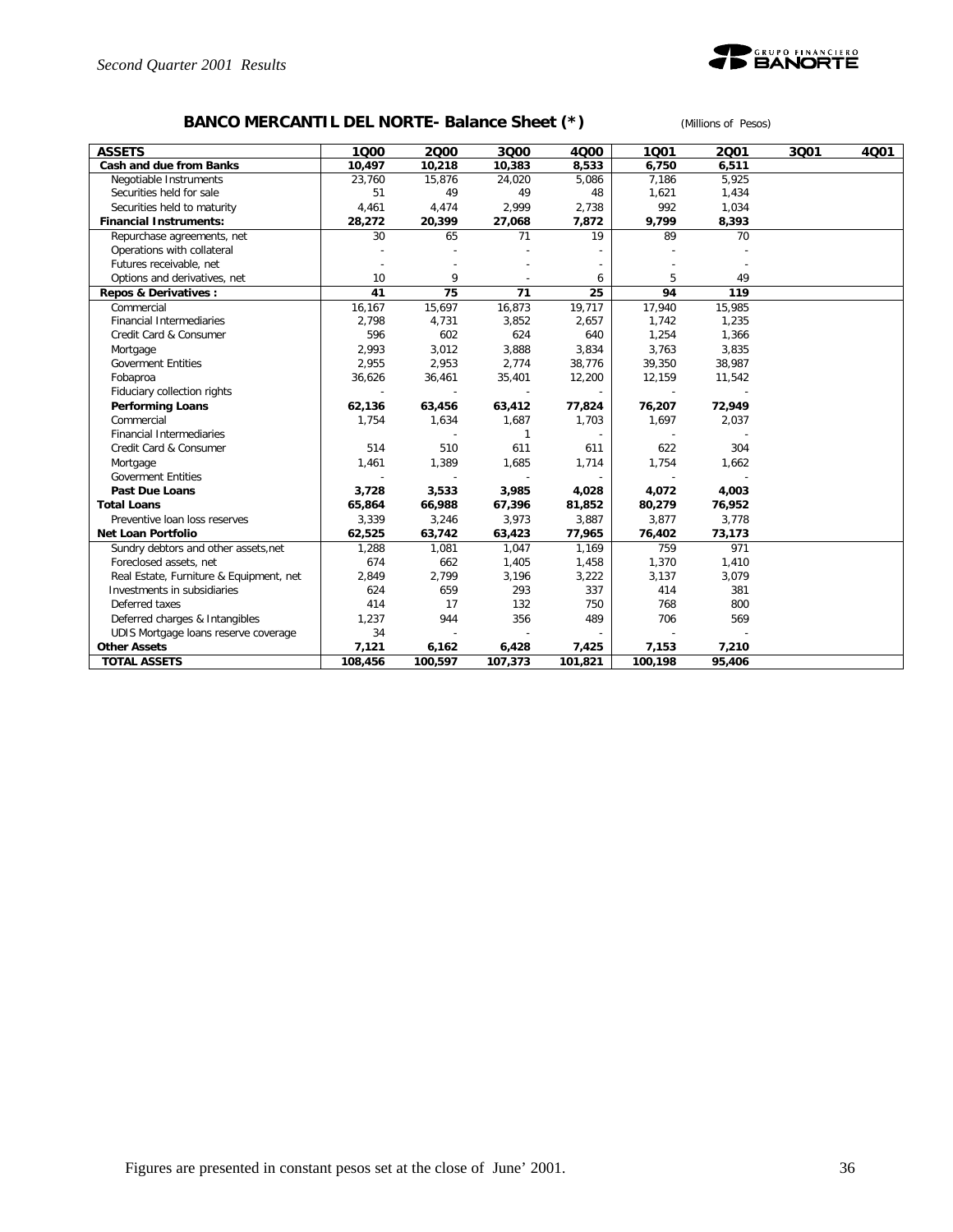## BANCO MERCANTIL DEL NORTE- Balance Sheet (*)

(Millions of Pesos)

| ASSETS | 1Q00 | 2Q00 | 3Q00 | 4Q00 | 1Q01 | 2Q01 | 3Q01 | 4Q01 |
|---|---|---|---|---|---|---|---|---|
| **Cash and due from Banks** | **10,497** | **10,218** | **10,383** | **8,533** | **6,750** | **6,511** | | |
| Negotiable Instruments | 23,760 | 15,876 | 24,020 | 5,086 | 7,186 | 5,925 | | |
| Securities held for sale | 51 | 49 | 49 | 48 | 1,621 | 1,434 | | |
| Securities held to maturity | 4,461 | 4,474 | 2,999 | 2,738 | 992 | 1,034 | | |
| **Financial Instruments:** | **28,272** | **20,399** | **27,068** | **7,872** | **9,799** | **8,393** | | |
| Repurchase agreements, net | 30 | 65 | 71 | 19 | 89 | 70 | | |
| Operations with collateral | - | - | - | - | - | - | | |
| Futures receivable, net | - | - | - | - | - | - | | |
| Options and derivatives, net | 10 | 9 | - | 6 | 5 | 49 | | |
| **Repos & Derivatives :** | **41** | **75** | **71** | **25** | **94** | **119** | | |
| Commercial | 16,167 | 15,697 | 16,873 | 19,717 | 17,940 | 15,985 | | |
| Financial Intermediaries | 2,798 | 4,731 | 3,852 | 2,657 | 1,742 | 1,235 | | |
| Credit Card & Consumer | 596 | 602 | 624 | 640 | 1,254 | 1,366 | | |
| Mortgage | 2,993 | 3,012 | 3,888 | 3,834 | 3,763 | 3,835 | | |
| Goverment Entities | 2,955 | 2,953 | 2,774 | 38,776 | 39,350 | 38,987 | | |
| Fobaproa | 36,626 | 36,461 | 35,401 | 12,200 | 12,159 | 11,542 | | |
| Fiduciary collection rights | - | - | - | - | - | - | | |
| **Performing Loans** | **62,136** | **63,456** | **63,412** | **77,824** | **76,207** | **72,949** | | |
| Commercial | 1,754 | 1,634 | 1,687 | 1,703 | 1,697 | 2,037 | | |
| Financial Intermediaries | | - | 1 | - | - | - | | |
| Credit Card & Consumer | 514 | 510 | 611 | 611 | 622 | 304 | | |
| Mortgage | 1,461 | 1,389 | 1,685 | 1,714 | 1,754 | 1,662 | | |
| Goverment Entities | - | - | - | - | - | - | | |
| **Past Due Loans** | **3,728** | **3,533** | **3,985** | **4,028** | **4,072** | **4,003** | | |
| **Total Loans** | **65,864** | **66,988** | **67,396** | **81,852** | **80,279** | **76,952** | | |
| Preventive loan loss reserves | 3,339 | 3,246 | 3,973 | 3,887 | 3,877 | 3,778 | | |
| **Net Loan Portfolio** | **62,525** | **63,742** | **63,423** | **77,965** | **76,402** | **73,173** | | |
| Sundry debtors and other assets,net | 1,288 | 1,081 | 1,047 | 1,169 | 759 | 971 | | |
| Foreclosed assets, net | 674 | 662 | 1,405 | 1,458 | 1,370 | 1,410 | | |
| Real Estate, Furniture & Equipment, net | 2,849 | 2,799 | 3,196 | 3,222 | 3,137 | 3,079 | | |
| Investments in subsidiaries | 624 | 659 | 293 | 337 | 414 | 381 | | |
| Deferred taxes | 414 | 17 | 132 | 750 | 768 | 800 | | |
| Deferred charges & Intangibles | 1,237 | 944 | 356 | 489 | 706 | 569 | | |
| UDIS Mortgage loans reserve coverage | 34 | - | - | - | - | - | | |
| **Other Assets** | **7,121** | **6,162** | **6,428** | **7,425** | **7,153** | **7,210** | | |
| **TOTAL ASSETS** | **108,456** | **100,597** | **107,373** | **101,821** | **100,198** | **95,406** | | |

Figures are presented in constant pesos set at the close of June' 2001.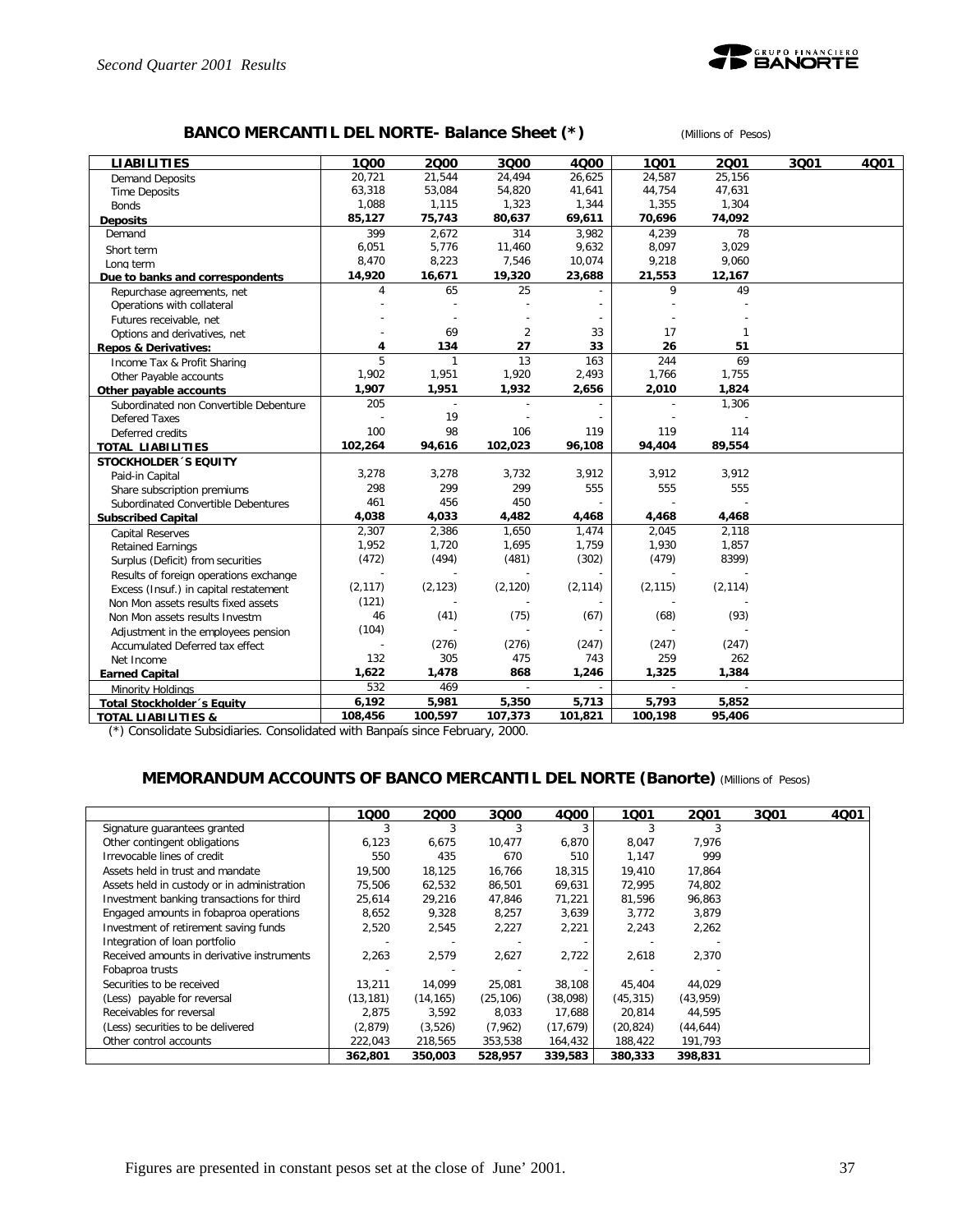## BANCO MERCANTIL DEL NORTE- Balance Sheet (*)

(Millions of Pesos)

| LIABILITIES | 1Q00 | 2Q00 | 3Q00 | 4Q00 | 1Q01 | 2Q01 | 3Q01 | 4Q01 |
|---|---|---|---|---|---|---|---|---|
| Demand Deposits | 20,721 | 21,544 | 24,494 | 26,625 | 24,587 | 25,156 | | |
| Time Deposits | 63,318 | 53,084 | 54,820 | 41,641 | 44,754 | 47,631 | | |
| Bonds | 1,088 | 1,115 | 1,323 | 1,344 | 1,355 | 1,304 | | |
| **Deposits** | **85,127** | **75,743** | **80,637** | **69,611** | **70,696** | **74,092** | | |
| Demand | 399 | 2,672 | 314 | 3,982 | 4,239 | 78 | | |
| Short term | 6,051 | 5,776 | 11,460 | 9,632 | 8,097 | 3,029 | | |
| Long term | 8,470 | 8,223 | 7,546 | 10,074 | 9,218 | 9,060 | | |
| **Due to banks and correspondents** | **14,920** | **16,671** | **19,320** | **23,688** | **21,553** | **12,167** | | |
| Repurchase agreements, net | 4 | 65 | 25 | - | 9 | 49 | | |
| Operations with collateral | - | - | - | - | - | - | | |
| Futures receivable, net | - | - | - | - | - | - | | |
| Options and derivatives, net | - | 69 | 2 | 33 | 17 | 1 | | |
| **Repos & Derivatives:** | **4** | **134** | **27** | **33** | **26** | **51** | | |
| Income Tax & Profit Sharing | 5 | 1 | 13 | 163 | 244 | 69 | | |
| Other Payable accounts | 1,902 | 1,951 | 1,920 | 2,493 | 1,766 | 1,755 | | |
| **Other payable accounts** | **1,907** | **1,951** | **1,932** | **2,656** | **2,010** | **1,824** | | |
| Subordinated non Convertible Debenture | 205 | - | - | - | - | 1,306 | | |
| Defered Taxes | - | 19 | - | - | - | - | | |
| Deferred credits | 100 | 98 | 106 | 119 | 119 | 114 | | |
| **TOTAL LIABILITIES** | **102,264** | **94,616** | **102,023** | **96,108** | **94,404** | **89,554** | | |
| **STOCKHOLDER´S EQUITY** | | | | | | | | |
| Paid-in Capital | 3,278 | 3,278 | 3,732 | 3,912 | 3,912 | 3,912 | | |
| Share subscription premiums | 298 | 299 | 299 | 555 | 555 | 555 | | |
| Subordinated Convertible Debentures | 461 | 456 | 450 | - | - | - | | |
| **Subscribed Capital** | **4,038** | **4,033** | **4,482** | **4,468** | **4,468** | **4,468** | | |
| Capital Reserves | 2,307 | 2,386 | 1,650 | 1,474 | 2,045 | 2,118 | | |
| Retained Earnings | 1,952 | 1,720 | 1,695 | 1,759 | 1,930 | 1,857 | | |
| Surplus (Deficit) from securities | (472) | (494) | (481) | (302) | (479) | 8399) | | |
| Results of foreign operations exchange | - | - | - | - | - | - | | |
| Excess (Insuf.) in capital restatement | (2,117) | (2,123) | (2,120) | (2,114) | (2,115) | (2,114) | | |
| Non Mon assets results fixed assets | (121) | - | - | - | - | - | | |
| Non Mon assets results Investm | 46 | (41) | (75) | (67) | (68) | (93) | | |
| Adjustment in the employees pension | (104) | - | - | - | - | - | | |
| Accumulated Deferred tax effect | - | (276) | (276) | (247) | (247) | (247) | | |
| Net Income | 132 | 305 | 475 | 743 | 259 | 262 | | |
| **Earned Capital** | **1,622** | **1,478** | **868** | **1,246** | **1,325** | **1,384** | | |
| Minority Holdings | 532 | 469 | - | - | - | - | | |
| **Total Stockholder´s Equity** | **6,192** | **5,981** | **5,350** | **5,713** | **5,793** | **5,852** | | |
| **TOTAL LIABILITIES &** | **108,456** | **100,597** | **107,373** | **101,821** | **100,198** | **95,406** | | |

(*) Consolidate Subsidiaries. Consolidated with Banpaís since February, 2000.

## MEMORANDUM ACCOUNTS OF BANCO MERCANTIL DEL NORTE (Banorte) (Millions of Pesos)

| | 1Q00 | 2Q00 | 3Q00 | 4Q00 | 1Q01 | 2Q01 | 3Q01 | 4Q01 |
|---|---|---|---|---|---|---|---|---|
| Signature guarantees granted | 3 | 3 | 3 | 3 | 3 | 3 | | |
| Other contingent obligations | 6,123 | 6,675 | 10,477 | 6,870 | 8,047 | 7,976 | | |
| Irrevocable lines of credit | 550 | 435 | 670 | 510 | 1,147 | 999 | | |
| Assets held in trust and mandate | 19,500 | 18,125 | 16,766 | 18,315 | 19,410 | 17,864 | | |
| Assets held in custody or in administration | 75,506 | 62,532 | 86,501 | 69,631 | 72,995 | 74,802 | | |
| Investment banking transactions for third | 25,614 | 29,216 | 47,846 | 71,221 | 81,596 | 96,863 | | |
| Engaged amounts in fobaproa operations | 8,652 | 9,328 | 8,257 | 3,639 | 3,772 | 3,879 | | |
| Investment of retirement saving funds | 2,520 | 2,545 | 2,227 | 2,221 | 2,243 | 2,262 | | |
| Integration of loan portfolio | - | - | - | - | - | - | | |
| Received amounts in derivative instruments | 2,263 | 2,579 | 2,627 | 2,722 | 2,618 | 2,370 | | |
| Fobaproa trusts | - | - | - | - | - | - | | |
| Securities to be received | 13,211 | 14,099 | 25,081 | 38,108 | 45,404 | 44,029 | | |
| (Less) payable for reversal | (13,181) | (14,165) | (25,106) | (38,098) | (45,315) | (43,959) | | |
| Receivables for reversal | 2,875 | 3,592 | 8,033 | 17,688 | 20,814 | 44,595 | | |
| (Less) securities to be delivered | (2,879) | (3,526) | (7,962) | (17,679) | (20,824) | (44,644) | | |
| Other control accounts | 222,043 | 218,565 | 353,538 | 164,432 | 188,422 | 191,793 | | |
| | **362,801** | **350,003** | **528,957** | **339,583** | **380,333** | **398,831** | | |

Figures are presented in constant pesos set at the close of June' 2001.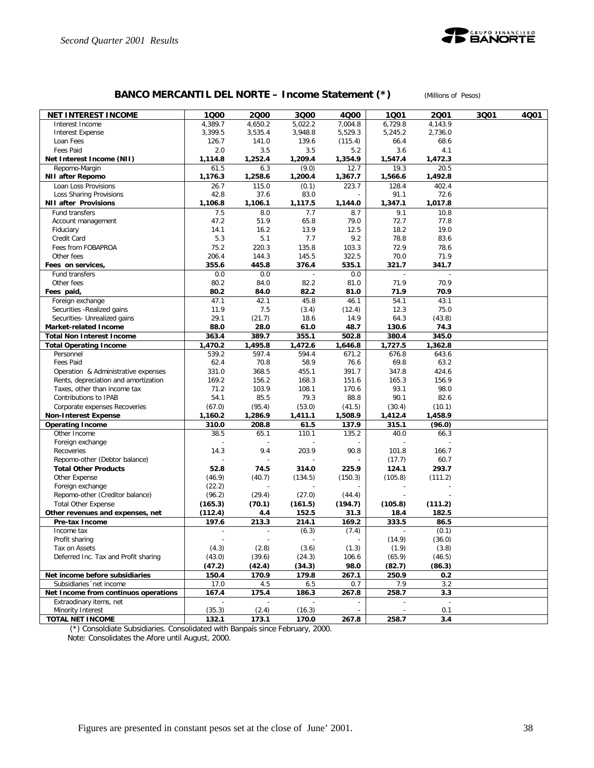## BANCO MERCANTIL DEL NORTE – Income Statement (*)

(Millions of Pesos)

| NET INTEREST INCOME | 1Q00 | 2Q00 | 3Q00 | 4Q00 | 1Q01 | 2Q01 | 3Q01 | 4Q01 |
|---|---|---|---|---|---|---|---|---|
| Interest Income | 4,389.7 | 4,650.2 | 5,022.2 | 7,004.8 | 6,729.8 | 4,143.9 | | |
| Interest Expense | 3,399.5 | 3,535.4 | 3,948.8 | 5,529.3 | 5,245.2 | 2,736.0 | | |
| Loan Fees | 126.7 | 141.0 | 139.6 | (115.4) | 66.4 | 68.6 | | |
| Fees Paid | 2.0 | 3.5 | 3.5 | 5.2 | 3.6 | 4.1 | | |
| **Net Interest Income (NII)** | **1,114.8** | **1,252.4** | **1,209.4** | **1,354.9** | **1,547.4** | **1,472.3** | | |
| Repomo-Margin | 61.5 | 6.3 | (9.0) | 12.7 | 19.3 | 20.5 | | |
| **NII after Repomo** | **1,176.3** | **1,258.6** | **1,200.4** | **1,367.7** | **1,566.6** | **1,492.8** | | |
| Loan Loss Provisions | 26.7 | 115.0 | (0.1) | 223.7 | 128.4 | 402.4 | | |
| Loss Sharing Provisions | 42.8 | 37.6 | 83.0 | - | 91.1 | 72.6 | | |
| **NII after Provisions** | **1,106.8** | **1,106.1** | **1,117.5** | **1,144.0** | **1,347.1** | **1,017.8** | | |
| Fund transfers | 7.5 | 8.0 | 7.7 | 8.7 | 9.1 | 10.8 | | |
| Account management | 47.2 | 51.9 | 65.8 | 79.0 | 72.7 | 77.8 | | |
| Fiduciary | 14.1 | 16.2 | 13.9 | 12.5 | 18.2 | 19.0 | | |
| Credit Card | 5.3 | 5.1 | 7.7 | 9.2 | 78.8 | 83.6 | | |
| Fees from FOBAPROA | 75.2 | 220.3 | 135.8 | 103.3 | 72.9 | 78.6 | | |
| Other fees | 206.4 | 144.3 | 145.5 | 322.5 | 70.0 | 71.9 | | |
| **Fees on services,** | **355.6** | **445.8** | **376.4** | **535.1** | **321.7** | **341.7** | | |
| Fund transfers | 0.0 | 0.0 | - | 0.0 | - | - | | |
| Other fees | 80.2 | 84.0 | 82.2 | 81.0 | 71.9 | 70.9 | | |
| **Fees paid,** | **80.2** | **84.0** | **82.2** | **81.0** | **71.9** | **70.9** | | |
| Foreign exchange | 47.1 | 42.1 | 45.8 | 46.1 | 54.1 | 43.1 | | |
| Securities -Realized gains | 11.9 | 7.5 | (3.4) | (12.4) | 12.3 | 75.0 | | |
| Securities- Unrealized gains | 29.1 | (21.7) | 18.6 | 14.9 | 64.3 | (43.8) | | |
| **Market-related Income** | **88.0** | **28.0** | **61.0** | **48.7** | **130.6** | **74.3** | | |
| **Total Non Interest Income** | **363.4** | **389.7** | **355.1** | **502.8** | **380.4** | **345.0** | | |
| **Total Operating Income** | **1,470.2** | **1,495.8** | **1,472.6** | **1,646.8** | **1,727.5** | **1,362.8** | | |
| Personnel | 539.2 | 597.4 | 594.4 | 671.2 | 676.8 | 643.6 | | |
| Fees Paid | 62.4 | 70.8 | 58.9 | 76.6 | 69.8 | 63.2 | | |
| Operation & Administrative expenses | 331.0 | 368.5 | 455.1 | 391.7 | 347.8 | 424.6 | | |
| Rents, depreciation and amortization | 169.2 | 156.2 | 168.3 | 151.6 | 165.3 | 156.9 | | |
| Taxes, other than income tax | 71.2 | 103.9 | 108.1 | 170.6 | 93.1 | 98.0 | | |
| Contributions to IPAB | 54.1 | 85.5 | 79.3 | 88.8 | 90.1 | 82.6 | | |
| Corporate expenses Recoveries | (67.0) | (95.4) | (53.0) | (41.5) | (30.4) | (10.1) | | |
| **Non-Interest Expense** | **1,160.2** | **1,286.9** | **1,411.1** | **1,508.9** | **1,412.4** | **1,458.9** | | |
| **Operating Income** | **310.0** | **208.8** | **61.5** | **137.9** | **315.1** | **(96.0)** | | |
| Other Income | 38.5 | 65.1 | 110.1 | 135.2 | 40.0 | 66.3 | | |
| Foreign exchange | - | - | - | - | - | - | | |
| Recoveries | 14.3 | 9.4 | 203.9 | 90.8 | 101.8 | 166.7 | | |
| Repomo-other (Debtor balance) | - | - | - | - | (17.7) | 60.7 | | |
| **Total Other Products** | **52.8** | **74.5** | **314.0** | **225.9** | **124.1** | **293.7** | | |
| Other Expense | (46.9) | (40.7) | (134.5) | (150.3) | (105.8) | (111.2) | | |
| Foreign exchange | (22.2) | - | - | - | - | - | | |
| Repomo-other (Creditor balance) | (96.2) | (29.4) | (27.0) | (44.4) | - | - | | |
| Total Other Expense | (165.3) | (70.1) | (161.5) | (194.7) | (105.8) | (111.2) | | |
| **Other revenues and expenses, net** | **(112.4)** | **4.4** | **152.5** | **31.3** | **18.4** | **182.5** | | |
| **Pre-tax Income** | **197.6** | **213.3** | **214.1** | **169.2** | **333.5** | **86.5** | | |
| Income tax | - | - | (6.3) | (7.4) | - | (0.1) | | |
| Profit sharing | - | - | - | - | (14.9) | (36.0) | | |
| Tax on Assets | (4.3) | (2.8) | (3.6) | (1.3) | (1.9) | (3.8) | | |
| Deferred Inc. Tax and Profit sharing | (43.0) | (39.6) | (24.3) | 106.6 | (65.9) | (46.5) | | |
| | **(47.2)** | **(42.4)** | **(34.3)** | **98.0** | **(82.7)** | **(86.3)** | | |
| **Net income before subsidiaries** | **150.4** | **170.9** | **179.8** | **267.1** | **250.9** | **0.2** | | |
| Subsidiaries´net income | 17.0 | 4.5 | 6.5 | 0.7 | 7.9 | 3.2 | | |
| **Net Income from continuos operations** | **167.4** | **175.4** | **186.3** | **267.8** | **258.7** | **3.3** | | |
| Extraodinary items, net | - | - | - | - | - | - | | |
| Minority Interest | (35.3) | (2.4) | (16.3) | - | - | 0.1 | | |
| **TOTAL NET INCOME** | **132.1** | **173.1** | **170.0** | **267.8** | **258.7** | **3.4** | | |

(*) Consoldiate Subsidiaries. Consolidated with Banpaís since February, 2000.

Note: Consolidates the Afore until August, 2000.

Figures are presented in constant pesos set at the close of June' 2001.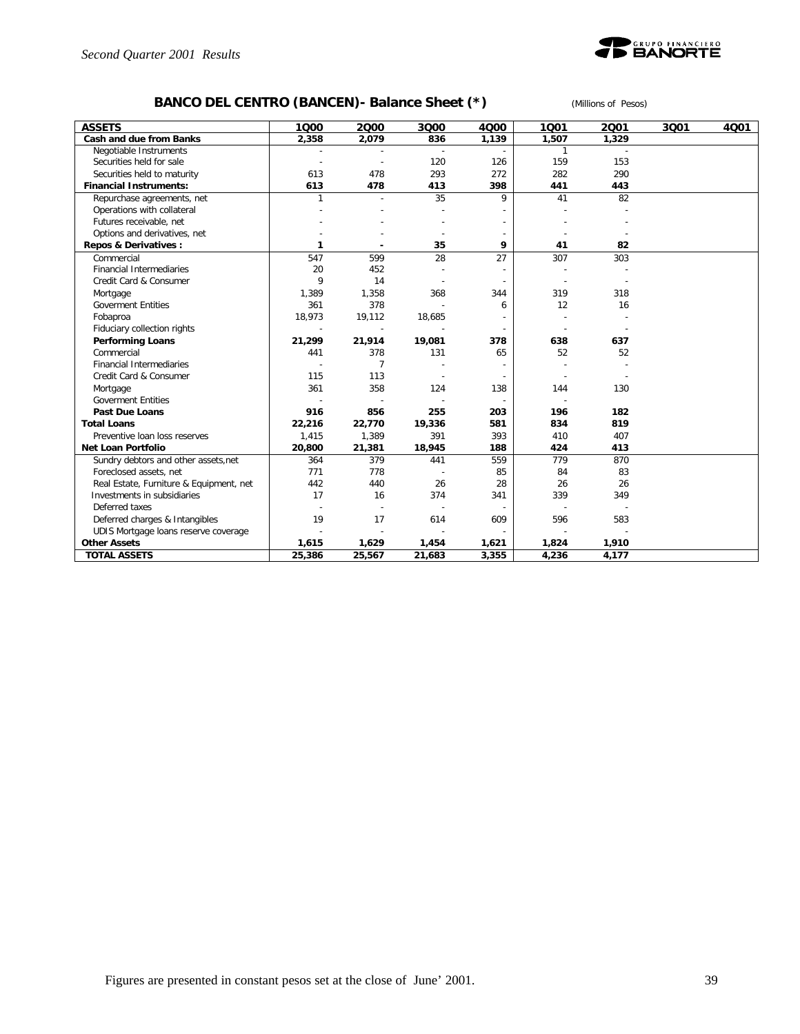## BANCO DEL CENTRO (BANCEN)- Balance Sheet (*)

(Millions of Pesos)

| ASSETS | 1Q00 | 2Q00 | 3Q00 | 4Q00 | 1Q01 | 2Q01 | 3Q01 | 4Q01 |
|---|---|---|---|---|---|---|---|---|
| **Cash and due from Banks** | **2,358** | **2,079** | **836** | **1,139** | **1,507** | **1,329** | | |
| Negotiable Instruments | - | - | - | - | 1 | - | | |
| Securities held for sale | - | - | 120 | 126 | 159 | 153 | | |
| Securities held to maturity | 613 | 478 | 293 | 272 | 282 | 290 | | |
| **Financial Instruments:** | **613** | **478** | **413** | **398** | **441** | **443** | | |
| Repurchase agreements, net | 1 | - | 35 | 9 | 41 | 82 | | |
| Operations with collateral | - | - | - | - | - | - | | |
| Futures receivable, net | - | - | - | - | - | - | | |
| Options and derivatives, net | - | - | - | - | - | - | | |
| **Repos & Derivatives :** | **1** | **-** | **35** | **9** | **41** | **82** | | |
| Commercial | 547 | 599 | 28 | 27 | 307 | 303 | | |
| Financial Intermediaries | 20 | 452 | - | - | - | - | | |
| Credit Card & Consumer | 9 | 14 | - | - | - | - | | |
| Mortgage | 1,389 | 1,358 | 368 | 344 | 319 | 318 | | |
| Goverment Entities | 361 | 378 | - | 6 | 12 | 16 | | |
| Fobaproa | 18,973 | 19,112 | 18,685 | - | - | - | | |
| Fiduciary collection rights | - | - | - | - | - | - | | |
| **Performing Loans** | **21,299** | **21,914** | **19,081** | **378** | **638** | **637** | | |
| Commercial | 441 | 378 | 131 | 65 | 52 | 52 | | |
| Financial Intermediaries | - | 7 | - | - | - | - | | |
| Credit Card & Consumer | 115 | 113 | - | - | - | - | | |
| Mortgage | 361 | 358 | 124 | 138 | 144 | 130 | | |
| Goverment Entities | - | - | - | - | - | | | |
| **Past Due Loans** | **916** | **856** | **255** | **203** | **196** | **182** | | |
| **Total Loans** | **22,216** | **22,770** | **19,336** | **581** | **834** | **819** | | |
| Preventive loan loss reserves | 1,415 | 1,389 | 391 | 393 | 410 | 407 | | |
| **Net Loan Portfolio** | **20,800** | **21,381** | **18,945** | **188** | **424** | **413** | | |
| Sundry debtors and other assets,net | 364 | 379 | 441 | 559 | 779 | 870 | | |
| Foreclosed assets, net | 771 | 778 | - | 85 | 84 | 83 | | |
| Real Estate, Furniture & Equipment, net | 442 | 440 | 26 | 28 | 26 | 26 | | |
| Investments in subsidiaries | 17 | 16 | 374 | 341 | 339 | 349 | | |
| Deferred taxes | - | - | - | - | - | - | | |
| Deferred charges & Intangibles | 19 | 17 | 614 | 609 | 596 | 583 | | |
| UDIS Mortgage loans reserve coverage | - | - | - | - | - | - | | |
| **Other Assets** | **1,615** | **1,629** | **1,454** | **1,621** | **1,824** | **1,910** | | |
| **TOTAL ASSETS** | **25,386** | **25,567** | **21,683** | **3,355** | **4,236** | **4,177** | | |

Figures are presented in constant pesos set at the close of June' 2001.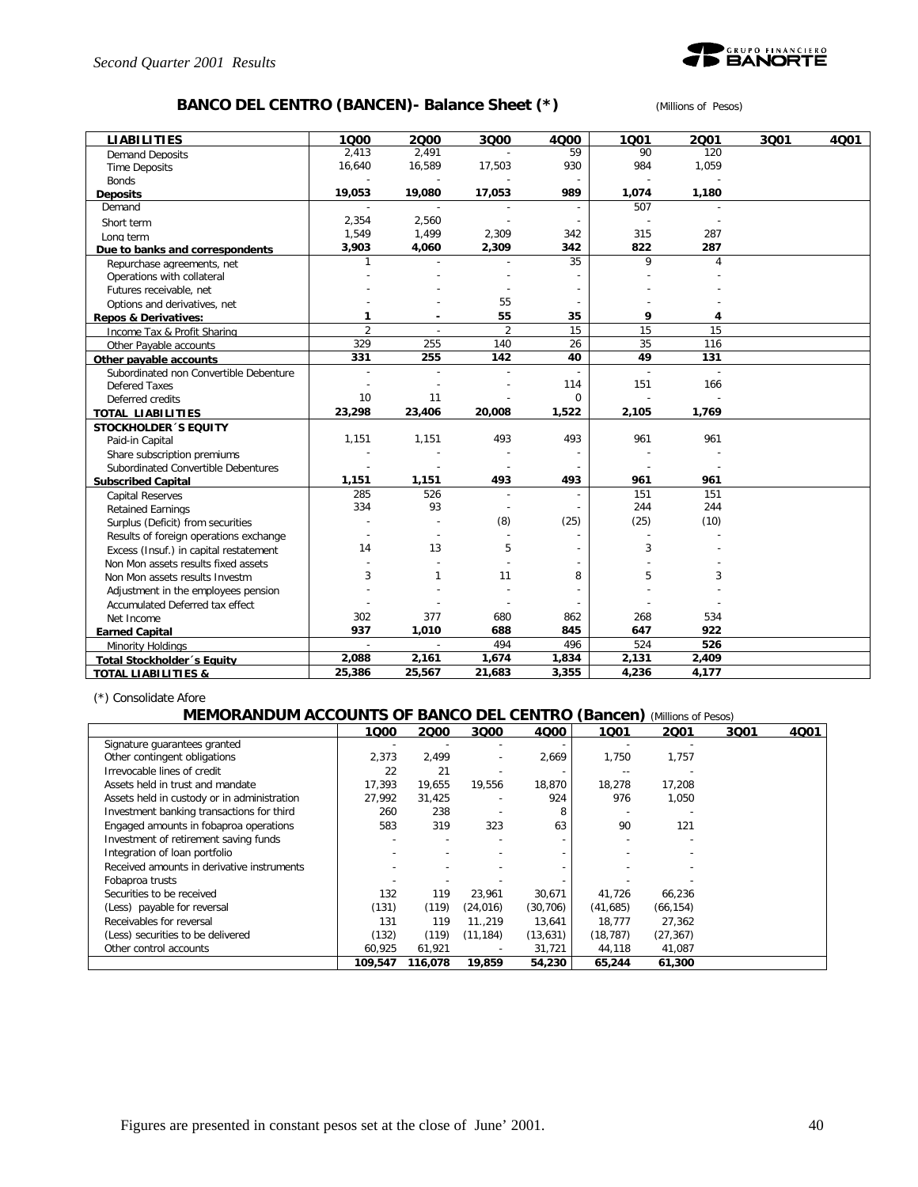## BANCO DEL CENTRO (BANCEN)- Balance Sheet (*)

(Millions of Pesos)

| LIABILITIES | 1Q00 | 2Q00 | 3Q00 | 4Q00 | 1Q01 | 2Q01 | 3Q01 | 4Q01 |
|---|---|---|---|---|---|---|---|---|
| Demand Deposits | 2,413 | 2,491 | - | 59 | 90 | 120 | | |
| Time Deposits | 16,640 | 16,589 | 17,503 | 930 | 984 | 1,059 | | |
| Bonds | - | - | - | - | - | - | | |
| **Deposits** | **19,053** | **19,080** | **17,053** | **989** | **1,074** | **1,180** | | |
| Demand | - | - | - | - | 507 | - | | |
| Short term | 2,354 | 2,560 | - | - | - | - | | |
| Long term | 1,549 | 1,499 | 2,309 | 342 | 315 | 287 | | |
| **Due to banks and correspondents** | **3,903** | **4,060** | **2,309** | **342** | **822** | **287** | | |
| Repurchase agreements, net | 1 | - | - | 35 | 9 | 4 | | |
| Operations with collateral | - | - | - | - | - | - | | |
| Futures receivable, net | - | - | - | - | - | - | | |
| Options and derivatives, net | - | - | 55 | - | - | - | | |
| **Repos & Derivatives:** | **1** | **-** | **55** | **35** | **9** | **4** | | |
| Income Tax & Profit Sharing | 2 | - | 2 | 15 | 15 | 15 | | |
| Other Payable accounts | 329 | 255 | 140 | 26 | 35 | 116 | | |
| **Other payable accounts** | **331** | **255** | **142** | **40** | **49** | **131** | | |
| Subordinated non Convertible Debenture | - | - | - | - | - | - | | |
| Defered Taxes | - | - | - | 114 | 151 | 166 | | |
| Deferred credits | 10 | 11 | - | 0 | - | - | | |
| **TOTAL LIABILITIES** | **23,298** | **23,406** | **20,008** | **1,522** | **2,105** | **1,769** | | |
| **STOCKHOLDER´S EQUITY** | | | | | | | | |
| Paid-in Capital | 1,151 | 1,151 | 493 | 493 | 961 | 961 | | |
| Share subscription premiums | - | - | - | - | - | - | | |
| Subordinated Convertible Debentures | - | - | - | - | - | - | | |
| **Subscribed Capital** | **1,151** | **1,151** | **493** | **493** | **961** | **961** | | |
| Capital Reserves | 285 | 526 | - | - | 151 | 151 | | |
| Retained Earnings | 334 | 93 | - | - | 244 | 244 | | |
| Surplus (Deficit) from securities | - | - | (8) | (25) | (25) | (10) | | |
| Results of foreign operations exchange | - | - | - | - | - | - | | |
| Excess (Insuf.) in capital restatement | 14 | 13 | 5 | - | 3 | - | | |
| Non Mon assets results fixed assets | - | - | - | - | - | - | | |
| Non Mon assets results Investm | 3 | 1 | 11 | 8 | 5 | 3 | | |
| Adjustment in the employees pension | - | - | - | - | - | - | | |
| Accumulated Deferred tax effect | - | - | - | - | - | - | | |
| Net Income | 302 | 377 | 680 | 862 | 268 | 534 | | |
| **Earned Capital** | **937** | **1,010** | **688** | **845** | **647** | **922** | | |
| Minority Holdings | - | - | 494 | 496 | 524 | **526** | | |
| **Total Stockholder´s Equity** | **2,088** | **2,161** | **1,674** | **1,834** | **2,131** | **2,409** | | |
| **TOTAL LIABILITIES &** | **25,386** | **25,567** | **21,683** | **3,355** | **4,236** | **4,177** | | |

(*) Consolidate Afore

## MEMORANDUM ACCOUNTS OF BANCO DEL CENTRO (Bancen) (Millions of Pesos)

| | 1Q00 | 2Q00 | 3Q00 | 4Q00 | 1Q01 | 2Q01 | 3Q01 | 4Q01 |
|---|---|---|---|---|---|---|---|---|
| Signature guarantees granted | - | - | - | - | - | - | | |
| Other contingent obligations | 2,373 | 2,499 | - | 2,669 | 1,750 | 1,757 | | |
| Irrevocable lines of credit | 22 | 21 | - | - | -- | - | | |
| Assets held in trust and mandate | 17,393 | 19,655 | 19,556 | 18,870 | 18,278 | 17,208 | | |
| Assets held in custody or in administration | 27,992 | 31,425 | - | 924 | 976 | 1,050 | | |
| Investment banking transactions for third | 260 | 238 | - | 8 | - | - | | |
| Engaged amounts in fobaproa operations | 583 | 319 | 323 | 63 | 90 | 121 | | |
| Investment of retirement saving funds | - | - | - | - | - | - | | |
| Integration of loan portfolio | - | - | - | - | - | - | | |
| Received amounts in derivative instruments | - | - | - | - | - | - | | |
| Fobaproa trusts | - | - | - | - | - | - | | |
| Securities to be received | 132 | 119 | 23,961 | 30,671 | 41,726 | 66,236 | | |
| (Less) payable for reversal | (131) | (119) | (24,016) | (30,706) | (41,685) | (66,154) | | |
| Receivables for reversal | 131 | 119 | 11.,219 | 13,641 | 18,777 | 27,362 | | |
| (Less) securities to be delivered | (132) | (119) | (11,184) | (13,631) | (18,787) | (27,367) | | |
| Other control accounts | 60,925 | 61,921 | - | 31,721 | 44,118 | 41,087 | | |
| | **109,547** | **116,078** | **19,859** | **54,230** | **65,244** | **61,300** | | |

Figures are presented in constant pesos set at the close of June' 2001.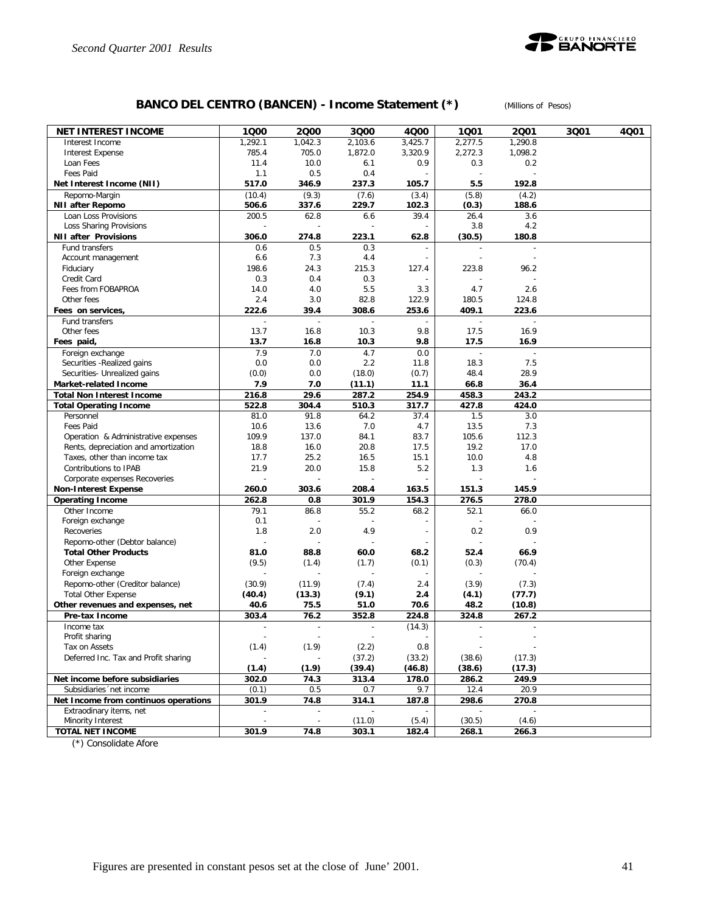## BANCO DEL CENTRO (BANCEN) - Income Statement (*)

(Millions of Pesos)

| NET INTEREST INCOME | 1Q00 | 2Q00 | 3Q00 | 4Q00 | 1Q01 | 2Q01 | 3Q01 | 4Q01 |
|---|---|---|---|---|---|---|---|---|
| Interest Income | 1,292.1 | 1,042.3 | 2,103.6 | 3,425.7 | 2,277.5 | 1,290.8 | | |
| Interest Expense | 785.4 | 705.0 | 1,872.0 | 3,320.9 | 2,272.3 | 1,098.2 | | |
| Loan Fees | 11.4 | 10.0 | 6.1 | 0.9 | 0.3 | 0.2 | | |
| Fees Paid | 1.1 | 0.5 | 0.4 | - | - | - | | |
| **Net Interest Income (NII)** | **517.0** | **346.9** | **237.3** | **105.7** | **5.5** | **192.8** | | |
| Repomo-Margin | (10.4) | (9.3) | (7.6) | (3.4) | (5.8) | (4.2) | | |
| **NII after Repomo** | **506.6** | **337.6** | **229.7** | **102.3** | **(0.3)** | **188.6** | | |
| Loan Loss Provisions | 200.5 | 62.8 | 6.6 | 39.4 | 26.4 | 3.6 | | |
| Loss Sharing Provisions | - | - | - | - | 3.8 | 4.2 | | |
| **NII after Provisions** | **306.0** | **274.8** | **223.1** | **62.8** | **(30.5)** | **180.8** | | |
| Fund transfers | 0.6 | 0.5 | 0.3 | - | - | - | | |
| Account management | 6.6 | 7.3 | 4.4 | - | - | - | | |
| Fiduciary | 198.6 | 24.3 | 215.3 | 127.4 | 223.8 | 96.2 | | |
| Credit Card | 0.3 | 0.4 | 0.3 | - | - | - | | |
| Fees from FOBAPROA | 14.0 | 4.0 | 5.5 | 3.3 | 4.7 | 2.6 | | |
| Other fees | 2.4 | 3.0 | 82.8 | 122.9 | 180.5 | 124.8 | | |
| **Fees on services,** | **222.6** | **39.4** | **308.6** | **253.6** | **409.1** | **223.6** | | |
| Fund transfers | - | - | - | - | - | - | | |
| Other fees | 13.7 | 16.8 | 10.3 | 9.8 | 17.5 | 16.9 | | |
| **Fees paid,** | **13.7** | **16.8** | **10.3** | **9.8** | **17.5** | **16.9** | | |
| Foreign exchange | 7.9 | 7.0 | 4.7 | 0.0 | - | - | | |
| Securities -Realized gains | 0.0 | 0.0 | 2.2 | 11.8 | 18.3 | 7.5 | | |
| Securities- Unrealized gains | (0.0) | 0.0 | (18.0) | (0.7) | 48.4 | 28.9 | | |
| **Market-related Income** | **7.9** | **7.0** | **(11.1)** | **11.1** | **66.8** | **36.4** | | |
| **Total Non Interest Income** | **216.8** | **29.6** | **287.2** | **254.9** | **458.3** | **243.2** | | |
| **Total Operating Income** | **522.8** | **304.4** | **510.3** | **317.7** | **427.8** | **424.0** | | |
| Personnel | 81.0 | 91.8 | 64.2 | 37.4 | 1.5 | 3.0 | | |
| Fees Paid | 10.6 | 13.6 | 7.0 | 4.7 | 13.5 | 7.3 | | |
| Operation & Administrative expenses | 109.9 | 137.0 | 84.1 | 83.7 | 105.6 | 112.3 | | |
| Rents, depreciation and amortization | 18.8 | 16.0 | 20.8 | 17.5 | 19.2 | 17.0 | | |
| Taxes, other than income tax | 17.7 | 25.2 | 16.5 | 15.1 | 10.0 | 4.8 | | |
| Contributions to IPAB | 21.9 | 20.0 | 15.8 | 5.2 | 1.3 | 1.6 | | |
| Corporate expenses Recoveries | - | - | - | - | - | - | | |
| **Non-Interest Expense** | **260.0** | **303.6** | **208.4** | **163.5** | **151.3** | **145.9** | | |
| **Operating Income** | **262.8** | **0.8** | **301.9** | **154.3** | **276.5** | **278.0** | | |
| Other Income | 79.1 | 86.8 | 55.2 | 68.2 | 52.1 | 66.0 | | |
| Foreign exchange | 0.1 | - | - | - | - | - | | |
| Recoveries | 1.8 | 2.0 | 4.9 | - | 0.2 | 0.9 | | |
| Repomo-other (Debtor balance) | - | - | - | - | - | - | | |
| **Total Other Products** | **81.0** | **88.8** | **60.0** | **68.2** | **52.4** | **66.9** | | |
| Other Expense | (9.5) | (1.4) | (1.7) | (0.1) | (0.3) | (70.4) | | |
| Foreign exchange | - | - | - | - | - | - | | |
| Repomo-other (Creditor balance) | (30.9) | (11.9) | (7.4) | 2.4 | (3.9) | (7.3) | | |
| Total Other Expense | **(40.4)** | **(13.3)** | **(9.1)** | **2.4** | **(4.1)** | **(77.7)** | | |
| **Other revenues and expenses, net** | **40.6** | **75.5** | **51.0** | **70.6** | **48.2** | **(10.8)** | | |
| **Pre-tax Income** | **303.4** | **76.2** | **352.8** | **224.8** | **324.8** | **267.2** | | |
| Income tax | - | - | - | (14.3) | - | - | | |
| Profit sharing | - | - | - | - | - | - | | |
| Tax on Assets | (1.4) | (1.9) | (2.2) | 0.8 | - | - | | |
| Deferred Inc. Tax and Profit sharing | - | - | (37.2) | (33.2) | (38.6) | (17.3) | | |
| | **(1.4)** | **(1.9)** | **(39.4)** | **(46.8)** | **(38.6)** | **(17.3)** | | |
| **Net income before subsidiaries** | **302.0** | **74.3** | **313.4** | **178.0** | **286.2** | **249.9** | | |
| Subsidiaries´net income | (0.1) | 0.5 | 0.7 | 9.7 | 12.4 | 20.9 | | |
| **Net Income from continuos operations** | **301.9** | **74.8** | **314.1** | **187.8** | **298.6** | **270.8** | | |
| Extradinary items, net | - | - | - | - | - | - | | |
| Minority Interest | - | - | (11.0) | (5.4) | (30.5) | (4.6) | | |
| **TOTAL NET INCOME** | **301.9** | **74.8** | **303.1** | **182.4** | **268.1** | **266.3** | | |

(*) Consolidate Afore

Figures are presented in constant pesos set at the close of June' 2001.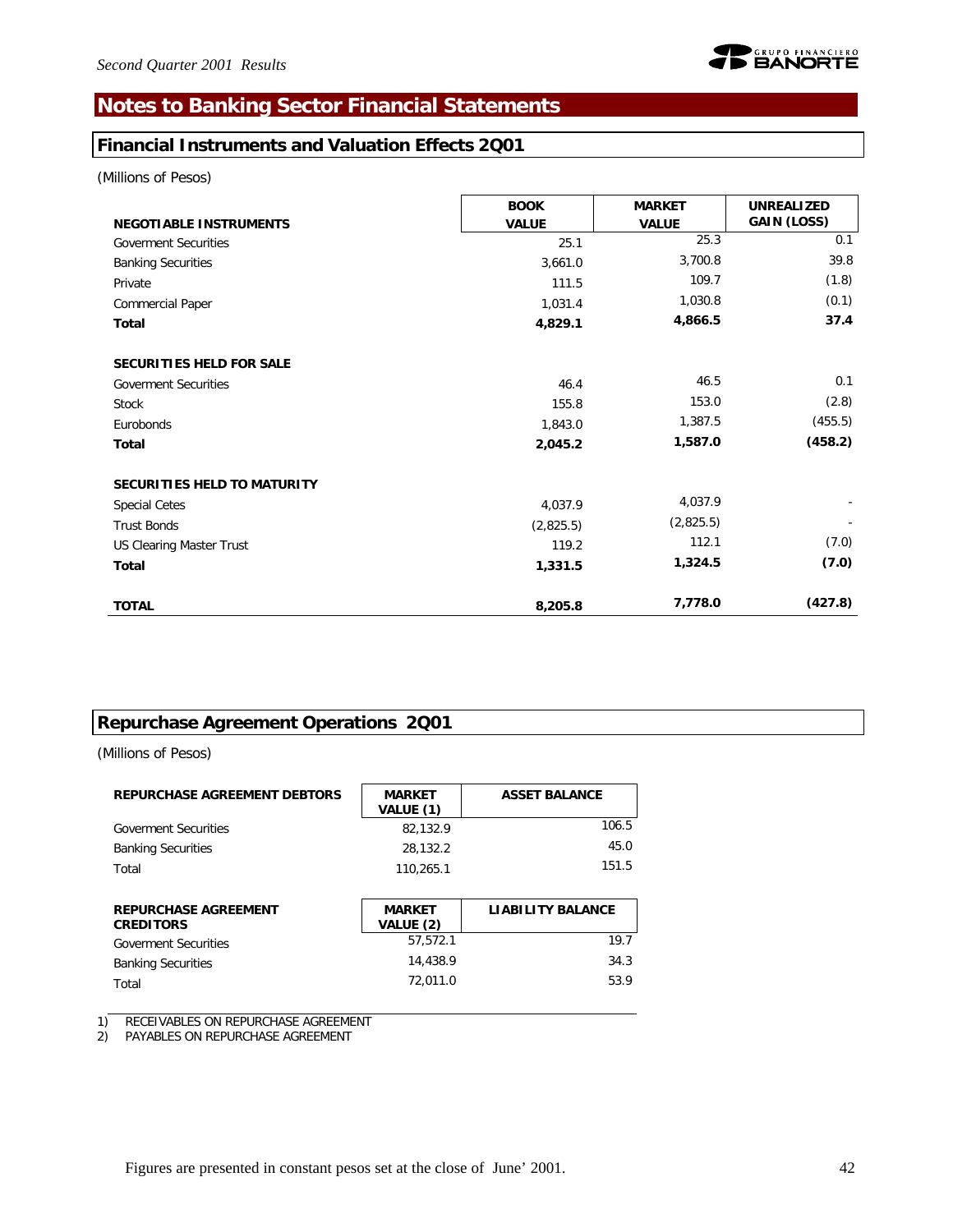# Notes to Banking Sector Financial Statements

## Financial Instruments and Valuation Effects 2Q01

(Millions of Pesos)

| NEGOTIABLE INSTRUMENTS | BOOK VALUE | MARKET VALUE | UNREALIZED GAIN (LOSS) |
|---|---|---|---|
| Goverment Securities | 25.1 | 25.3 | 0.1 |
| Banking Securities | 3,661.0 | 3,700.8 | 39.8 |
| Private | 111.5 | 109.7 | (1.8) |
| Commercial Paper | 1,031.4 | 1,030.8 | (0.1) |
| **Total** | **4,829.1** | **4,866.5** | **37.4** |
| | | | |
| **SECURITIES HELD FOR SALE** | | | |
| Goverment Securities | 46.4 | 46.5 | 0.1 |
| Stock | 155.8 | 153.0 | (2.8) |
| Eurobonds | 1,843.0 | 1,387.5 | (455.5) |
| **Total** | **2,045.2** | **1,587.0** | **(458.2)** |
| | | | |
| **SECURITIES HELD TO MATURITY** | | | |
| Special Cetes | 4,037.9 | 4,037.9 | - |
| Trust Bonds | (2,825.5) | (2,825.5) | - |
| US Clearing Master Trust | 119.2 | 112.1 | (7.0) |
| **Total** | **1,331.5** | **1,324.5** | **(7.0)** |
| | | | |
| **TOTAL** | **8,205.8** | **7,778.0** | **(427.8)** |

## Repurchase Agreement Operations 2Q01

(Millions of Pesos)

| REPURCHASE AGREEMENT DEBTORS | MARKET VALUE (1) | ASSET BALANCE |
|---|---|---|
| Goverment Securities | 82,132.9 | 106.5 |
| Banking Securities | 28,132.2 | 45.0 |
| Total | 110,265.1 | 151.5 |

| REPURCHASE AGREEMENT CREDITORS | MARKET VALUE (2) | LIABILITY BALANCE |
|---|---|---|
| Goverment Securities | 57,572.1 | 19.7 |
| Banking Securities | 14,438.9 | 34.3 |
| Total | 72,011.0 | 53.9 |

1) RECEIVABLES ON REPURCHASE AGREEMENT
2) PAYABLES ON REPURCHASE AGREEMENT

Figures are presented in constant pesos set at the close of June' 2001.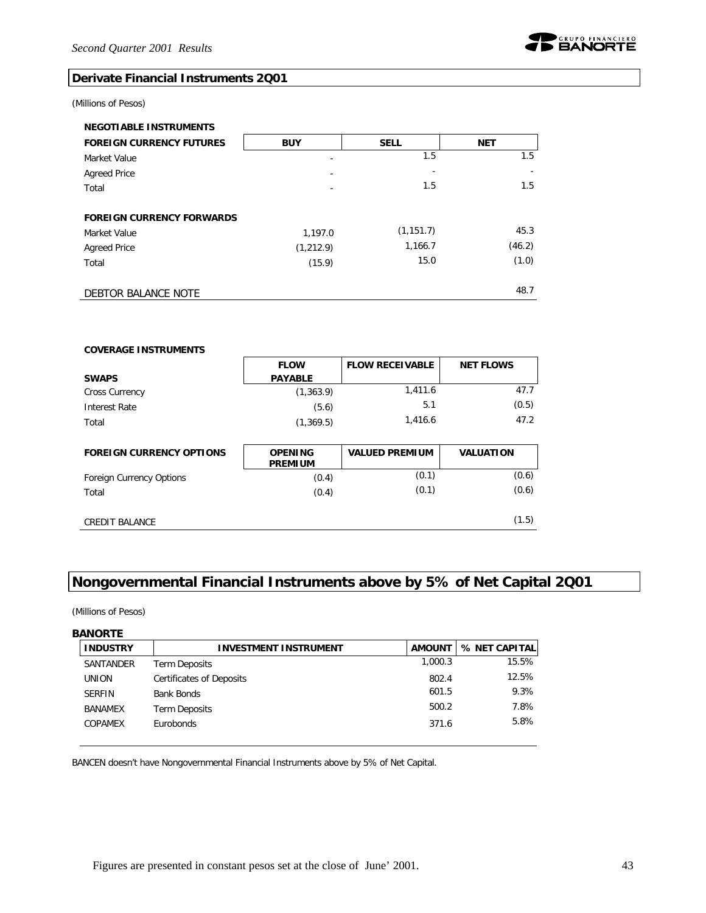## Derivate Financial Instruments 2Q01

(Millions of Pesos)

**NEGOTIABLE INSTRUMENTS**

| FOREIGN CURRENCY FUTURES | BUY | SELL | NET |
|---|---|---|---|
| Market Value | - | 1.5 | 1.5 |
| Agreed Price | - | - | - |
| Total | - | 1.5 | 1.5 |
| | | | |
| **FOREIGN CURRENCY FORWARDS** | | | |
| Market Value | 1,197.0 | (1,151.7) | 45.3 |
| Agreed Price | (1,212.9) | 1,166.7 | (46.2) |
| Total | (15.9) | 15.0 | (1.0) |
| | | | |
| DEBTOR BALANCE NOTE | | | 48.7 |

**COVERAGE INSTRUMENTS**

| SWAPS | FLOW PAYABLE | FLOW RECEIVABLE | NET FLOWS |
|---|---|---|---|
| Cross Currency | (1,363.9) | 1,411.6 | 47.7 |
| Interest Rate | (5.6) | 5.1 | (0.5) |
| Total | (1,369.5) | 1,416.6 | 47.2 |

| FOREIGN CURRENCY OPTIONS | OPENING PREMIUM | VALUED PREMIUM | VALUATION |
|---|---|---|---|
| Foreign Currency Options | (0.4) | (0.1) | (0.6) |
| Total | (0.4) | (0.1) | (0.6) |
| | | | |
| CREDIT BALANCE | | | (1.5) |

## Nongovernmental Financial Instruments above by 5% of Net Capital 2Q01

(Millions of Pesos)

**BANORTE**

| INDUSTRY | INVESTMENT INSTRUMENT | AMOUNT | % NET CAPITAL |
|---|---|---|---|
| SANTANDER | Term Deposits | 1,000.3 | 15.5% |
| UNION | Certificates of Deposits | 802.4 | 12.5% |
| SERFIN | Bank Bonds | 601.5 | 9.3% |
| BANAMEX | Term Deposits | 500.2 | 7.8% |
| COPAMEX | Eurobonds | 371.6 | 5.8% |

BANCEN doesn't have Nongovernmental Financial Instruments above by 5% of Net Capital.

Figures are presented in constant pesos set at the close of June' 2001.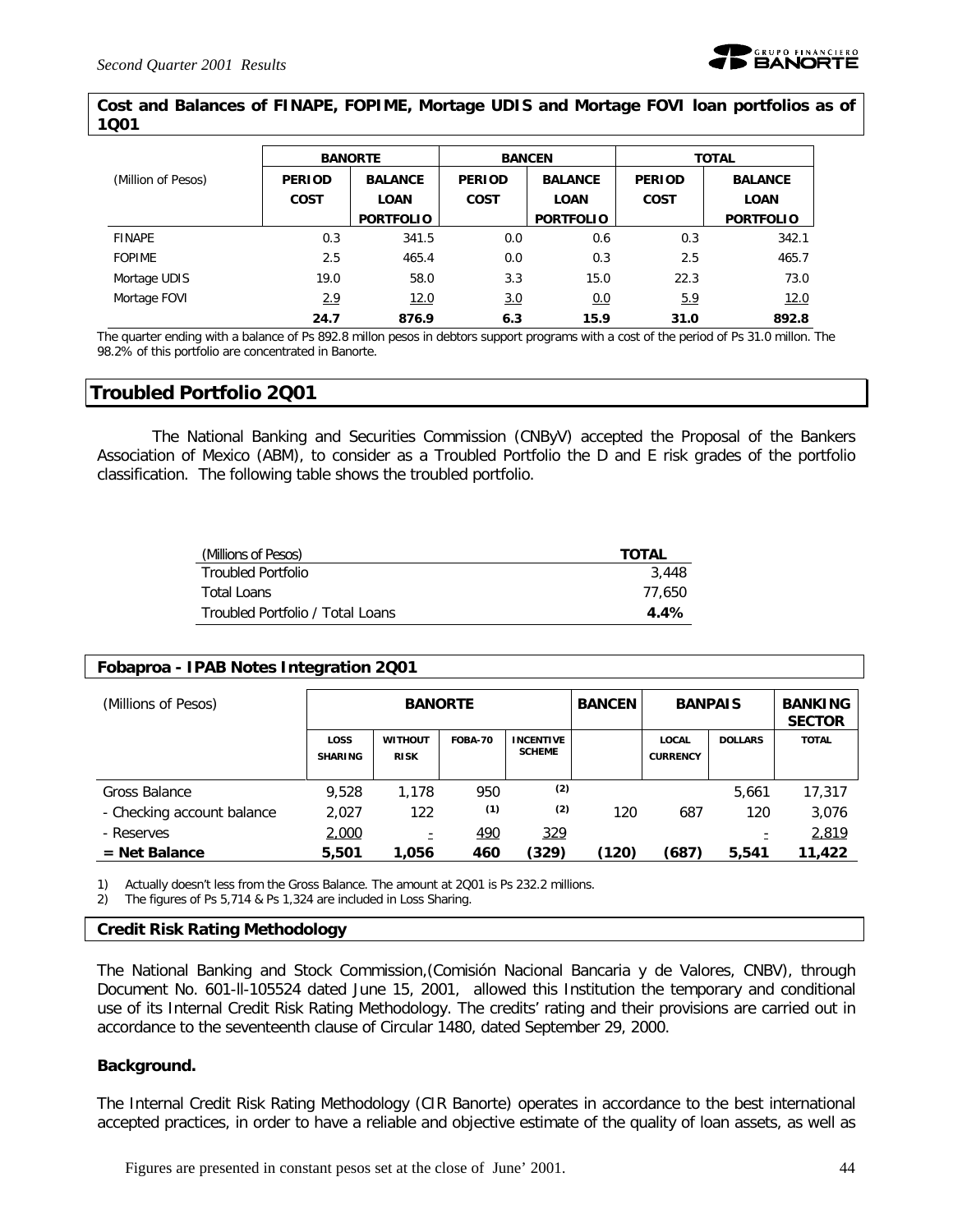**Cost and Balances of FINAPE, FOPIME, Mortage UDIS and Mortage FOVI loan portfolios as of 1Q01**

| (Million of Pesos) | BANORTE | | BANCEN | | TOTAL | |
|---|---|---|---|---|---|---|
| | PERIOD COST | BALANCE LOAN PORTFOLIO | PERIOD COST | BALANCE LOAN PORTFOLIO | PERIOD COST | BALANCE LOAN PORTFOLIO |
| FINAPE | 0.3 | 341.5 | 0.0 | 0.6 | 0.3 | 342.1 |
| FOPIME | 2.5 | 465.4 | 0.0 | 0.3 | 2.5 | 465.7 |
| Mortage UDIS | 19.0 | 58.0 | 3.3 | 15.0 | 22.3 | 73.0 |
| Mortage FOVI | 2.9 | 12.0 | 3.0 | 0.0 | 5.9 | 12.0 |
| | **24.7** | **876.9** | **6.3** | **15.9** | **31.0** | **892.8** |

The quarter ending with a balance of Ps 892.8 millon pesos in debtors support programs with a cost of the period of Ps 31.0 millon. The 98.2% of this portfolio are concentrated in Banorte.

## Troubled Portfolio 2Q01

The National Banking and Securities Commission (CNByV) accepted the Proposal of the Bankers Association of Mexico (ABM), to consider as a Troubled Portfolio the D and E risk grades of the portfolio classification. The following table shows the troubled portfolio.

| (Millions of Pesos) | TOTAL |
|---|---|
| Troubled Portfolio | 3,448 |
| Total Loans | 77,650 |
| Troubled Portfolio / Total Loans | **4.4%** |

**Fobaproa - IPAB Notes Integration 2Q01**

| (Millions of Pesos) | BANORTE | | | | BANCEN | BANPAIS | | BANKING SECTOR |
|---|---|---|---|---|---|---|---|---|
| | LOSS SHARING | WITHOUT RISK | FOBA-70 | INCENTIVE SCHEME | | LOCAL CURRENCY | DOLLARS | TOTAL |
| Gross Balance | 9,528 | 1,178 | 950 | (2) | | | 5,661 | 17,317 |
| - Checking account balance | 2,027 | 122 | (1) | (2) | 120 | 687 | 120 | 3,076 |
| - Reserves | 2,000 | - | 490 | 329 | | | - | 2,819 |
| **= Net Balance** | **5,501** | **1,056** | **460** | **(329)** | **(120)** | **(687)** | **5,541** | **11,422** |

1) Actually doesn't less from the Gross Balance. The amount at 2Q01 is Ps 232.2 millions.
2) The figures of Ps 5,714 & Ps 1,324 are included in Loss Sharing.

**Credit Risk Rating Methodology**

The National Banking and Stock Commission,(Comisión Nacional Bancaria y de Valores, CNBV), through Document No. 601-ll-105524 dated June 15, 2001, allowed this Institution the temporary and conditional use of its Internal Credit Risk Rating Methodology. The credits' rating and their provisions are carried out in accordance to the seventeenth clause of Circular 1480, dated September 29, 2000.

**Background.**

The Internal Credit Risk Rating Methodology (CIR Banorte) operates in accordance to the best international accepted practices, in order to have a reliable and objective estimate of the quality of loan assets, as well as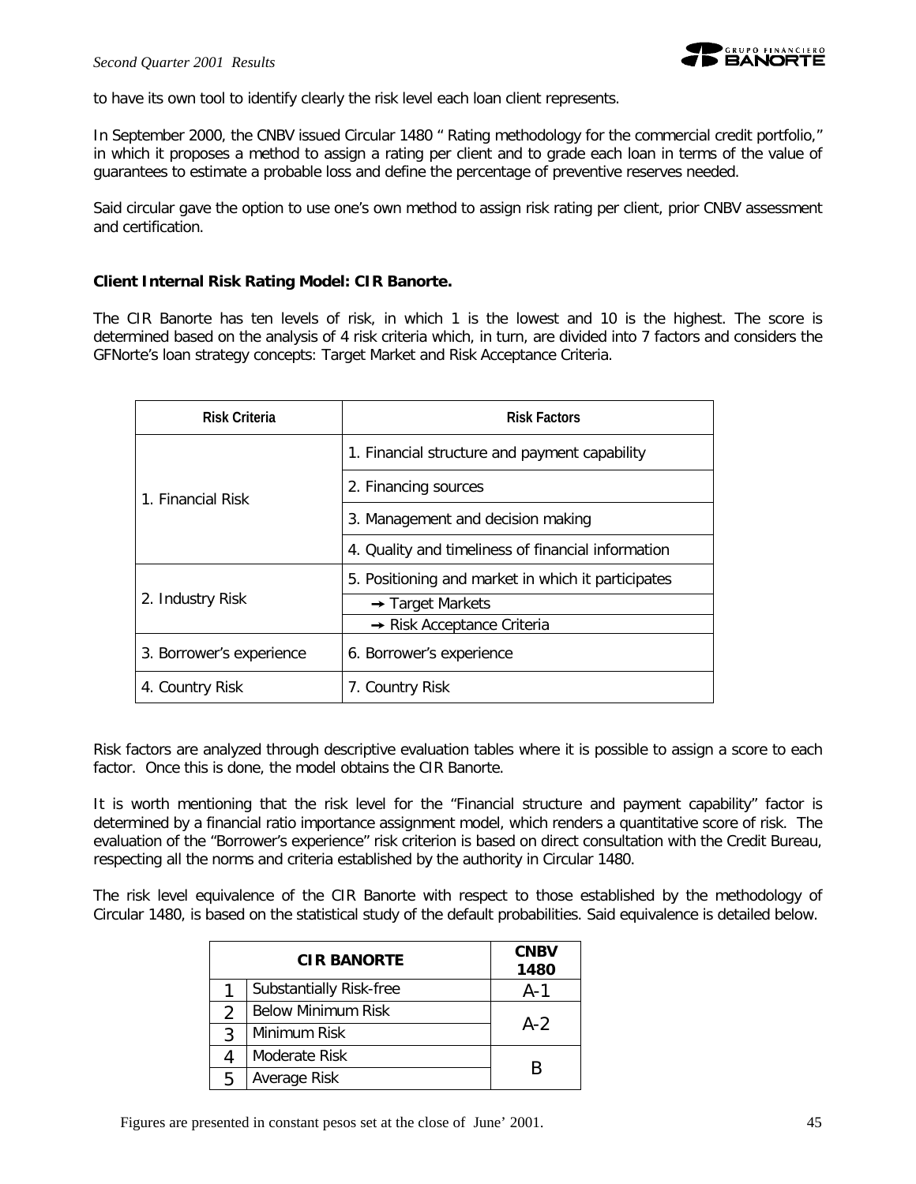to have its own tool to identify clearly the risk level each loan client represents.

In September 2000, the CNBV issued Circular 1480 " Rating methodology for the commercial credit portfolio," in which it proposes a method to assign a rating per client and to grade each loan in terms of the value of guarantees to estimate a probable loss and define the percentage of preventive reserves needed.

Said circular gave the option to use one's own method to assign risk rating per client, prior CNBV assessment and certification.

**Client Internal Risk Rating Model: CIR Banorte.**

The CIR Banorte has ten levels of risk, in which 1 is the lowest and 10 is the highest. The score is determined based on the analysis of 4 risk criteria which, in turn, are divided into 7 factors and considers the GFNorte's loan strategy concepts: Target Market and Risk Acceptance Criteria.

| Risk Criteria | Risk Factors |
|---|---|
| 1. Financial Risk | 1. Financial structure and payment capability |
| | 2. Financing sources |
| | 3. Management and decision making |
| | 4. Quality and timeliness of financial information |
| 2. Industry Risk | 5. Positioning and market in which it participates |
| | → Target Markets |
| | → Risk Acceptance Criteria |
| 3. Borrower's experience | 6. Borrower's experience |
| 4. Country Risk | 7. Country Risk |

Risk factors are analyzed through descriptive evaluation tables where it is possible to assign a score to each factor. Once this is done, the model obtains the CIR Banorte.

It is worth mentioning that the risk level for the "Financial structure and payment capability" factor is determined by a financial ratio importance assignment model, which renders a quantitative score of risk. The evaluation of the "Borrower's experience" risk criterion is based on direct consultation with the Credit Bureau, respecting all the norms and criteria established by the authority in Circular 1480.

The risk level equivalence of the CIR Banorte with respect to those established by the methodology of Circular 1480, is based on the statistical study of the default probabilities. Said equivalence is detailed below.

| CIR BANORTE | | CNBV 1480 |
|---|---|---|
| 1 | Substantially Risk-free | A-1 |
| 2 | Below Minimum Risk | A-2 |
| 3 | Minimum Risk | |
| 4 | Moderate Risk | B |
| 5 | Average Risk | |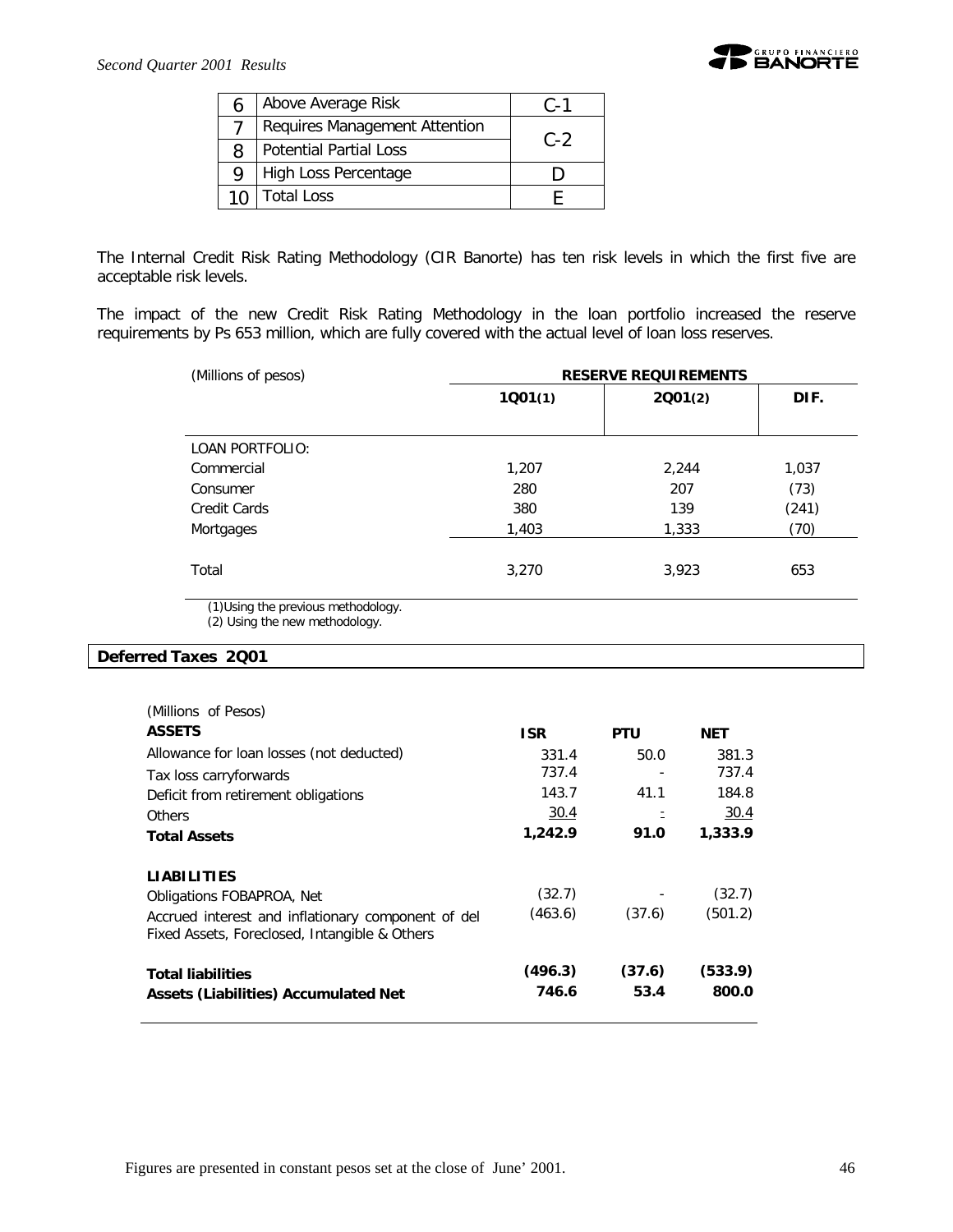| 6 | Above Average Risk | C-1 |
|---|---|---|
| 7 | Requires Management Attention | C-2 |
| 8 | Potential Partial Loss | |
| 9 | High Loss Percentage | D |
| 10 | Total Loss | E |

The Internal Credit Risk Rating Methodology (CIR Banorte) has ten risk levels in which the first five are acceptable risk levels.

The impact of the new Credit Risk Rating Methodology in the loan portfolio increased the reserve requirements by Ps 653 million, which are fully covered with the actual level of loan loss reserves.

| (Millions of pesos) | RESERVE REQUIREMENTS | | |
|---|---|---|---|
| | 1Q01(1) | 2Q01(2) | DIF. |
| LOAN PORTFOLIO: | | | |
| Commercial | 1,207 | 2,244 | 1,037 |
| Consumer | 280 | 207 | (73) |
| Credit Cards | 380 | 139 | (241) |
| Mortgages | 1,403 | 1,333 | (70) |
| Total | 3,270 | 3,923 | 653 |

(1)Using the previous methodology.
(2) Using the new methodology.

## Deferred Taxes 2Q01

| (Millions of Pesos) ASSETS | ISR | PTU | NET |
|---|---|---|---|
| Allowance for loan losses (not deducted) | 331.4 | 50.0 | 381.3 |
| Tax loss carryforwards | 737.4 | - | 737.4 |
| Deficit from retirement obligations | 143.7 | 41.1 | 184.8 |
| Others | 30.4 | - | 30.4 |
| **Total Assets** | **1,242.9** | **91.0** | **1,333.9** |
| **LIABILITIES** | | | |
| Obligations FOBAPROA, Net | (32.7) | - | (32.7) |
| Accrued interest and inflationary component of del Fixed Assets, Foreclosed, Intangible & Others | (463.6) | (37.6) | (501.2) |
| **Total liabilities** | **(496.3)** | **(37.6)** | **(533.9)** |
| **Assets (Liabilities) Accumulated Net** | **746.6** | **53.4** | **800.0** |

Figures are presented in constant pesos set at the close of June' 2001.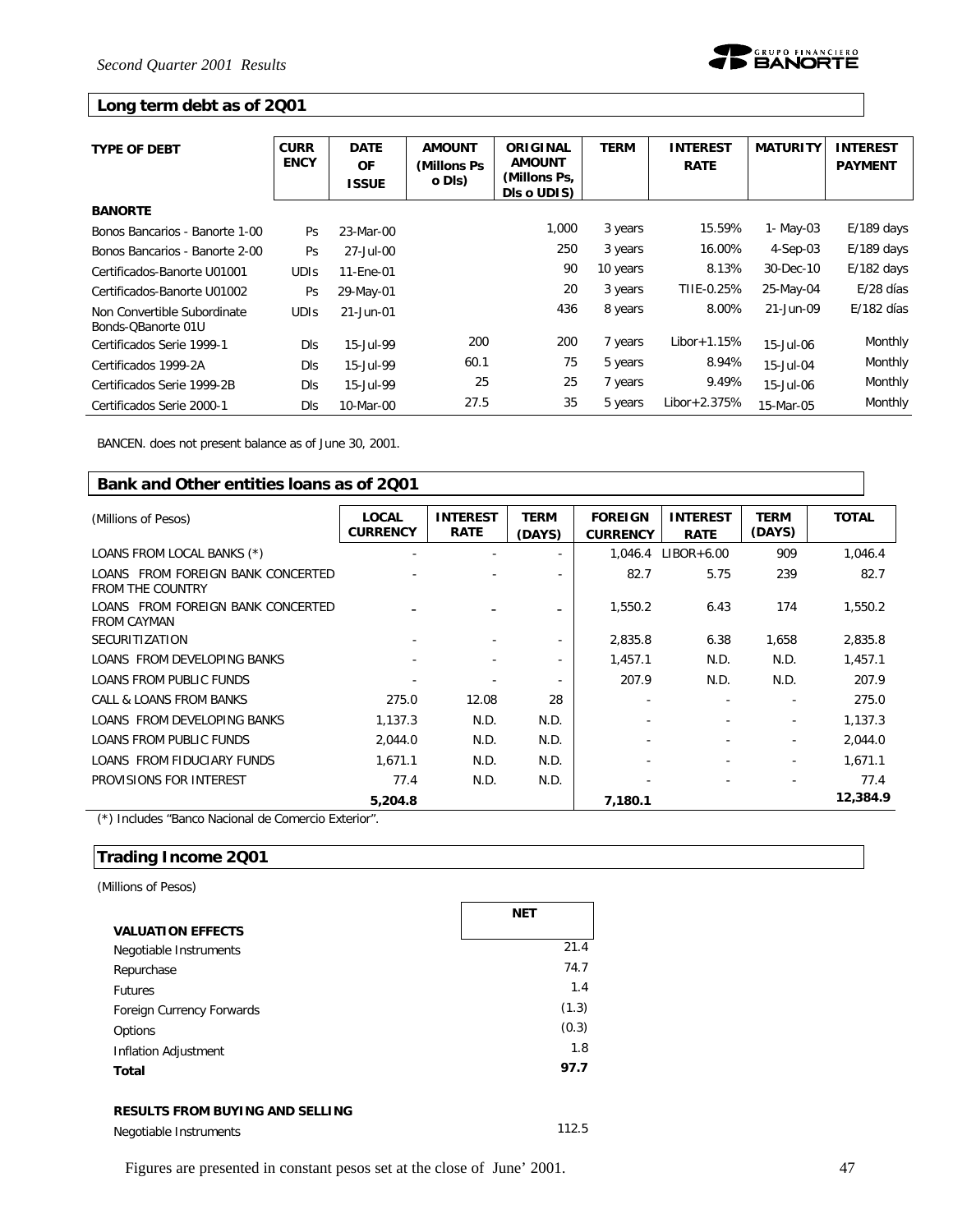## Long term debt as of 2Q01

| TYPE OF DEBT | CURRENCY | DATE OF ISSUE | AMOUNT (Millons Ps o Dls) | ORIGINAL AMOUNT (Millons Ps, Dls o UDIS) | TERM | INTEREST RATE | MATURITY | INTEREST PAYMENT |
|---|---|---|---|---|---|---|---|---|
| **BANORTE** | | | | | | | | |
| Bonos Bancarios - Banorte 1-00 | Ps | 23-Mar-00 | | 1,000 | 3 years | 15.59% | 1- May-03 | E/189 days |
| Bonos Bancarios - Banorte 2-00 | Ps | 27-Jul-00 | | 250 | 3 years | 16.00% | 4-Sep-03 | E/189 days |
| Certificados-Banorte U01001 | UDIs | 11-Ene-01 | | 90 | 10 years | 8.13% | 30-Dec-10 | E/182 days |
| Certificados-Banorte U01002 | Ps | 29-May-01 | | 20 | 3 years | TIIE-0.25% | 25-May-04 | E/28 días |
| Non Convertible Subordinate Bonds-QBanorte 01U | UDIs | 21-Jun-01 | | 436 | 8 years | 8.00% | 21-Jun-09 | E/182 días |
| Certificados Serie 1999-1 | Dls | 15-Jul-99 | 200 | 200 | 7 years | Libor+1.15% | 15-Jul-06 | Monthly |
| Certificados 1999-2A | Dls | 15-Jul-99 | 60.1 | 75 | 5 years | 8.94% | 15-Jul-04 | Monthly |
| Certificados Serie 1999-2B | Dls | 15-Jul-99 | 25 | 25 | 7 years | 9.49% | 15-Jul-06 | Monthly |
| Certificados Serie 2000-1 | Dls | 10-Mar-00 | 27.5 | 35 | 5 years | Libor+2.375% | 15-Mar-05 | Monthly |

BANCEN. does not present balance as of June 30, 2001.

## Bank and Other entities loans as of 2Q01

| (Millions of Pesos) | LOCAL CURRENCY | INTEREST RATE | TERM (DAYS) | FOREIGN CURRENCY | INTEREST RATE | TERM (DAYS) | TOTAL |
|---|---|---|---|---|---|---|---|
| LOANS FROM LOCAL BANKS (*) | - | - | - | 1,046.4 | LIBOR+6.00 | 909 | 1,046.4 |
| LOANS FROM FOREIGN BANK CONCERTED FROM THE COUNTRY | - | - | - | 82.7 | 5.75 | 239 | 82.7 |
| LOANS FROM FOREIGN BANK CONCERTED FROM CAYMAN | - | - | - | 1,550.2 | 6.43 | 174 | 1,550.2 |
| SECURITIZATION | - | - | - | 2,835.8 | 6.38 | 1,658 | 2,835.8 |
| LOANS FROM DEVELOPING BANKS | - | - | - | 1,457.1 | N.D. | N.D. | 1,457.1 |
| LOANS FROM PUBLIC FUNDS | - | - | - | 207.9 | N.D. | N.D. | 207.9 |
| CALL & LOANS FROM BANKS | 275.0 | 12.08 | 28 | - | - | - | 275.0 |
| LOANS FROM DEVELOPING BANKS | 1,137.3 | N.D. | N.D. | - | - | - | 1,137.3 |
| LOANS FROM PUBLIC FUNDS | 2,044.0 | N.D. | N.D. | - | - | - | 2,044.0 |
| LOANS FROM FIDUCIARY FUNDS | 1,671.1 | N.D. | N.D. | - | - | - | 1,671.1 |
| PROVISIONS FOR INTEREST | 77.4 | N.D. | N.D. | - | - | - | 77.4 |
| | **5,204.8** | | | **7,180.1** | | | **12,384.9** |

(*) Includes "Banco Nacional de Comercio Exterior".

## Trading Income 2Q01

(Millions of Pesos)

| | NET |
|---|---|
| **VALUATION EFFECTS** | |
| Negotiable Instruments | 21.4 |
| Repurchase | 74.7 |
| Futures | 1.4 |
| Foreign Currency Forwards | (1.3) |
| Options | (0.3) |
| Inflation Adjustment | 1.8 |
| **Total** | **97.7** |
| | |
| **RESULTS FROM BUYING AND SELLING** | |
| Negotiable Instruments | 112.5 |

Figures are presented in constant pesos set at the close of June' 2001.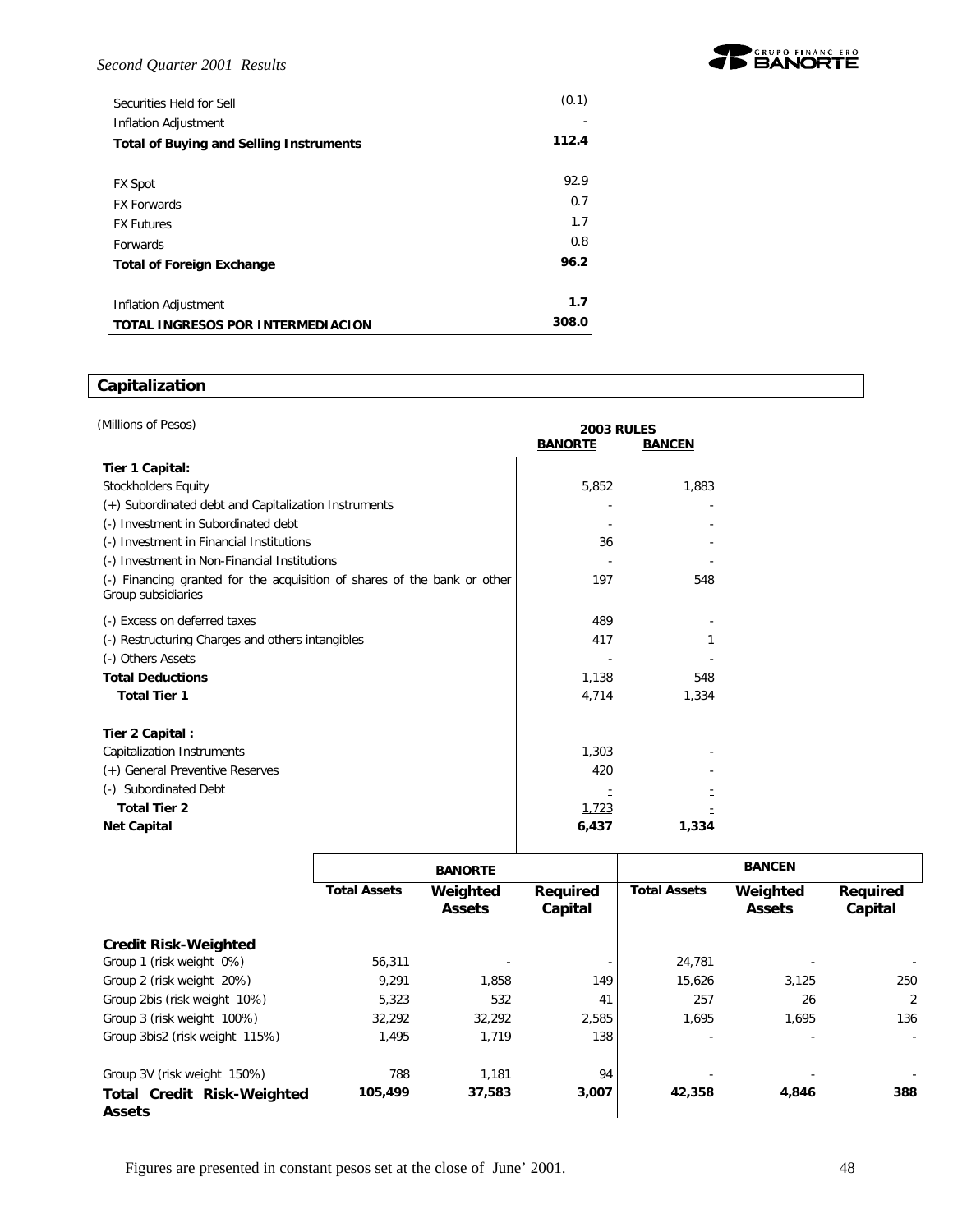| | |
|---|---|
| Securities Held for Sell | (0.1) |
| Inflation Adjustment | - |
| **Total of Buying and Selling Instruments** | **112.4** |
| | |
| FX Spot | 92.9 |
| FX Forwards | 0.7 |
| FX Futures | 1.7 |
| Forwards | 0.8 |
| **Total of Foreign Exchange** | **96.2** |
| | |
| Inflation Adjustment | **1.7** |
| **TOTAL INGRESOS POR INTERMEDIACION** | **308.0** |

## Capitalization

(Millions of Pesos)

| | 2003 RULES | |
|---|---|---|
| | **BANORTE** | **BANCEN** |
| **Tier 1 Capital:** | | |
| Stockholders Equity | 5,852 | 1,883 |
| (+) Subordinated debt and Capitalization Instruments | - | - |
| (-) Investment in Subordinated debt | - | - |
| (-) Investment in Financial Institutions | 36 | - |
| (-) Investment in Non-Financial Institutions | - | - |
| (-) Financing granted for the acquisition of shares of the bank or other Group subsidiaries | 197 | 548 |
| (-) Excess on deferred taxes | 489 | - |
| (-) Restructuring Charges and others intangibles | 417 | 1 |
| (-) Others Assets | - | - |
| **Total Deductions** | 1,138 | 548 |
| **Total Tier 1** | 4,714 | 1,334 |
| | | |
| **Tier 2 Capital :** | | |
| Capitalization Instruments | 1,303 | - |
| (+) General Preventive Reserves | 420 | - |
| (-) Subordinated Debt | - | - |
| **Total Tier 2** | 1,723 | - |
| **Net Capital** | **6,437** | **1,334** |

| | BANORTE | | | BANCEN | | |
|---|---|---|---|---|---|---|
| | **Total Assets** | **Weighted Assets** | **Required Capital** | **Total Assets** | **Weighted Assets** | **Required Capital** |
| **Credit Risk-Weighted** | | | | | | |
| Group 1 (risk weight 0%) | 56,311 | - | - | 24,781 | - | - |
| Group 2 (risk weight 20%) | 9,291 | 1,858 | 149 | 15,626 | 3,125 | 250 |
| Group 2bis (risk weight 10%) | 5,323 | 532 | 41 | 257 | 26 | 2 |
| Group 3 (risk weight 100%) | 32,292 | 32,292 | 2,585 | 1,695 | 1,695 | 136 |
| Group 3bis2 (risk weight 115%) | 1,495 | 1,719 | 138 | - | - | - |
| Group 3V (risk weight 150%) | 788 | 1,181 | 94 | - | - | - |
| **Total Credit Risk-Weighted Assets** | **105,499** | **37,583** | **3,007** | **42,358** | **4,846** | **388** |

Figures are presented in constant pesos set at the close of June' 2001.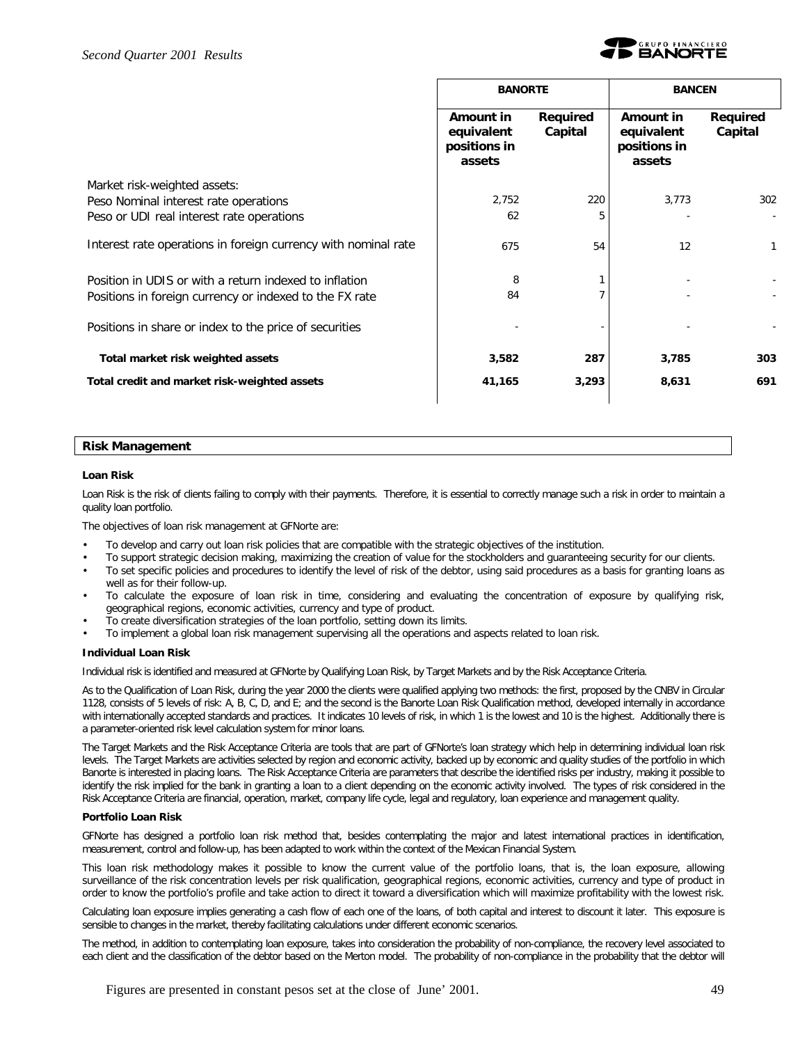| | BANORTE | | BANCEN | |
|---|---|---|---|---|
| | Amount in equivalent positions in assets | Required Capital | Amount in equivalent positions in assets | Required Capital |
| Market risk-weighted assets: | | | | |
| Peso Nominal interest rate operations | 2,752 | 220 | 3,773 | 302 |
| Peso or UDI real interest rate operations | 62 | 5 | - | - |
| Interest rate operations in foreign currency with nominal rate | 675 | 54 | 12 | 1 |
| Position in UDIS or with a return indexed to inflation | 8 | 1 | - | - |
| Positions in foreign currency or indexed to the FX rate | 84 | 7 | - | - |
| Positions in share or index to the price of securities | - | - | - | - |
| **Total market risk weighted assets** | **3,582** | **287** | **3,785** | **303** |
| **Total credit and market risk-weighted assets** | **41,165** | **3,293** | **8,631** | **691** |

## Risk Management

### Loan Risk

Loan Risk is the risk of clients failing to comply with their payments. Therefore, it is essential to correctly manage such a risk in order to maintain a quality loan portfolio.

The objectives of loan risk management at GFNorte are:

- To develop and carry out loan risk policies that are compatible with the strategic objectives of the institution.
- To support strategic decision making, maximizing the creation of value for the stockholders and guaranteeing security for our clients.
- To set specific policies and procedures to identify the level of risk of the debtor, using said procedures as a basis for granting loans as well as for their follow-up.
- To calculate the exposure of loan risk in time, considering and evaluating the concentration of exposure by qualifying risk, geographical regions, economic activities, currency and type of product.
- To create diversification strategies of the loan portfolio, setting down its limits.
- To implement a global loan risk management supervising all the operations and aspects related to loan risk.

### Individual Loan Risk

Individual risk is identified and measured at GFNorte by Qualifying Loan Risk, by Target Markets and by the Risk Acceptance Criteria.

As to the Qualification of Loan Risk, during the year 2000 the clients were qualified applying two methods: the first, proposed by the CNBV in Circular 1128, consists of 5 levels of risk: A, B, C, D, and E; and the second is the Banorte Loan Risk Qualification method, developed internally in accordance with internationally accepted standards and practices. It indicates 10 levels of risk, in which 1 is the lowest and 10 is the highest. Additionally there is a parameter-oriented risk level calculation system for minor loans.

The Target Markets and the Risk Acceptance Criteria are tools that are part of GFNorte's loan strategy which help in determining individual loan risk levels. The Target Markets are activities selected by region and economic activity, backed up by economic and quality studies of the portfolio in which Banorte is interested in placing loans. The Risk Acceptance Criteria are parameters that describe the identified risks per industry, making it possible to identify the risk implied for the bank in granting a loan to a client depending on the economic activity involved. The types of risk considered in the Risk Acceptance Criteria are financial, operation, market, company life cycle, legal and regulatory, loan experience and management quality.

### Portfolio Loan Risk

GFNorte has designed a portfolio loan risk method that, besides contemplating the major and latest international practices in identification, measurement, control and follow-up, has been adapted to work within the context of the Mexican Financial System.

This loan risk methodology makes it possible to know the current value of the portfolio loans, that is, the loan exposure, allowing surveillance of the risk concentration levels per risk qualification, geographical regions, economic activities, currency and type of product in order to know the portfolio's profile and take action to direct it toward a diversification which will maximize profitability with the lowest risk.

Calculating loan exposure implies generating a cash flow of each one of the loans, of both capital and interest to discount it later. This exposure is sensible to changes in the market, thereby facilitating calculations under different economic scenarios.

The method, in addition to contemplating loan exposure, takes into consideration the probability of non-compliance, the recovery level associated to each client and the classification of the debtor based on the Merton model. The probability of non-compliance in the probability that the debtor will

Figures are presented in constant pesos set at the close of June' 2001.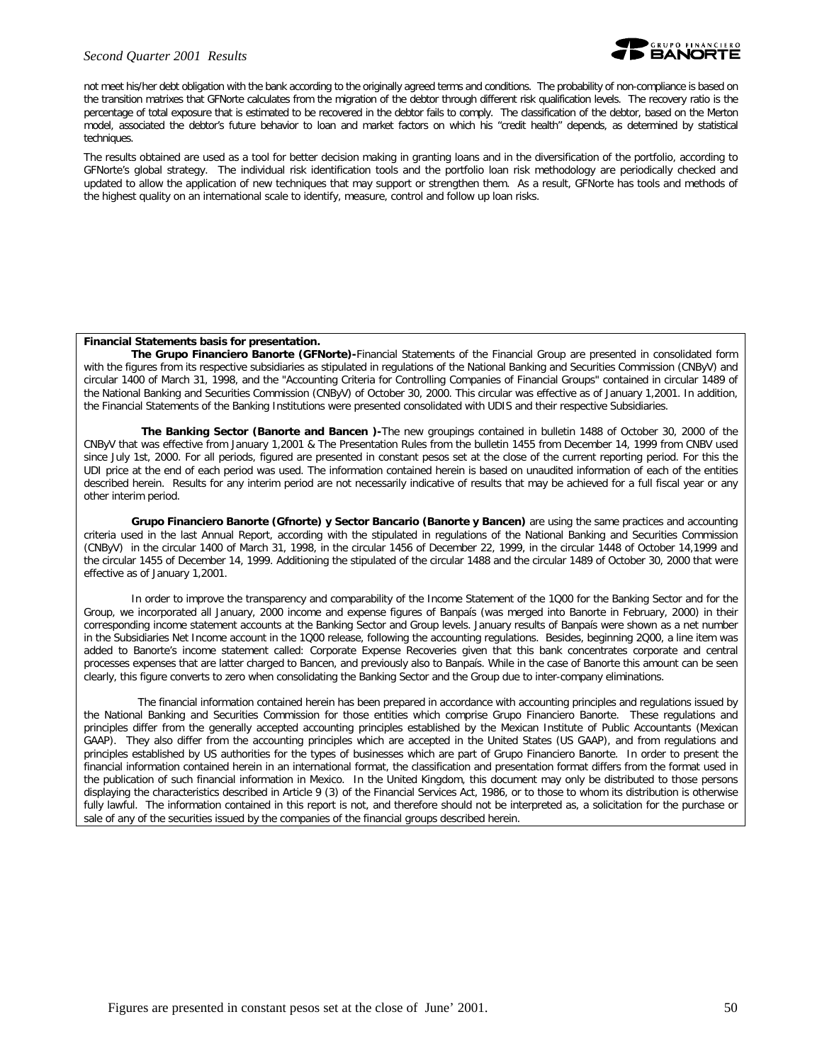not meet his/her debt obligation with the bank according to the originally agreed terms and conditions. The probability of non-compliance is based on the transition matrixes that GFNorte calculates from the migration of the debtor through different risk qualification levels. The recovery ratio is the percentage of total exposure that is estimated to be recovered in the debtor fails to comply. The classification of the debtor, based on the Merton model, associated the debtor's future behavior to loan and market factors on which his "credit health" depends, as determined by statistical techniques.

The results obtained are used as a tool for better decision making in granting loans and in the diversification of the portfolio, according to GFNorte's global strategy. The individual risk identification tools and the portfolio loan risk methodology are periodically checked and updated to allow the application of new techniques that may support or strengthen them. As a result, GFNorte has tools and methods of the highest quality on an international scale to identify, measure, control and follow up loan risks.

**Financial Statements basis for presentation.**

**The Grupo Financiero Banorte (GFNorte)-**Financial Statements of the Financial Group are presented in consolidated form with the figures from its respective subsidiaries as stipulated in regulations of the National Banking and Securities Commission (CNByV) and circular 1400 of March 31, 1998, and the "Accounting Criteria for Controlling Companies of Financial Groups" contained in circular 1489 of the National Banking and Securities Commission (CNByV) of October 30, 2000. This circular was effective as of January 1,2001. In addition, the Financial Statements of the Banking Institutions were presented consolidated with UDIS and their respective Subsidiaries.

**The Banking Sector (Banorte and Bancen )-**The new groupings contained in bulletin 1488 of October 30, 2000 of the CNByV that was effective from January 1,2001 & The Presentation Rules from the bulletin 1455 from December 14, 1999 from CNBV used since July 1st, 2000. For all periods, figured are presented in constant pesos set at the close of the current reporting period. For this the UDI price at the end of each period was used. The information contained herein is based on unaudited information of each of the entities described herein. Results for any interim period are not necessarily indicative of results that may be achieved for a full fiscal year or any other interim period.

**Grupo Financiero Banorte (Gfnorte) y Sector Bancario (Banorte y Bancen)** are using the same practices and accounting criteria used in the last Annual Report, according with the stipulated in regulations of the National Banking and Securities Commission (CNByV) in the circular 1400 of March 31, 1998, in the circular 1456 of December 22, 1999, in the circular 1448 of October 14,1999 and the circular 1455 of December 14, 1999. Additioning the stipulated of the circular 1488 and the circular 1489 of October 30, 2000 that were effective as of January 1,2001.

In order to improve the transparency and comparability of the Income Statement of the 1Q00 for the Banking Sector and for the Group, we incorporated all January, 2000 income and expense figures of Banpaís (was merged into Banorte in February, 2000) in their corresponding income statement accounts at the Banking Sector and Group levels. January results of Banpaís were shown as a net number in the Subsidiaries Net Income account in the 1Q00 release, following the accounting regulations. Besides, beginning 2Q00, a line item was added to Banorte's income statement called: Corporate Expense Recoveries given that this bank concentrates corporate and central processes expenses that are latter charged to Bancen, and previously also to Banpaís. While in the case of Banorte this amount can be seen clearly, this figure converts to zero when consolidating the Banking Sector and the Group due to inter-company eliminations.

The financial information contained herein has been prepared in accordance with accounting principles and regulations issued by the National Banking and Securities Commission for those entities which comprise Grupo Financiero Banorte. These regulations and principles differ from the generally accepted accounting principles established by the Mexican Institute of Public Accountants (Mexican GAAP). They also differ from the accounting principles which are accepted in the United States (US GAAP), and from regulations and principles established by US authorities for the types of businesses which are part of Grupo Financiero Banorte. In order to present the financial information contained herein in an international format, the classification and presentation format differs from the format used in the publication of such financial information in Mexico. In the United Kingdom, this document may only be distributed to those persons displaying the characteristics described in Article 9 (3) of the Financial Services Act, 1986, or to those to whom its distribution is otherwise fully lawful. The information contained in this report is not, and therefore should not be interpreted as, a solicitation for the purchase or sale of any of the securities issued by the companies of the financial groups described herein.